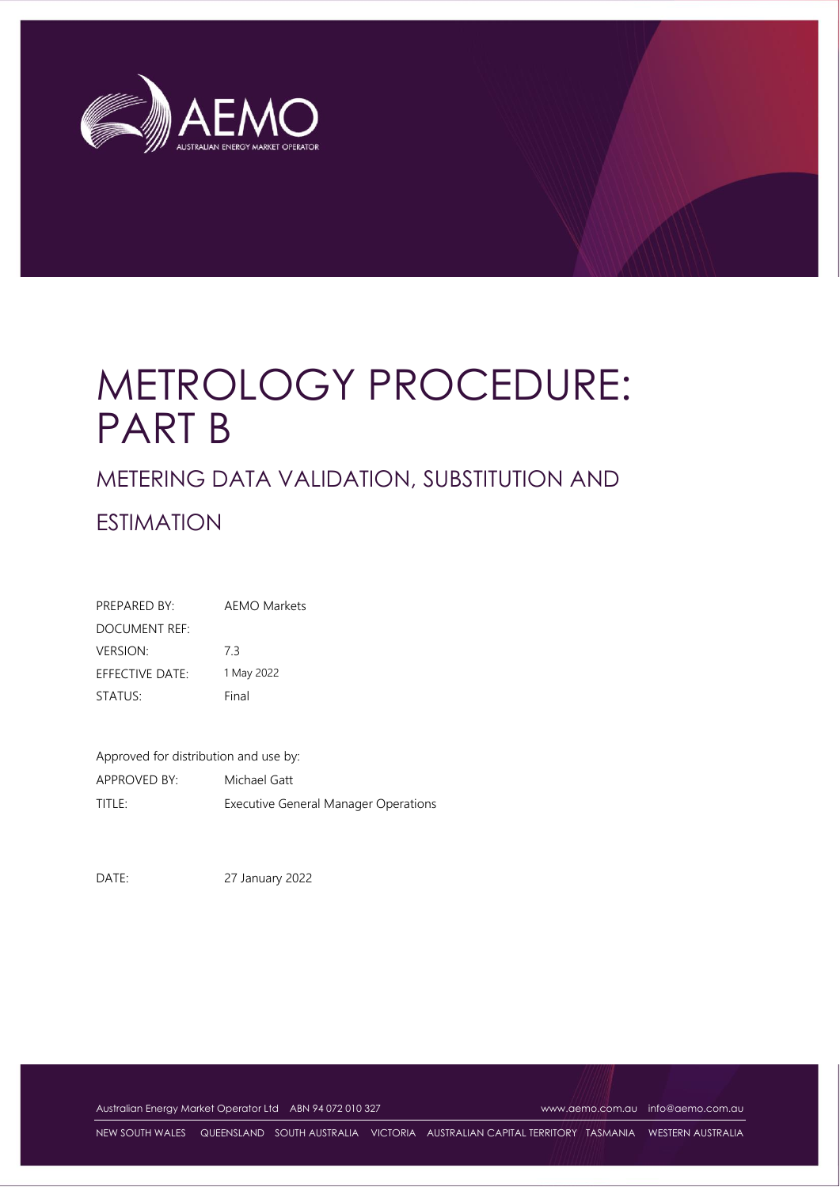AEMO

AUSTRALIAN ENERGY MARKET OPERATOR

# METROLOGY PROCEDURE: PART B

## METERING DATA VALIDATION, SUBSTITUTION AND ESTIMATION

| | |
|---|---|
| PREPARED BY: | AEMO Markets |
| DOCUMENT REF: | |
| VERSION: | 7.3 |
| EFFECTIVE DATE: | 1 May 2022 |
| STATUS: | Final |

Approved for distribution and use by:

| | |
|---|---|
| APPROVED BY: | Michael Gatt |
| TITLE: | Executive General Manager Operations |

DATE: 27 January 2022

Australian Energy Market Operator Ltd ABN 94 072 010 327 www.aemo.com.au info@aemo.com.au

NEW SOUTH WALES QUEENSLAND SOUTH AUSTRALIA VICTORIA AUSTRALIAN CAPITAL TERRITORY TASMANIA WESTERN AUSTRALIA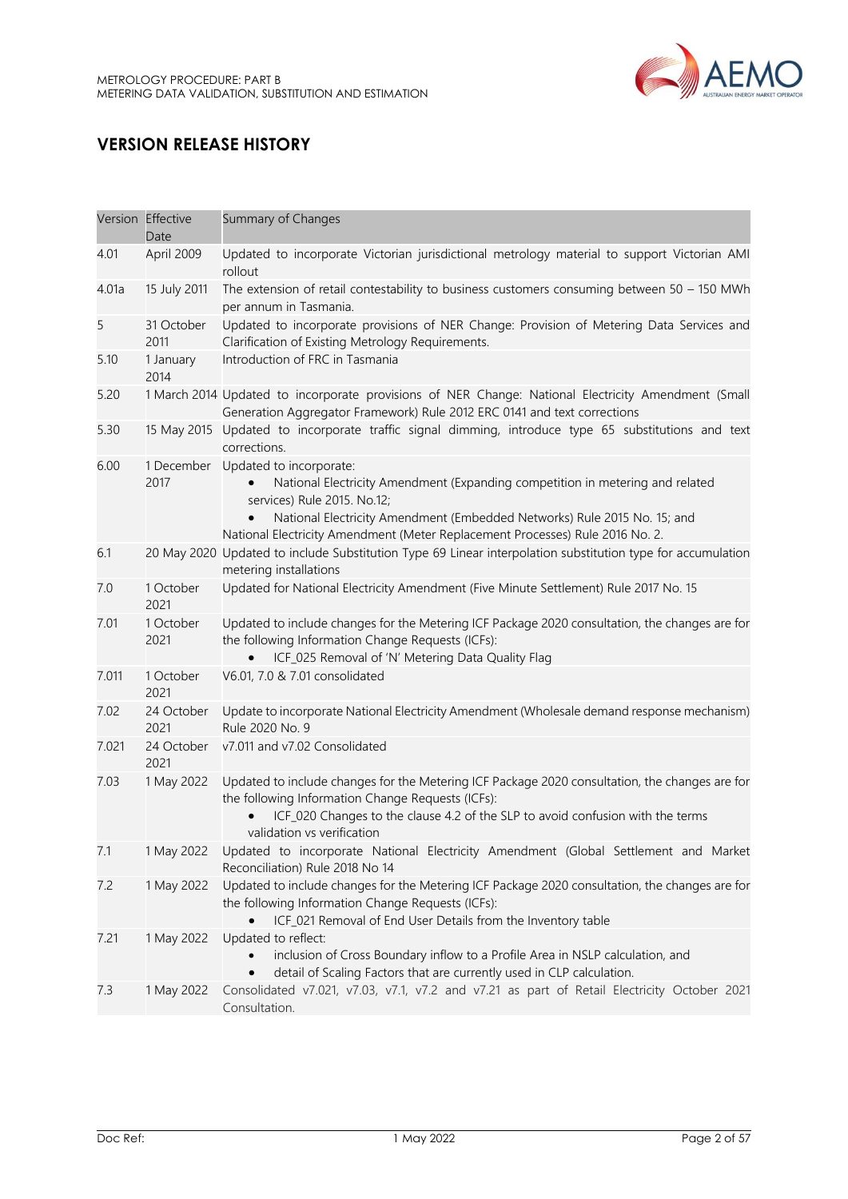# VERSION RELEASE HISTORY

| Version | Effective Date | Summary of Changes |
|---|---|---|
| 4.01 | April 2009 | Updated to incorporate Victorian jurisdictional metrology material to support Victorian AMI rollout |
| 4.01a | 15 July 2011 | The extension of retail contestability to business customers consuming between 50 – 150 MWh per annum in Tasmania. |
| 5 | 31 October 2011 | Updated to incorporate provisions of NER Change: Provision of Metering Data Services and Clarification of Existing Metrology Requirements. |
| 5.10 | 1 January 2014 | Introduction of FRC in Tasmania |
| 5.20 | 1 March 2014 | Updated to incorporate provisions of NER Change: National Electricity Amendment (Small Generation Aggregator Framework) Rule 2012 ERC 0141 and text corrections |
| 5.30 | 15 May 2015 | Updated to incorporate traffic signal dimming, introduce type 65 substitutions and text corrections. |
| 6.00 | 1 December 2017 | Updated to incorporate:<br>• National Electricity Amendment (Expanding competition in metering and related services) Rule 2015. No.12;<br>• National Electricity Amendment (Embedded Networks) Rule 2015 No. 15; and<br>National Electricity Amendment (Meter Replacement Processes) Rule 2016 No. 2. |
| 6.1 | 20 May 2020 | Updated to include Substitution Type 69 Linear interpolation substitution type for accumulation metering installations |
| 7.0 | 1 October 2021 | Updated for National Electricity Amendment (Five Minute Settlement) Rule 2017 No. 15 |
| 7.01 | 1 October 2021 | Updated to include changes for the Metering ICF Package 2020 consultation, the changes are for the following Information Change Requests (ICFs):<br>• ICF_025 Removal of 'N' Metering Data Quality Flag |
| 7.011 | 1 October 2021 | V6.01, 7.0 & 7.01 consolidated |
| 7.02 | 24 October 2021 | Update to incorporate National Electricity Amendment (Wholesale demand response mechanism) Rule 2020 No. 9 |
| 7.021 | 24 October 2021 | v7.011 and v7.02 Consolidated |
| 7.03 | 1 May 2022 | Updated to include changes for the Metering ICF Package 2020 consultation, the changes are for the following Information Change Requests (ICFs):<br>• ICF_020 Changes to the clause 4.2 of the SLP to avoid confusion with the terms validation vs verification |
| 7.1 | 1 May 2022 | Updated to incorporate National Electricity Amendment (Global Settlement and Market Reconciliation) Rule 2018 No 14 |
| 7.2 | 1 May 2022 | Updated to include changes for the Metering ICF Package 2020 consultation, the changes are for the following Information Change Requests (ICFs):<br>• ICF_021 Removal of End User Details from the Inventory table |
| 7.21 | 1 May 2022 | Updated to reflect:<br>• inclusion of Cross Boundary inflow to a Profile Area in NSLP calculation, and<br>• detail of Scaling Factors that are currently used in CLP calculation. |
| 7.3 | 1 May 2022 | Consolidated v7.021, v7.03, v7.1, v7.2 and v7.21 as part of Retail Electricity October 2021 Consultation. |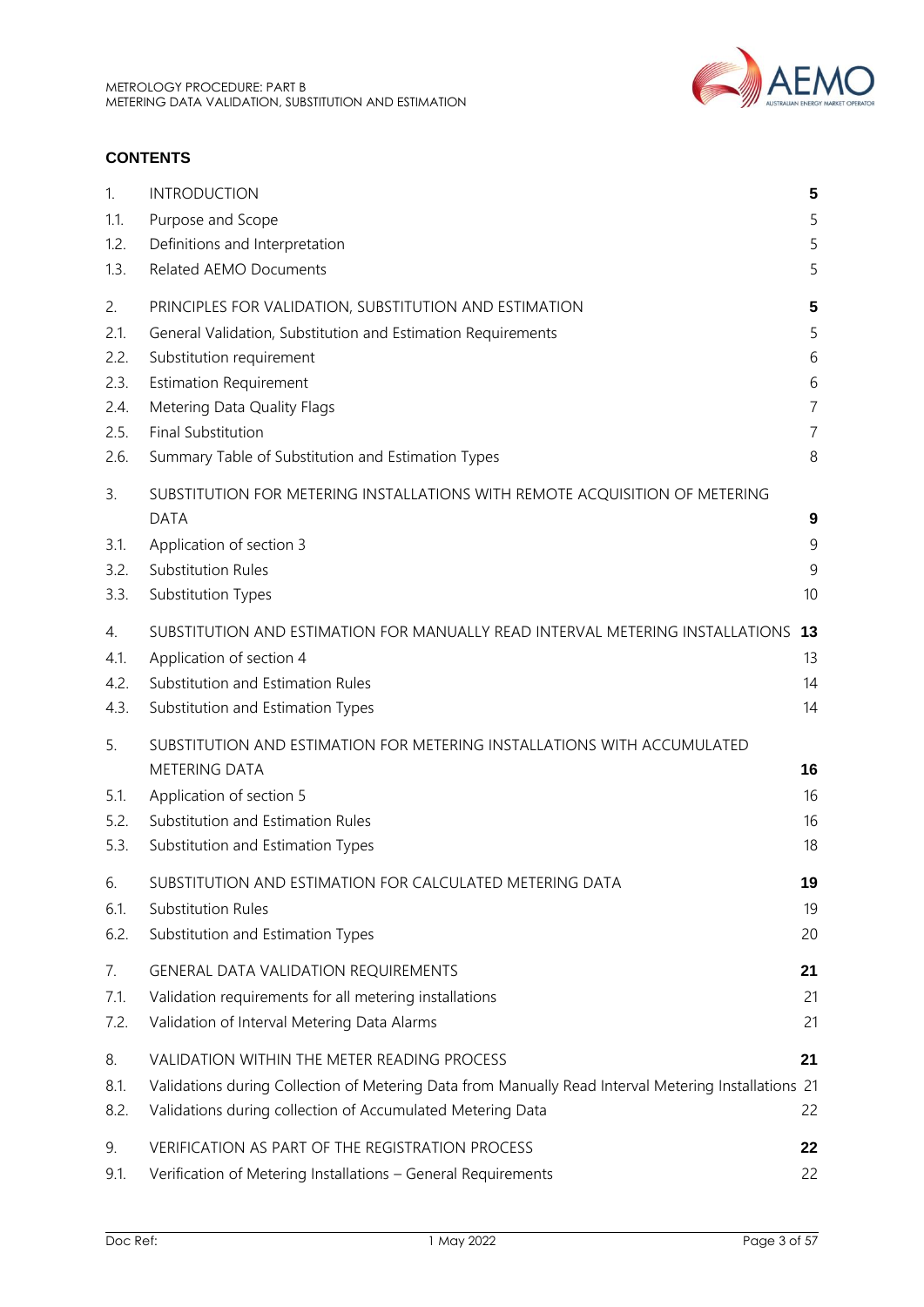## CONTENTS

| | | |
|---|---|---|
| 1. | INTRODUCTION | **5** |
| 1.1. | Purpose and Scope | 5 |
| 1.2. | Definitions and Interpretation | 5 |
| 1.3. | Related AEMO Documents | 5 |
| 2. | PRINCIPLES FOR VALIDATION, SUBSTITUTION AND ESTIMATION | **5** |
| 2.1. | General Validation, Substitution and Estimation Requirements | 5 |
| 2.2. | Substitution requirement | 6 |
| 2.3. | Estimation Requirement | 6 |
| 2.4. | Metering Data Quality Flags | 7 |
| 2.5. | Final Substitution | 7 |
| 2.6. | Summary Table of Substitution and Estimation Types | 8 |
| 3. | SUBSTITUTION FOR METERING INSTALLATIONS WITH REMOTE ACQUISITION OF METERING DATA | **9** |
| 3.1. | Application of section 3 | 9 |
| 3.2. | Substitution Rules | 9 |
| 3.3. | Substitution Types | 10 |
| 4. | SUBSTITUTION AND ESTIMATION FOR MANUALLY READ INTERVAL METERING INSTALLATIONS | **13** |
| 4.1. | Application of section 4 | 13 |
| 4.2. | Substitution and Estimation Rules | 14 |
| 4.3. | Substitution and Estimation Types | 14 |
| 5. | SUBSTITUTION AND ESTIMATION FOR METERING INSTALLATIONS WITH ACCUMULATED METERING DATA | **16** |
| 5.1. | Application of section 5 | 16 |
| 5.2. | Substitution and Estimation Rules | 16 |
| 5.3. | Substitution and Estimation Types | 18 |
| 6. | SUBSTITUTION AND ESTIMATION FOR CALCULATED METERING DATA | **19** |
| 6.1. | Substitution Rules | 19 |
| 6.2. | Substitution and Estimation Types | 20 |
| 7. | GENERAL DATA VALIDATION REQUIREMENTS | **21** |
| 7.1. | Validation requirements for all metering installations | 21 |
| 7.2. | Validation of Interval Metering Data Alarms | 21 |
| 8. | VALIDATION WITHIN THE METER READING PROCESS | **21** |
| 8.1. | Validations during Collection of Metering Data from Manually Read Interval Metering Installations | 21 |
| 8.2. | Validations during collection of Accumulated Metering Data | 22 |
| 9. | VERIFICATION AS PART OF THE REGISTRATION PROCESS | **22** |
| 9.1. | Verification of Metering Installations – General Requirements | 22 |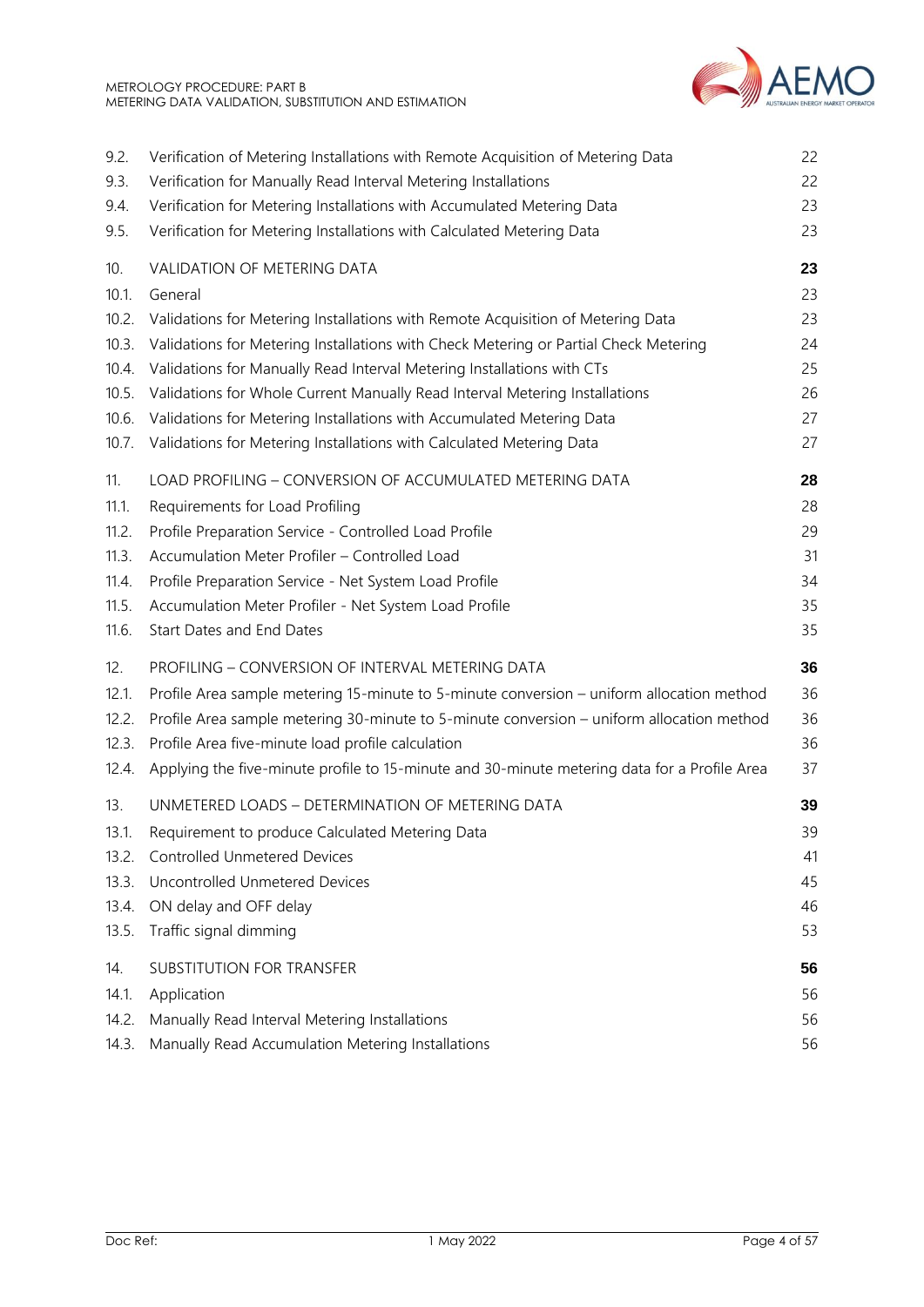| | | |
|---|---|---|
| 9.2. | Verification of Metering Installations with Remote Acquisition of Metering Data | 22 |
| 9.3. | Verification for Manually Read Interval Metering Installations | 22 |
| 9.4. | Verification for Metering Installations with Accumulated Metering Data | 23 |
| 9.5. | Verification for Metering Installations with Calculated Metering Data | 23 |
| 10. | VALIDATION OF METERING DATA | **23** |
| 10.1. | General | 23 |
| 10.2. | Validations for Metering Installations with Remote Acquisition of Metering Data | 23 |
| 10.3. | Validations for Metering Installations with Check Metering or Partial Check Metering | 24 |
| 10.4. | Validations for Manually Read Interval Metering Installations with CTs | 25 |
| 10.5. | Validations for Whole Current Manually Read Interval Metering Installations | 26 |
| 10.6. | Validations for Metering Installations with Accumulated Metering Data | 27 |
| 10.7. | Validations for Metering Installations with Calculated Metering Data | 27 |
| 11. | LOAD PROFILING – CONVERSION OF ACCUMULATED METERING DATA | **28** |
| 11.1. | Requirements for Load Profiling | 28 |
| 11.2. | Profile Preparation Service - Controlled Load Profile | 29 |
| 11.3. | Accumulation Meter Profiler – Controlled Load | 31 |
| 11.4. | Profile Preparation Service - Net System Load Profile | 34 |
| 11.5. | Accumulation Meter Profiler - Net System Load Profile | 35 |
| 11.6. | Start Dates and End Dates | 35 |
| 12. | PROFILING – CONVERSION OF INTERVAL METERING DATA | **36** |
| 12.1. | Profile Area sample metering 15-minute to 5-minute conversion – uniform allocation method | 36 |
| 12.2. | Profile Area sample metering 30-minute to 5-minute conversion – uniform allocation method | 36 |
| 12.3. | Profile Area five-minute load profile calculation | 36 |
| 12.4. | Applying the five-minute profile to 15-minute and 30-minute metering data for a Profile Area | 37 |
| 13. | UNMETERED LOADS – DETERMINATION OF METERING DATA | **39** |
| 13.1. | Requirement to produce Calculated Metering Data | 39 |
| 13.2. | Controlled Unmetered Devices | 41 |
| 13.3. | Uncontrolled Unmetered Devices | 45 |
| 13.4. | ON delay and OFF delay | 46 |
| 13.5. | Traffic signal dimming | 53 |
| 14. | SUBSTITUTION FOR TRANSFER | **56** |
| 14.1. | Application | 56 |
| 14.2. | Manually Read Interval Metering Installations | 56 |
| 14.3. | Manually Read Accumulation Metering Installations | 56 |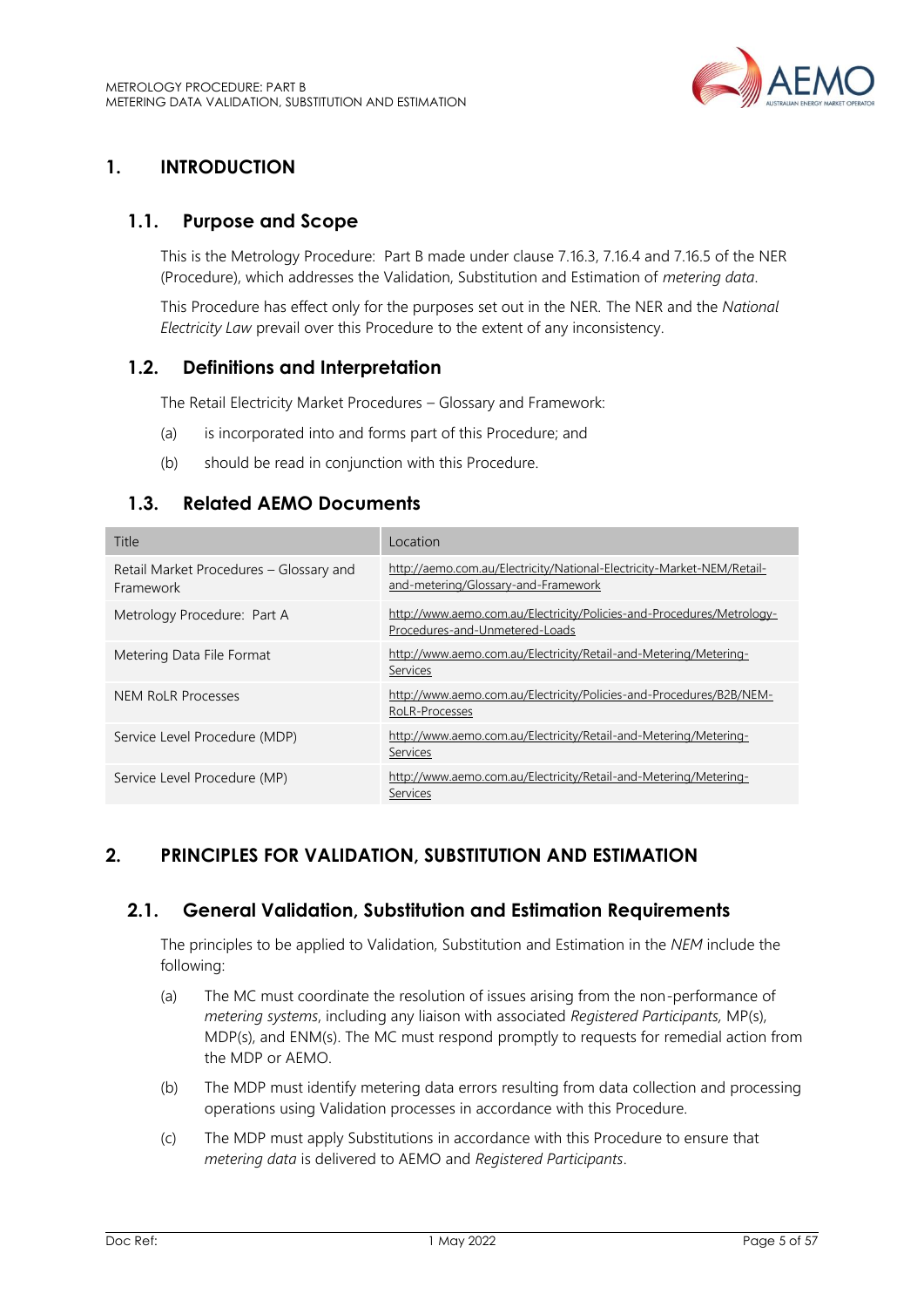# 1. INTRODUCTION

## 1.1. Purpose and Scope

This is the Metrology Procedure: Part B made under clause 7.16.3, 7.16.4 and 7.16.5 of the NER (Procedure), which addresses the Validation, Substitution and Estimation of *metering data*.

This Procedure has effect only for the purposes set out in the NER. The NER and the *National Electricity Law* prevail over this Procedure to the extent of any inconsistency.

## 1.2. Definitions and Interpretation

The Retail Electricity Market Procedures – Glossary and Framework:

(a) is incorporated into and forms part of this Procedure; and

(b) should be read in conjunction with this Procedure.

## 1.3. Related AEMO Documents

| Title | Location |
| --- | --- |
| Retail Market Procedures – Glossary and Framework | http://aemo.com.au/Electricity/National-Electricity-Market-NEM/Retail-and-metering/Glossary-and-Framework |
| Metrology Procedure: Part A | http://www.aemo.com.au/Electricity/Policies-and-Procedures/Metrology-Procedures-and-Unmetered-Loads |
| Metering Data File Format | http://www.aemo.com.au/Electricity/Retail-and-Metering/Metering-Services |
| NEM RoLR Processes | http://www.aemo.com.au/Electricity/Policies-and-Procedures/B2B/NEM-RoLR-Processes |
| Service Level Procedure (MDP) | http://www.aemo.com.au/Electricity/Retail-and-Metering/Metering-Services |
| Service Level Procedure (MP) | http://www.aemo.com.au/Electricity/Retail-and-Metering/Metering-Services |

# 2. PRINCIPLES FOR VALIDATION, SUBSTITUTION AND ESTIMATION

## 2.1. General Validation, Substitution and Estimation Requirements

The principles to be applied to Validation, Substitution and Estimation in the *NEM* include the following:

(a) The MC must coordinate the resolution of issues arising from the non-performance of *metering systems*, including any liaison with associated *Registered Participants*, MP(s), MDP(s), and ENM(s). The MC must respond promptly to requests for remedial action from the MDP or AEMO.

(b) The MDP must identify metering data errors resulting from data collection and processing operations using Validation processes in accordance with this Procedure.

(c) The MDP must apply Substitutions in accordance with this Procedure to ensure that *metering data* is delivered to AEMO and *Registered Participants*.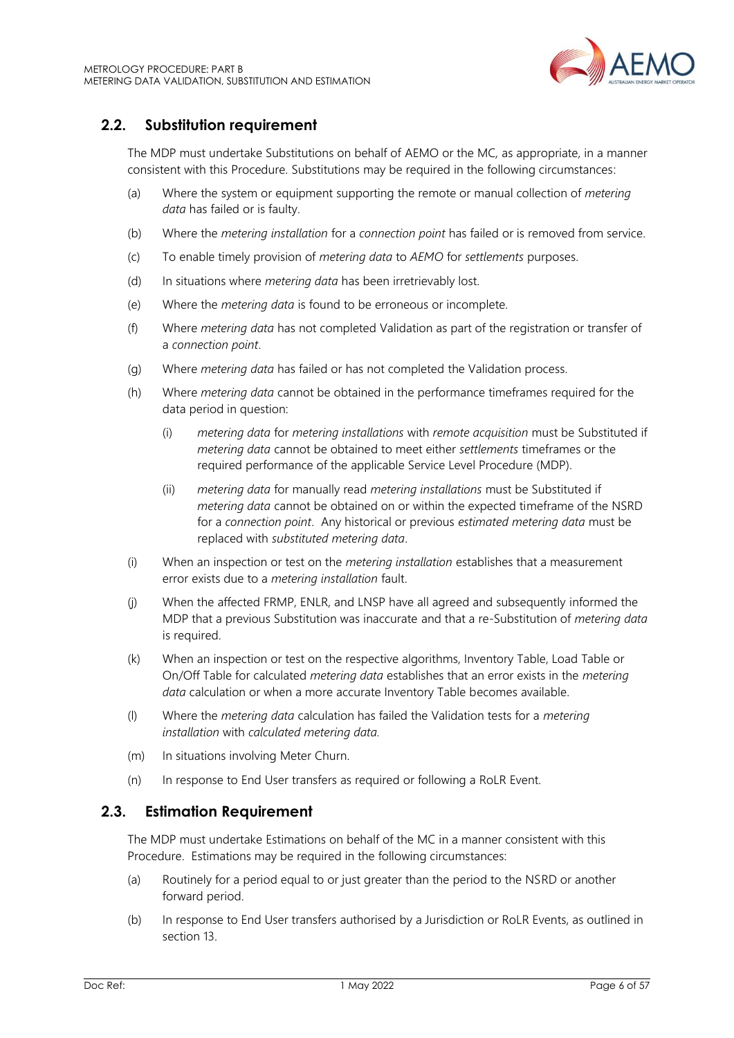## 2.2. Substitution requirement

The MDP must undertake Substitutions on behalf of AEMO or the MC, as appropriate, in a manner consistent with this Procedure. Substitutions may be required in the following circumstances:

(a) Where the system or equipment supporting the remote or manual collection of *metering data* has failed or is faulty.

(b) Where the *metering installation* for a *connection point* has failed or is removed from service.

(c) To enable timely provision of *metering data* to *AEMO* for *settlements* purposes.

(d) In situations where *metering data* has been irretrievably lost.

(e) Where the *metering data* is found to be erroneous or incomplete.

(f) Where *metering data* has not completed Validation as part of the registration or transfer of a *connection point*.

(g) Where *metering data* has failed or has not completed the Validation process.

(h) Where *metering data* cannot be obtained in the performance timeframes required for the data period in question:

  (i) *metering data* for *metering installations* with *remote acquisition* must be Substituted if *metering data* cannot be obtained to meet either *settlements* timeframes or the required performance of the applicable Service Level Procedure (MDP).

  (ii) *metering data* for manually read *metering installations* must be Substituted if *metering data* cannot be obtained on or within the expected timeframe of the NSRD for a *connection point*. Any historical or previous *estimated metering data* must be replaced with *substituted metering data*.

(i) When an inspection or test on the *metering installation* establishes that a measurement error exists due to a *metering installation* fault.

(j) When the affected FRMP, ENLR, and LNSP have all agreed and subsequently informed the MDP that a previous Substitution was inaccurate and that a re-Substitution of *metering data* is required.

(k) When an inspection or test on the respective algorithms, Inventory Table, Load Table or On/Off Table for calculated *metering data* establishes that an error exists in the *metering data* calculation or when a more accurate Inventory Table becomes available.

(l) Where the *metering data* calculation has failed the Validation tests for a *metering installation* with *calculated metering data.*

(m) In situations involving Meter Churn.

(n) In response to End User transfers as required or following a RoLR Event.

## 2.3. Estimation Requirement

The MDP must undertake Estimations on behalf of the MC in a manner consistent with this Procedure. Estimations may be required in the following circumstances:

(a) Routinely for a period equal to or just greater than the period to the NSRD or another forward period.

(b) In response to End User transfers authorised by a Jurisdiction or RoLR Events, as outlined in section 13.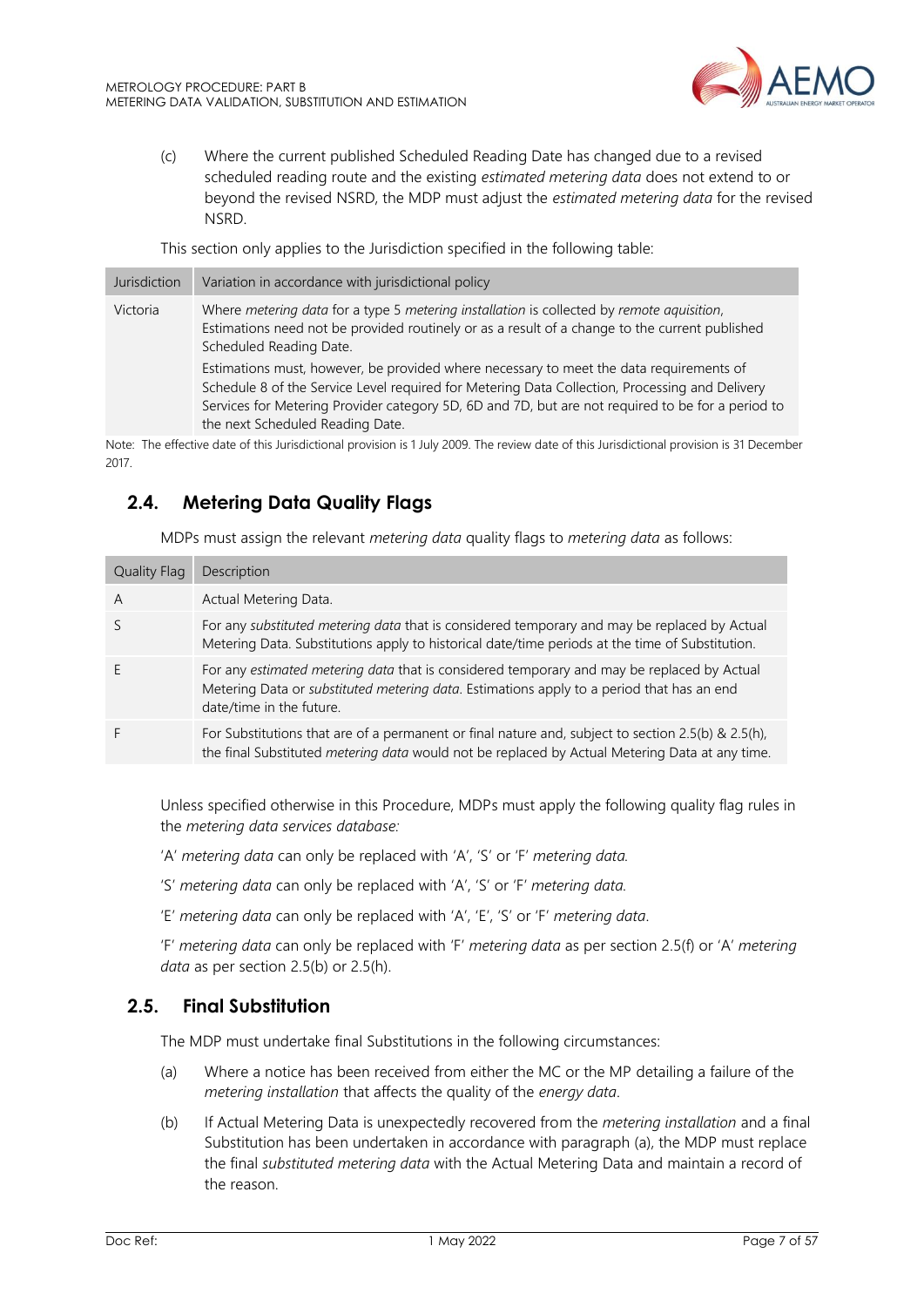(c) Where the current published Scheduled Reading Date has changed due to a revised scheduled reading route and the existing *estimated metering data* does not extend to or beyond the revised NSRD, the MDP must adjust the *estimated metering data* for the revised NSRD.

This section only applies to the Jurisdiction specified in the following table:

| Jurisdiction | Variation in accordance with jurisdictional policy |
|---|---|
| Victoria | Where *metering data* for a type 5 *metering installation* is collected by *remote aquisition*, Estimations need not be provided routinely or as a result of a change to the current published Scheduled Reading Date.<br>Estimations must, however, be provided where necessary to meet the data requirements of Schedule 8 of the Service Level required for Metering Data Collection, Processing and Delivery Services for Metering Provider category 5D, 6D and 7D, but are not required to be for a period to the next Scheduled Reading Date. |

Note: The effective date of this Jurisdictional provision is 1 July 2009. The review date of this Jurisdictional provision is 31 December 2017.

## 2.4. Metering Data Quality Flags

MDPs must assign the relevant *metering data* quality flags to *metering data* as follows:

| Quality Flag | Description |
|---|---|
| A | Actual Metering Data. |
| S | For any *substituted metering data* that is considered temporary and may be replaced by Actual Metering Data. Substitutions apply to historical date/time periods at the time of Substitution. |
| E | For any *estimated metering data* that is considered temporary and may be replaced by Actual Metering Data or *substituted metering data*. Estimations apply to a period that has an end date/time in the future. |
| F | For Substitutions that are of a permanent or final nature and, subject to section 2.5(b) & 2.5(h), the final Substituted *metering data* would not be replaced by Actual Metering Data at any time. |

Unless specified otherwise in this Procedure, MDPs must apply the following quality flag rules in the *metering data services database:*

'A' *metering data* can only be replaced with 'A', 'S' or 'F' *metering data.*

'S' *metering data* can only be replaced with 'A', 'S' or 'F' *metering data.*

'E' *metering data* can only be replaced with 'A', 'E', 'S' or 'F' *metering data*.

'F' *metering data* can only be replaced with 'F' *metering data* as per section 2.5(f) or 'A' *metering data* as per section 2.5(b) or 2.5(h).

## 2.5. Final Substitution

The MDP must undertake final Substitutions in the following circumstances:

(a) Where a notice has been received from either the MC or the MP detailing a failure of the *metering installation* that affects the quality of the *energy data*.

(b) If Actual Metering Data is unexpectedly recovered from the *metering installation* and a final Substitution has been undertaken in accordance with paragraph (a), the MDP must replace the final *substituted metering data* with the Actual Metering Data and maintain a record of the reason.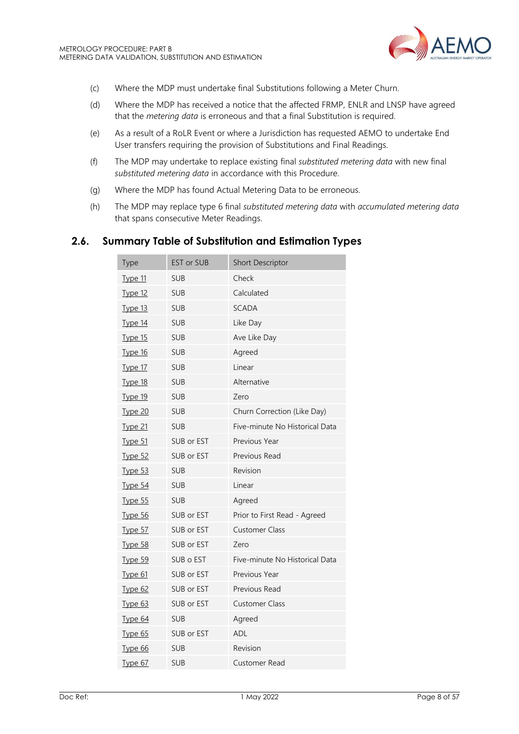(c) Where the MDP must undertake final Substitutions following a Meter Churn.

(d) Where the MDP has received a notice that the affected FRMP, ENLR and LNSP have agreed that the *metering data* is erroneous and that a final Substitution is required.

(e) As a result of a RoLR Event or where a Jurisdiction has requested AEMO to undertake End User transfers requiring the provision of Substitutions and Final Readings.

(f) The MDP may undertake to replace existing final *substituted metering data* with new final *substituted metering data* in accordance with this Procedure.

(g) Where the MDP has found Actual Metering Data to be erroneous.

(h) The MDP may replace type 6 final *substituted metering data* with *accumulated metering data* that spans consecutive Meter Readings.

## 2.6. Summary Table of Substitution and Estimation Types

| Type | EST or SUB | Short Descriptor |
|---|---|---|
| Type 11 | SUB | Check |
| Type 12 | SUB | Calculated |
| Type 13 | SUB | SCADA |
| Type 14 | SUB | Like Day |
| Type 15 | SUB | Ave Like Day |
| Type 16 | SUB | Agreed |
| Type 17 | SUB | Linear |
| Type 18 | SUB | Alternative |
| Type 19 | SUB | Zero |
| Type 20 | SUB | Churn Correction (Like Day) |
| Type 21 | SUB | Five-minute No Historical Data |
| Type 51 | SUB or EST | Previous Year |
| Type 52 | SUB or EST | Previous Read |
| Type 53 | SUB | Revision |
| Type 54 | SUB | Linear |
| Type 55 | SUB | Agreed |
| Type 56 | SUB or EST | Prior to First Read - Agreed |
| Type 57 | SUB or EST | Customer Class |
| Type 58 | SUB or EST | Zero |
| Type 59 | SUB o EST | Five-minute No Historical Data |
| Type 61 | SUB or EST | Previous Year |
| Type 62 | SUB or EST | Previous Read |
| Type 63 | SUB or EST | Customer Class |
| Type 64 | SUB | Agreed |
| Type 65 | SUB or EST | ADL |
| Type 66 | SUB | Revision |
| Type 67 | SUB | Customer Read |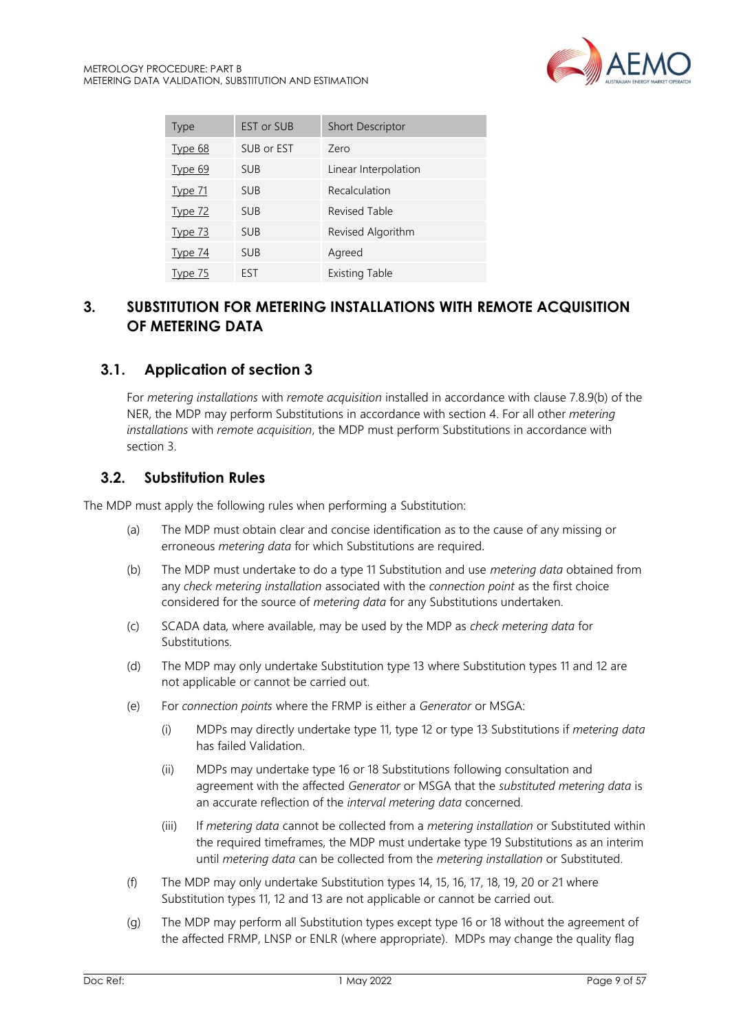| Type | EST or SUB | Short Descriptor |
|---|---|---|
| Type 68 | SUB or EST | Zero |
| Type 69 | SUB | Linear Interpolation |
| Type 71 | SUB | Recalculation |
| Type 72 | SUB | Revised Table |
| Type 73 | SUB | Revised Algorithm |
| Type 74 | SUB | Agreed |
| Type 75 | EST | Existing Table |

# 3. SUBSTITUTION FOR METERING INSTALLATIONS WITH REMOTE ACQUISITION OF METERING DATA

## 3.1. Application of section 3

For *metering installations* with *remote acquisition* installed in accordance with clause 7.8.9(b) of the NER, the MDP may perform Substitutions in accordance with section 4. For all other *metering installations* with *remote acquisition*, the MDP must perform Substitutions in accordance with section 3.

## 3.2. Substitution Rules

The MDP must apply the following rules when performing a Substitution:

(a) The MDP must obtain clear and concise identification as to the cause of any missing or erroneous *metering data* for which Substitutions are required.

(b) The MDP must undertake to do a type 11 Substitution and use *metering data* obtained from any *check metering installation* associated with the *connection point* as the first choice considered for the source of *metering data* for any Substitutions undertaken.

(c) SCADA data, where available, may be used by the MDP as *check metering data* for Substitutions.

(d) The MDP may only undertake Substitution type 13 where Substitution types 11 and 12 are not applicable or cannot be carried out.

(e) For *connection points* where the FRMP is either a *Generator* or MSGA:

  (i) MDPs may directly undertake type 11, type 12 or type 13 Substitutions if *metering data* has failed Validation.

  (ii) MDPs may undertake type 16 or 18 Substitutions following consultation and agreement with the affected *Generator* or MSGA that the *substituted metering data* is an accurate reflection of the *interval metering data* concerned.

  (iii) If *metering data* cannot be collected from a *metering installation* or Substituted within the required timeframes, the MDP must undertake type 19 Substitutions as an interim until *metering data* can be collected from the *metering installation* or Substituted.

(f) The MDP may only undertake Substitution types 14, 15, 16, 17, 18, 19, 20 or 21 where Substitution types 11, 12 and 13 are not applicable or cannot be carried out.

(g) The MDP may perform all Substitution types except type 16 or 18 without the agreement of the affected FRMP, LNSP or ENLR (where appropriate). MDPs may change the quality flag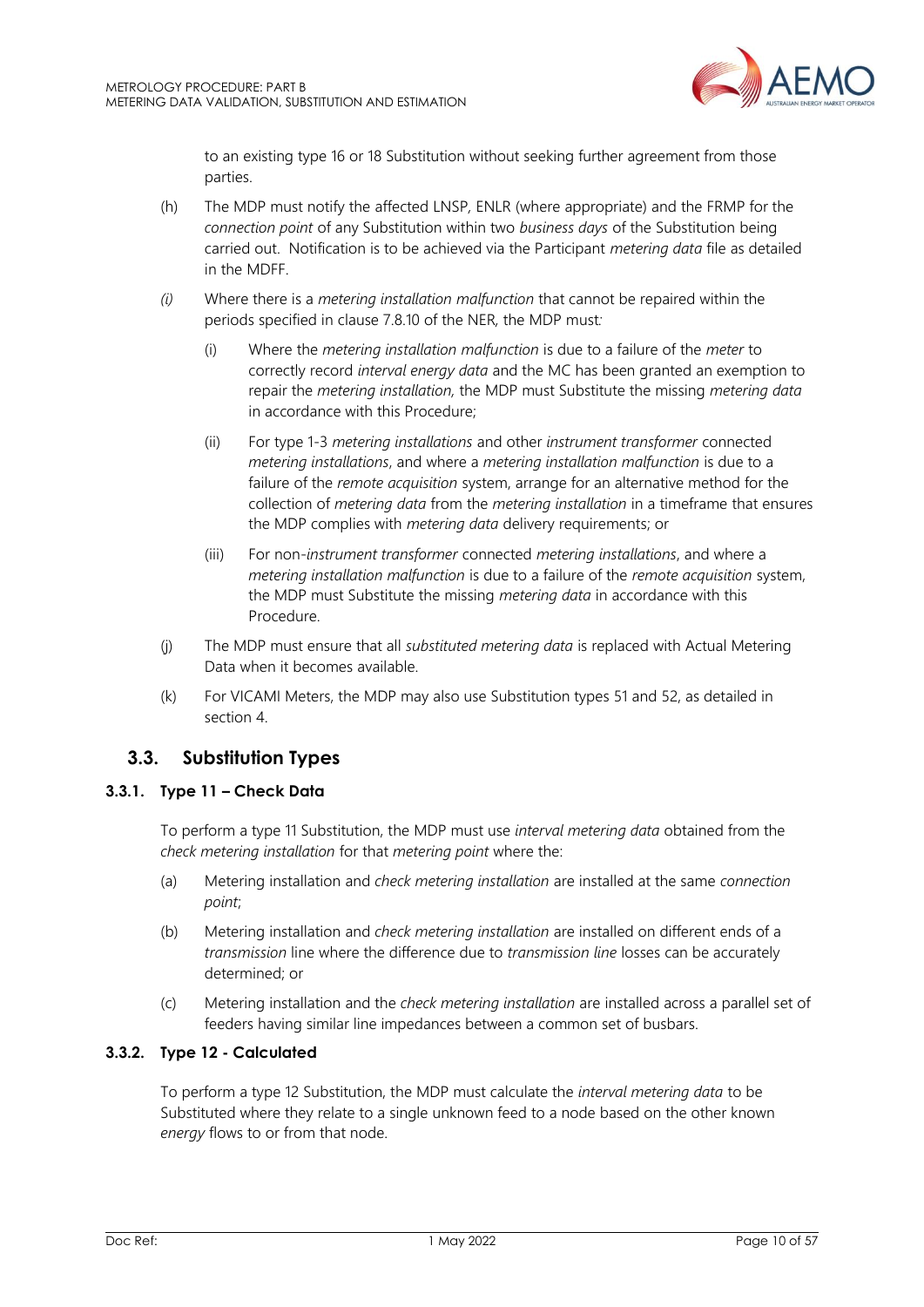to an existing type 16 or 18 Substitution without seeking further agreement from those parties.

(h) The MDP must notify the affected LNSP, ENLR (where appropriate) and the FRMP for the *connection point* of any Substitution within two *business days* of the Substitution being carried out. Notification is to be achieved via the Participant *metering data* file as detailed in the MDFF.

*(i)* Where there is a *metering installation malfunction* that cannot be repaired within the periods specified in clause 7.8.10 of the NER, the MDP must*:*

  (i) Where the *metering installation malfunction* is due to a failure of the *meter* to correctly record *interval energy data* and the MC has been granted an exemption to repair the *metering installation,* the MDP must Substitute the missing *metering data* in accordance with this Procedure;

  (ii) For type 1-3 *metering installations* and other *instrument transformer* connected *metering installations*, and where a *metering installation malfunction* is due to a failure of the *remote acquisition* system, arrange for an alternative method for the collection of *metering data* from the *metering installation* in a timeframe that ensures the MDP complies with *metering data* delivery requirements; or

  (iii) For non-*instrument transformer* connected *metering installations*, and where a *metering installation malfunction* is due to a failure of the *remote acquisition* system, the MDP must Substitute the missing *metering data* in accordance with this Procedure.

(j) The MDP must ensure that all *substituted metering data* is replaced with Actual Metering Data when it becomes available.

(k) For VICAMI Meters, the MDP may also use Substitution types 51 and 52, as detailed in section 4.

## 3.3. Substitution Types

### 3.3.1. Type 11 – Check Data

To perform a type 11 Substitution, the MDP must use *interval metering data* obtained from the *check metering installation* for that *metering point* where the:

(a) Metering installation and *check metering installation* are installed at the same *connection point*;

(b) Metering installation and *check metering installation* are installed on different ends of a *transmission* line where the difference due to *transmission line* losses can be accurately determined; or

(c) Metering installation and the *check metering installation* are installed across a parallel set of feeders having similar line impedances between a common set of busbars.

### 3.3.2. Type 12 - Calculated

To perform a type 12 Substitution, the MDP must calculate the *interval metering data* to be Substituted where they relate to a single unknown feed to a node based on the other known *energy* flows to or from that node.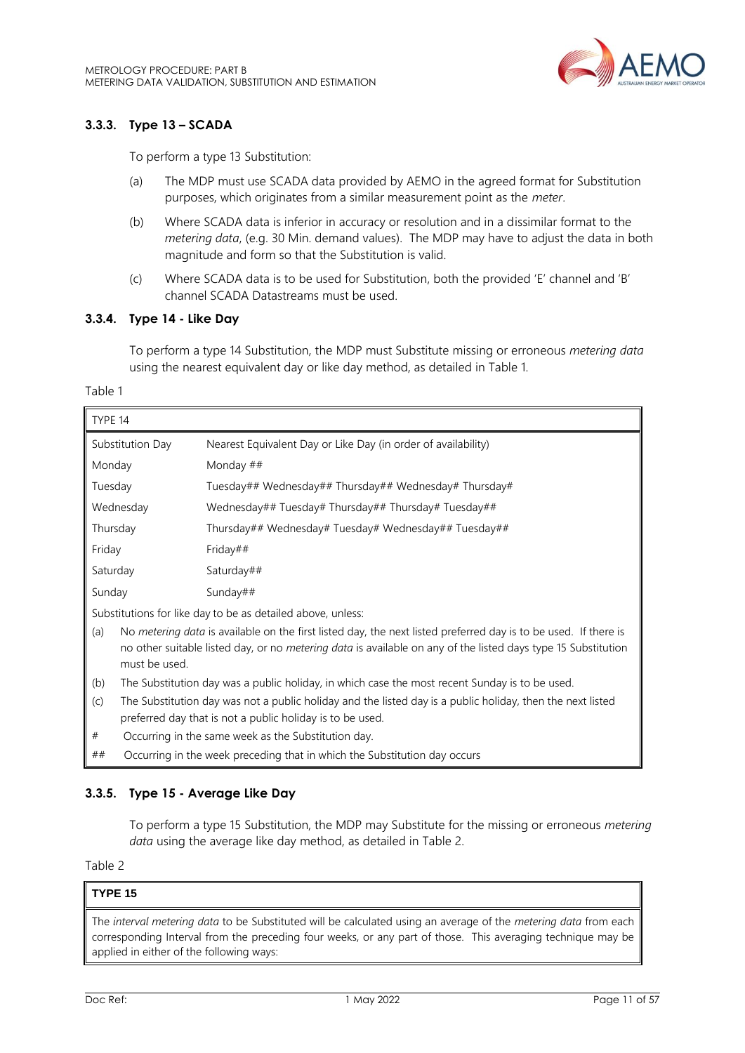### 3.3.3. Type 13 – SCADA

To perform a type 13 Substitution:

(a) The MDP must use SCADA data provided by AEMO in the agreed format for Substitution purposes, which originates from a similar measurement point as the *meter*.

(b) Where SCADA data is inferior in accuracy or resolution and in a dissimilar format to the *metering data*, (e.g. 30 Min. demand values). The MDP may have to adjust the data in both magnitude and form so that the Substitution is valid.

(c) Where SCADA data is to be used for Substitution, both the provided 'E' channel and 'B' channel SCADA Datastreams must be used.

### 3.3.4. Type 14 - Like Day

To perform a type 14 Substitution, the MDP must Substitute missing or erroneous *metering data* using the nearest equivalent day or like day method, as detailed in Table 1.

Table 1

| TYPE 14 | |
|---|---|
| Substitution Day | Nearest Equivalent Day or Like Day (in order of availability) |
| Monday | Monday ## |
| Tuesday | Tuesday## Wednesday## Thursday## Wednesday# Thursday# |
| Wednesday | Wednesday## Tuesday# Thursday## Thursday# Tuesday## |
| Thursday | Thursday## Wednesday# Tuesday# Wednesday## Tuesday## |
| Friday | Friday## |
| Saturday | Saturday## |
| Sunday | Sunday## |

Substitutions for like day to be as detailed above, unless:

(a) No *metering data* is available on the first listed day, the next listed preferred day is to be used. If there is no other suitable listed day, or no *metering data* is available on any of the listed days type 15 Substitution must be used.

(b) The Substitution day was a public holiday, in which case the most recent Sunday is to be used.

(c) The Substitution day was not a public holiday and the listed day is a public holiday, then the next listed preferred day that is not a public holiday is to be used.

\# Occurring in the same week as the Substitution day.

\## Occurring in the week preceding that in which the Substitution day occurs

### 3.3.5. Type 15 - Average Like Day

To perform a type 15 Substitution, the MDP may Substitute for the missing or erroneous *metering data* using the average like day method, as detailed in Table 2.

Table 2

| **TYPE 15** |
|---|
| The *interval metering data* to be Substituted will be calculated using an average of the *metering data* from each corresponding Interval from the preceding four weeks, or any part of those. This averaging technique may be applied in either of the following ways: |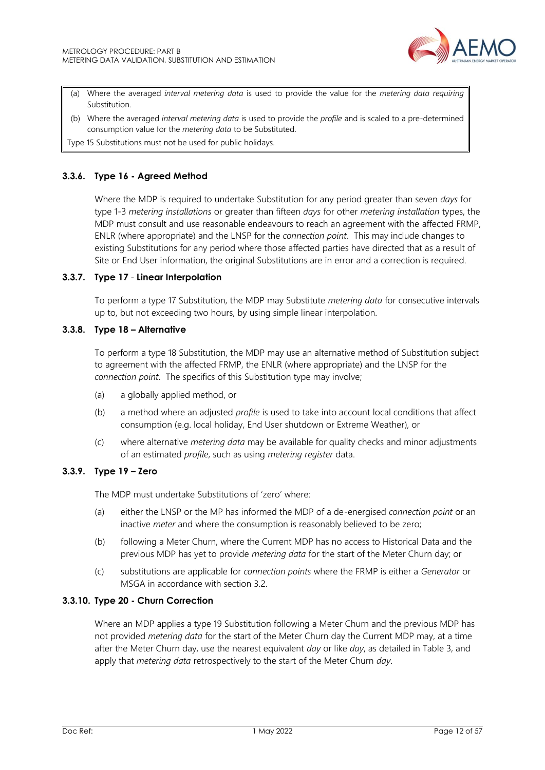(a) Where the averaged *interval metering data* is used to provide the value for the *metering data requiring* Substitution.

(b) Where the averaged *interval metering data* is used to provide the *profile* and is scaled to a pre-determined consumption value for the *metering data* to be Substituted.

Type 15 Substitutions must not be used for public holidays.

### 3.3.6. Type 16 - Agreed Method

Where the MDP is required to undertake Substitution for any period greater than seven *days* for type 1-3 *metering installations* or greater than fifteen *days* for other *metering installation* types, the MDP must consult and use reasonable endeavours to reach an agreement with the affected FRMP, ENLR (where appropriate) and the LNSP for the *connection point*. This may include changes to existing Substitutions for any period where those affected parties have directed that as a result of Site or End User information, the original Substitutions are in error and a correction is required.

### 3.3.7. Type 17 - Linear Interpolation

To perform a type 17 Substitution, the MDP may Substitute *metering data* for consecutive intervals up to, but not exceeding two hours, by using simple linear interpolation.

### 3.3.8. Type 18 – Alternative

To perform a type 18 Substitution, the MDP may use an alternative method of Substitution subject to agreement with the affected FRMP, the ENLR (where appropriate) and the LNSP for the *connection point*. The specifics of this Substitution type may involve;

(a) a globally applied method, or

(b) a method where an adjusted *profile* is used to take into account local conditions that affect consumption (e.g. local holiday, End User shutdown or Extreme Weather), or

(c) where alternative *metering data* may be available for quality checks and minor adjustments of an estimated *profile*, such as using *metering register* data.

### 3.3.9. Type 19 – Zero

The MDP must undertake Substitutions of 'zero' where:

(a) either the LNSP or the MP has informed the MDP of a de-energised *connection point* or an inactive *meter* and where the consumption is reasonably believed to be zero;

(b) following a Meter Churn, where the Current MDP has no access to Historical Data and the previous MDP has yet to provide *metering data* for the start of the Meter Churn day; or

(c) substitutions are applicable for *connection points* where the FRMP is either a *Generator* or MSGA in accordance with section 3.2.

### 3.3.10. Type 20 - Churn Correction

Where an MDP applies a type 19 Substitution following a Meter Churn and the previous MDP has not provided *metering data* for the start of the Meter Churn day the Current MDP may, at a time after the Meter Churn day, use the nearest equivalent *day* or like *day*, as detailed in Table 3, and apply that *metering data* retrospectively to the start of the Meter Churn *day*.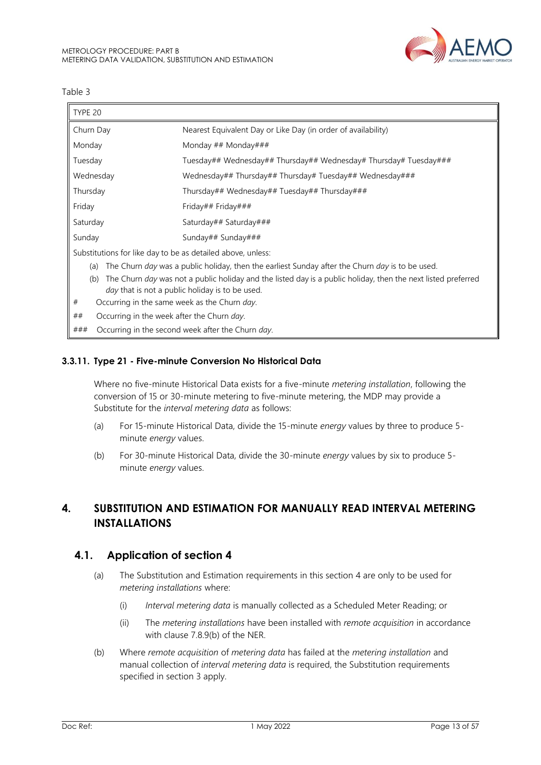Table 3

| TYPE 20 | |
|---|---|
| Churn Day | Nearest Equivalent Day or Like Day (in order of availability) |
| Monday | Monday ## Monday### |
| Tuesday | Tuesday## Wednesday## Thursday## Wednesday# Thursday# Tuesday### |
| Wednesday | Wednesday## Thursday## Thursday# Tuesday## Wednesday### |
| Thursday | Thursday## Wednesday## Tuesday## Thursday### |
| Friday | Friday## Friday### |
| Saturday | Saturday## Saturday### |
| Sunday | Sunday## Sunday### |
| Substitutions for like day to be as detailed above, unless: (a) The Churn *day* was a public holiday, then the earliest Sunday after the Churn *day* is to be used. (b) The Churn *day* was not a public holiday and the listed day is a public holiday, then the next listed preferred *day* that is not a public holiday is to be used. | |
| # Occurring in the same week as the Churn *day*. | |
| ## Occurring in the week after the Churn *day*. | |
| ### Occurring in the second week after the Churn *day*. | |

### 3.3.11. Type 21 - Five-minute Conversion No Historical Data

Where no five-minute Historical Data exists for a five-minute *metering installation*, following the conversion of 15 or 30-minute metering to five-minute metering, the MDP may provide a Substitute for the *interval metering data* as follows:

(a) For 15-minute Historical Data, divide the 15-minute *energy* values by three to produce 5-minute *energy* values.

(b) For 30-minute Historical Data, divide the 30-minute *energy* values by six to produce 5-minute *energy* values.

# 4. SUBSTITUTION AND ESTIMATION FOR MANUALLY READ INTERVAL METERING INSTALLATIONS

## 4.1. Application of section 4

(a) The Substitution and Estimation requirements in this section 4 are only to be used for *metering installations* where:

(i) *Interval metering data* is manually collected as a Scheduled Meter Reading; or

(ii) The *metering installations* have been installed with *remote acquisition* in accordance with clause 7.8.9(b) of the NER.

(b) Where *remote acquisition* of *metering data* has failed at the *metering installation* and manual collection of *interval metering data* is required, the Substitution requirements specified in section 3 apply.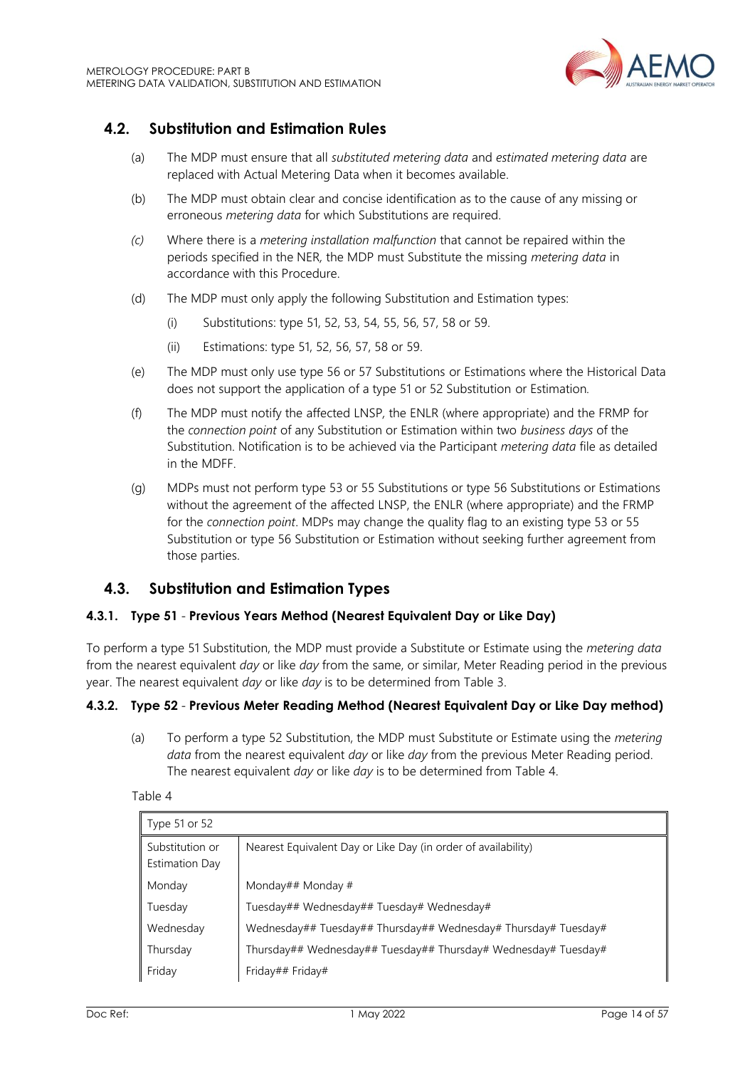## 4.2. Substitution and Estimation Rules

(a) The MDP must ensure that all *substituted metering data* and *estimated metering data* are replaced with Actual Metering Data when it becomes available.

(b) The MDP must obtain clear and concise identification as to the cause of any missing or erroneous *metering data* for which Substitutions are required.

*(c)* Where there is a *metering installation malfunction* that cannot be repaired within the periods specified in the NER, the MDP must Substitute the missing *metering data* in accordance with this Procedure.

(d) The MDP must only apply the following Substitution and Estimation types:

(i) Substitutions: type 51, 52, 53, 54, 55, 56, 57, 58 or 59.

(ii) Estimations: type 51, 52, 56, 57, 58 or 59.

(e) The MDP must only use type 56 or 57 Substitutions or Estimations where the Historical Data does not support the application of a type 51 or 52 Substitution or Estimation.

(f) The MDP must notify the affected LNSP, the ENLR (where appropriate) and the FRMP for the *connection point* of any Substitution or Estimation within two *business days* of the Substitution. Notification is to be achieved via the Participant *metering data* file as detailed in the MDFF.

(g) MDPs must not perform type 53 or 55 Substitutions or type 56 Substitutions or Estimations without the agreement of the affected LNSP, the ENLR (where appropriate) and the FRMP for the *connection point*. MDPs may change the quality flag to an existing type 53 or 55 Substitution or type 56 Substitution or Estimation without seeking further agreement from those parties.

## 4.3. Substitution and Estimation Types

### 4.3.1. Type 51 - Previous Years Method (Nearest Equivalent Day or Like Day)

To perform a type 51 Substitution, the MDP must provide a Substitute or Estimate using the *metering data* from the nearest equivalent *day* or like *day* from the same, or similar, Meter Reading period in the previous year. The nearest equivalent *day* or like *day* is to be determined from Table 3.

### 4.3.2. Type 52 - Previous Meter Reading Method (Nearest Equivalent Day or Like Day method)

(a) To perform a type 52 Substitution, the MDP must Substitute or Estimate using the *metering data* from the nearest equivalent *day* or like *day* from the previous Meter Reading period. The nearest equivalent *day* or like *day* is to be determined from Table 4.

Table 4

| Type 51 or 52 | |
|---|---|
| Substitution or Estimation Day | Nearest Equivalent Day or Like Day (in order of availability) |
| Monday | Monday## Monday # |
| Tuesday | Tuesday## Wednesday## Tuesday# Wednesday# |
| Wednesday | Wednesday## Tuesday## Thursday## Wednesday# Thursday# Tuesday# |
| Thursday | Thursday## Wednesday## Tuesday## Thursday# Wednesday# Tuesday# |
| Friday | Friday## Friday# |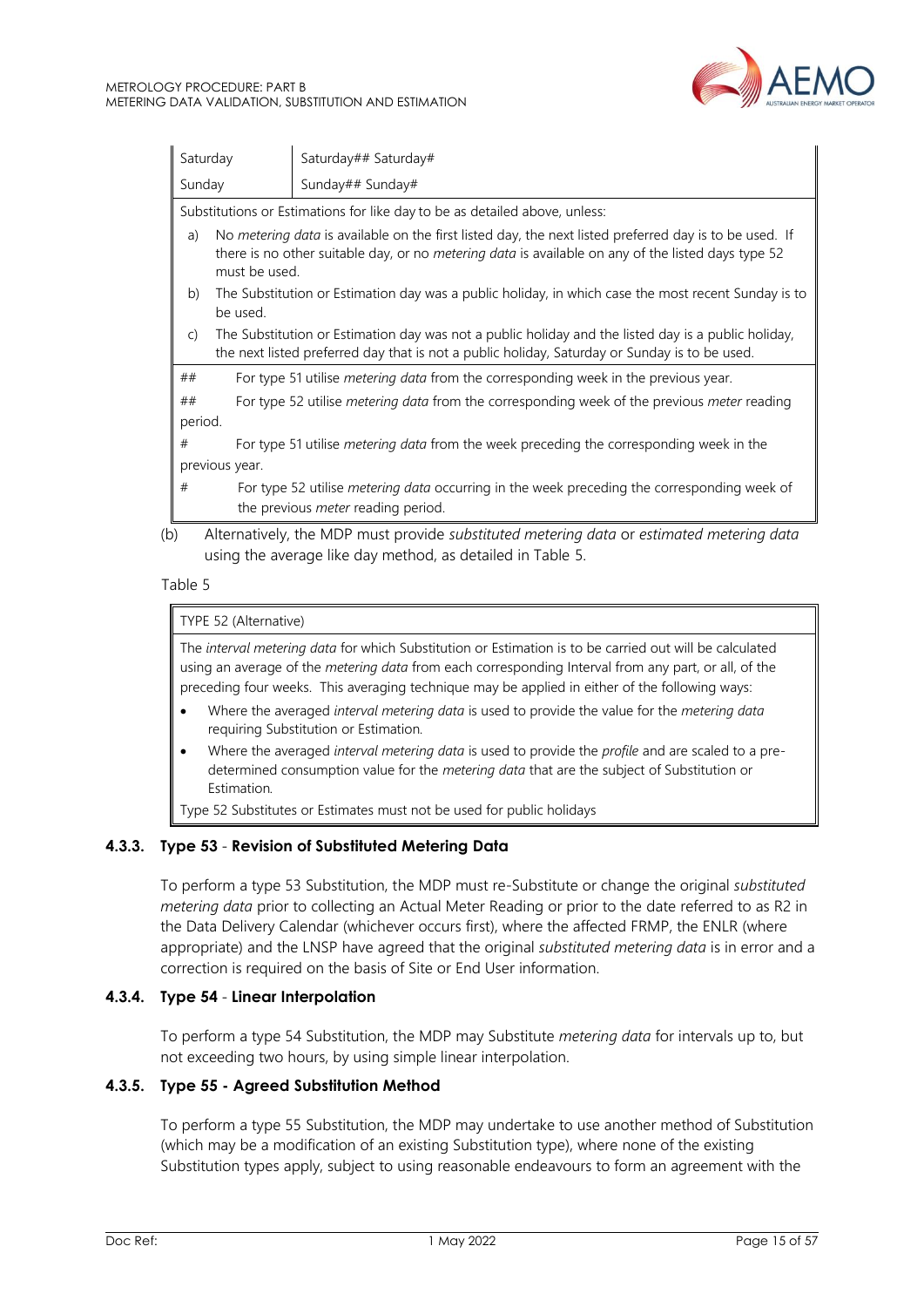| | |
|---|---|
| Saturday | Saturday## Saturday# |
| Sunday | Sunday## Sunday# |

Substitutions or Estimations for like day to be as detailed above, unless:

a) No *metering data* is available on the first listed day, the next listed preferred day is to be used. If there is no other suitable day, or no *metering data* is available on any of the listed days type 52 must be used.

b) The Substitution or Estimation day was a public holiday, in which case the most recent Sunday is to be used.

c) The Substitution or Estimation day was not a public holiday and the listed day is a public holiday, the next listed preferred day that is not a public holiday, Saturday or Sunday is to be used.

## For type 51 utilise *metering data* from the corresponding week in the previous year.

## For type 52 utilise *metering data* from the corresponding week of the previous *meter* reading period.

# For type 51 utilise *metering data* from the week preceding the corresponding week in the previous year.

# For type 52 utilise *metering data* occurring in the week preceding the corresponding week of the previous *meter* reading period.

(b) Alternatively, the MDP must provide *substituted metering data* or *estimated metering data* using the average like day method, as detailed in Table 5.

Table 5

| TYPE 52 (Alternative) |
|---|
| The *interval metering data* for which Substitution or Estimation is to be carried out will be calculated using an average of the *metering data* from each corresponding Interval from any part, or all, of the preceding four weeks. This averaging technique may be applied in either of the following ways: <br>• Where the averaged *interval metering data* is used to provide the value for the *metering data* requiring Substitution or Estimation. <br>• Where the averaged *interval metering data* is used to provide the *profile* and are scaled to a pre-determined consumption value for the *metering data* that are the subject of Substitution or Estimation. |
| Type 52 Substitutes or Estimates must not be used for public holidays |

### 4.3.3. Type 53 - Revision of Substituted Metering Data

To perform a type 53 Substitution, the MDP must re-Substitute or change the original *substituted metering data* prior to collecting an Actual Meter Reading or prior to the date referred to as R2 in the Data Delivery Calendar (whichever occurs first), where the affected FRMP, the ENLR (where appropriate) and the LNSP have agreed that the original *substituted metering data* is in error and a correction is required on the basis of Site or End User information.

### 4.3.4. Type 54 - Linear Interpolation

To perform a type 54 Substitution, the MDP may Substitute *metering data* for intervals up to, but not exceeding two hours, by using simple linear interpolation.

### 4.3.5. Type 55 - Agreed Substitution Method

To perform a type 55 Substitution, the MDP may undertake to use another method of Substitution (which may be a modification of an existing Substitution type), where none of the existing Substitution types apply, subject to using reasonable endeavours to form an agreement with the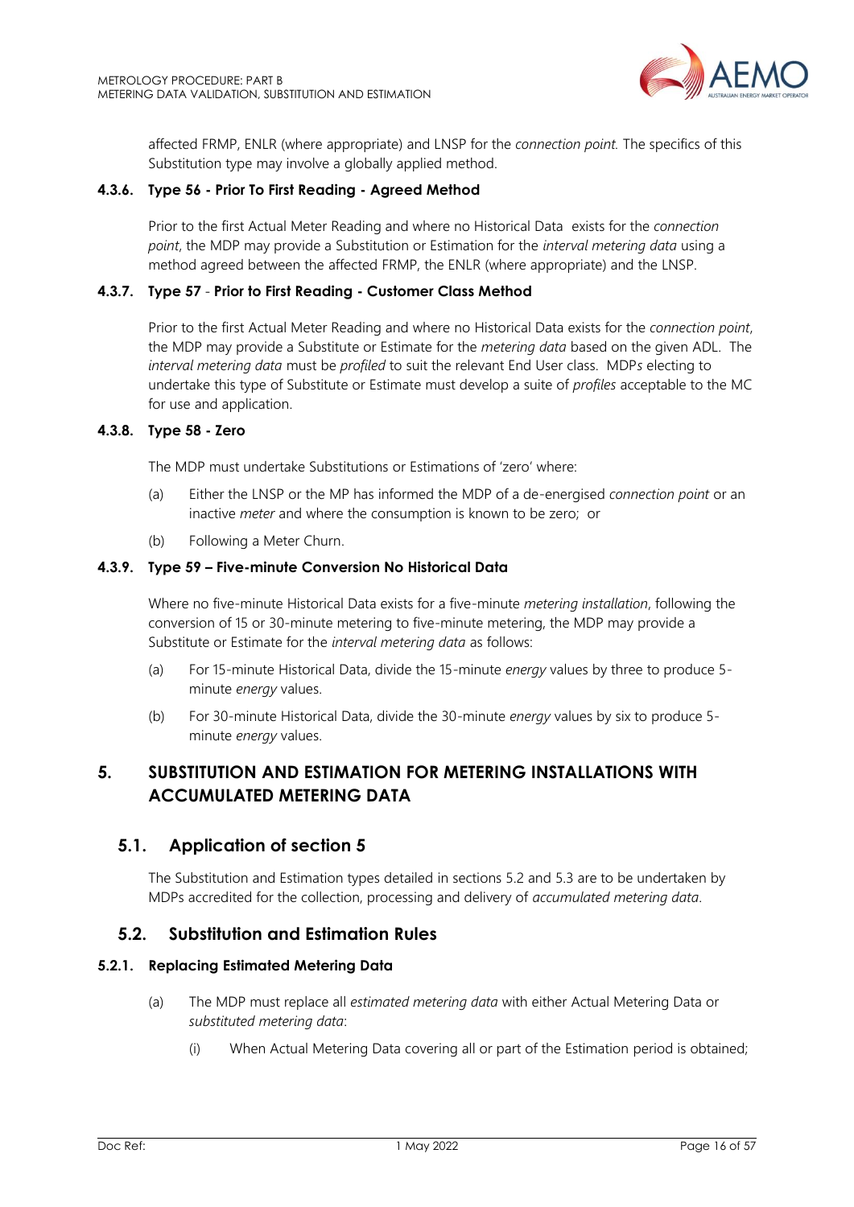affected FRMP, ENLR (where appropriate) and LNSP for the *connection point.* The specifics of this Substitution type may involve a globally applied method.

#### 4.3.6. Type 56 - Prior To First Reading - Agreed Method

Prior to the first Actual Meter Reading and where no Historical Data exists for the *connection point*, the MDP may provide a Substitution or Estimation for the *interval metering data* using a method agreed between the affected FRMP, the ENLR (where appropriate) and the LNSP.

#### 4.3.7. Type 57 - Prior to First Reading - Customer Class Method

Prior to the first Actual Meter Reading and where no Historical Data exists for the *connection point*, the MDP may provide a Substitute or Estimate for the *metering data* based on the given ADL. The *interval metering data* must be *profiled* to suit the relevant End User class. MDPs electing to undertake this type of Substitute or Estimate must develop a suite of *profiles* acceptable to the MC for use and application.

#### 4.3.8. Type 58 - Zero

The MDP must undertake Substitutions or Estimations of 'zero' where:

(a) Either the LNSP or the MP has informed the MDP of a de-energised *connection point* or an inactive *meter* and where the consumption is known to be zero; or

(b) Following a Meter Churn.

#### 4.3.9. Type 59 – Five-minute Conversion No Historical Data

Where no five-minute Historical Data exists for a five-minute *metering installation*, following the conversion of 15 or 30-minute metering to five-minute metering, the MDP may provide a Substitute or Estimate for the *interval metering data* as follows:

(a) For 15-minute Historical Data, divide the 15-minute *energy* values by three to produce 5-minute *energy* values.

(b) For 30-minute Historical Data, divide the 30-minute *energy* values by six to produce 5-minute *energy* values.

# 5. SUBSTITUTION AND ESTIMATION FOR METERING INSTALLATIONS WITH ACCUMULATED METERING DATA

## 5.1. Application of section 5

The Substitution and Estimation types detailed in sections 5.2 and 5.3 are to be undertaken by MDPs accredited for the collection, processing and delivery of *accumulated metering data*.

## 5.2. Substitution and Estimation Rules

#### 5.2.1. Replacing Estimated Metering Data

(a) The MDP must replace all *estimated metering data* with either Actual Metering Data or *substituted metering data*:

(i) When Actual Metering Data covering all or part of the Estimation period is obtained;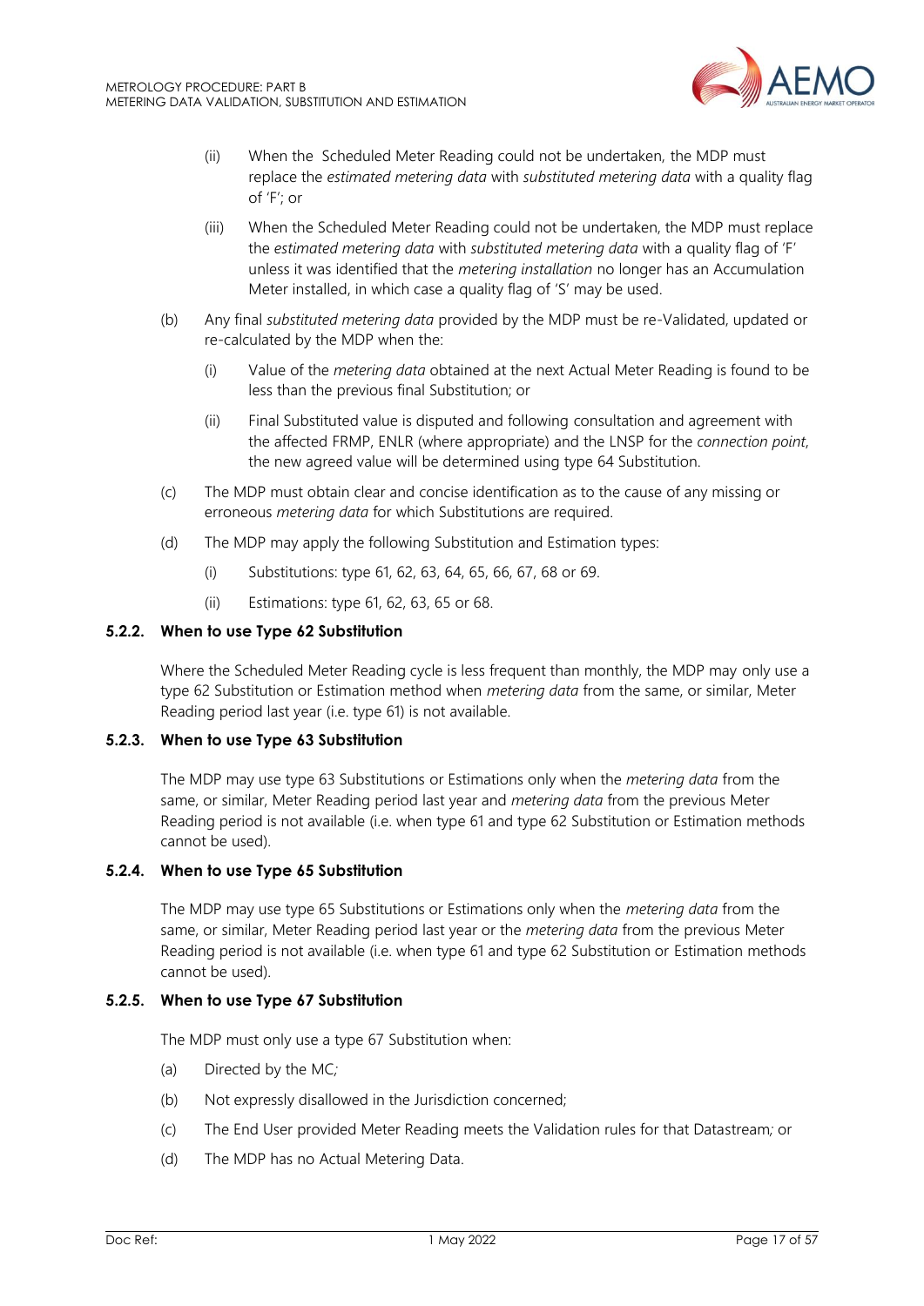(ii) When the  Scheduled Meter Reading could not be undertaken, the MDP must replace the *estimated metering data* with *substituted metering data* with a quality flag of 'F'; or

(iii) When the Scheduled Meter Reading could not be undertaken, the MDP must replace the *estimated metering data* with *substituted metering data* with a quality flag of 'F' unless it was identified that the *metering installation* no longer has an Accumulation Meter installed, in which case a quality flag of 'S' may be used.

(b) Any final *substituted metering data* provided by the MDP must be re-Validated, updated or re-calculated by the MDP when the:

(i) Value of the *metering data* obtained at the next Actual Meter Reading is found to be less than the previous final Substitution; or

(ii) Final Substituted value is disputed and following consultation and agreement with the affected FRMP, ENLR (where appropriate) and the LNSP for the *connection point*, the new agreed value will be determined using type 64 Substitution.

(c) The MDP must obtain clear and concise identification as to the cause of any missing or erroneous *metering data* for which Substitutions are required.

(d) The MDP may apply the following Substitution and Estimation types:

(i) Substitutions: type 61, 62, 63, 64, 65, 66, 67, 68 or 69.

(ii) Estimations: type 61, 62, 63, 65 or 68.

### 5.2.2. When to use Type 62 Substitution

Where the Scheduled Meter Reading cycle is less frequent than monthly, the MDP may only use a type 62 Substitution or Estimation method when *metering data* from the same, or similar, Meter Reading period last year (i.e. type 61) is not available.

### 5.2.3. When to use Type 63 Substitution

The MDP may use type 63 Substitutions or Estimations only when the *metering data* from the same, or similar, Meter Reading period last year and *metering data* from the previous Meter Reading period is not available (i.e. when type 61 and type 62 Substitution or Estimation methods cannot be used).

### 5.2.4. When to use Type 65 Substitution

The MDP may use type 65 Substitutions or Estimations only when the *metering data* from the same, or similar, Meter Reading period last year or the *metering data* from the previous Meter Reading period is not available (i.e. when type 61 and type 62 Substitution or Estimation methods cannot be used).

### 5.2.5. When to use Type 67 Substitution

The MDP must only use a type 67 Substitution when:

(a) Directed by the MC*;*

(b) Not expressly disallowed in the Jurisdiction concerned;

(c) The End User provided Meter Reading meets the Validation rules for that Datastream*;* or

(d) The MDP has no Actual Metering Data.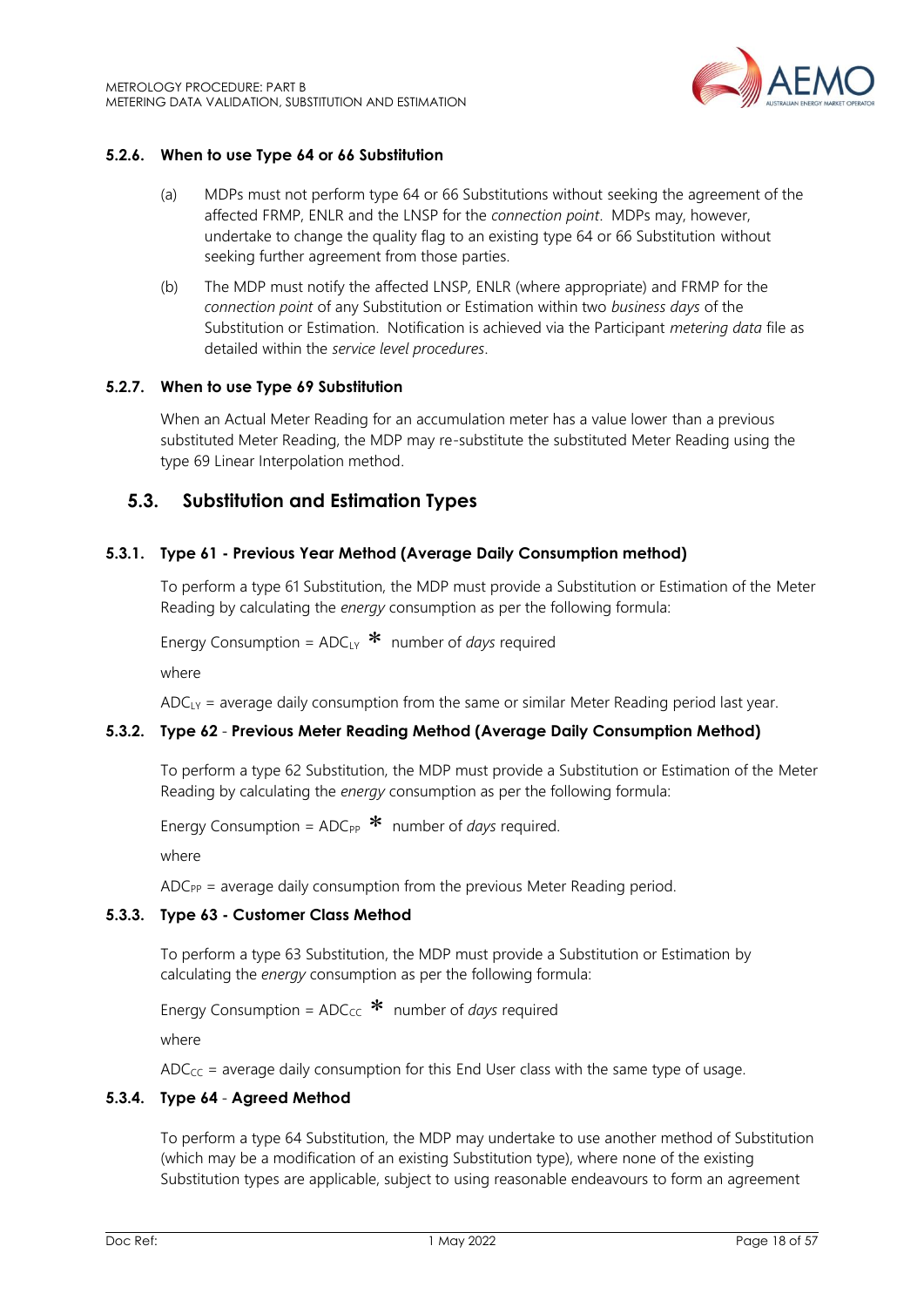#### 5.2.6. When to use Type 64 or 66 Substitution

(a) MDPs must not perform type 64 or 66 Substitutions without seeking the agreement of the affected FRMP, ENLR and the LNSP for the *connection point*. MDPs may, however, undertake to change the quality flag to an existing type 64 or 66 Substitution without seeking further agreement from those parties.

(b) The MDP must notify the affected LNSP, ENLR (where appropriate) and FRMP for the *connection point* of any Substitution or Estimation within two *business days* of the Substitution or Estimation. Notification is achieved via the Participant *metering data* file as detailed within the *service level procedures*.

#### 5.2.7. When to use Type 69 Substitution

When an Actual Meter Reading for an accumulation meter has a value lower than a previous substituted Meter Reading, the MDP may re-substitute the substituted Meter Reading using the type 69 Linear Interpolation method.

### 5.3. Substitution and Estimation Types

#### 5.3.1. Type 61 - Previous Year Method (Average Daily Consumption method)

To perform a type 61 Substitution, the MDP must provide a Substitution or Estimation of the Meter Reading by calculating the *energy* consumption as per the following formula:

Energy Consumption = $ADC_{LY}$ * number of *days* required

where

$ADC_{LY}$ = average daily consumption from the same or similar Meter Reading period last year.

#### 5.3.2. Type 62 - Previous Meter Reading Method (Average Daily Consumption Method)

To perform a type 62 Substitution, the MDP must provide a Substitution or Estimation of the Meter Reading by calculating the *energy* consumption as per the following formula:

Energy Consumption = $ADC_{PP}$ * number of *days* required.

where

$ADC_{PP}$ = average daily consumption from the previous Meter Reading period.

#### 5.3.3. Type 63 - Customer Class Method

To perform a type 63 Substitution, the MDP must provide a Substitution or Estimation by calculating the *energy* consumption as per the following formula:

Energy Consumption = $ADC_{CC}$ * number of *days* required

where

$ADC_{CC}$ = average daily consumption for this End User class with the same type of usage.

#### 5.3.4. Type 64 - Agreed Method

To perform a type 64 Substitution, the MDP may undertake to use another method of Substitution (which may be a modification of an existing Substitution type), where none of the existing Substitution types are applicable, subject to using reasonable endeavours to form an agreement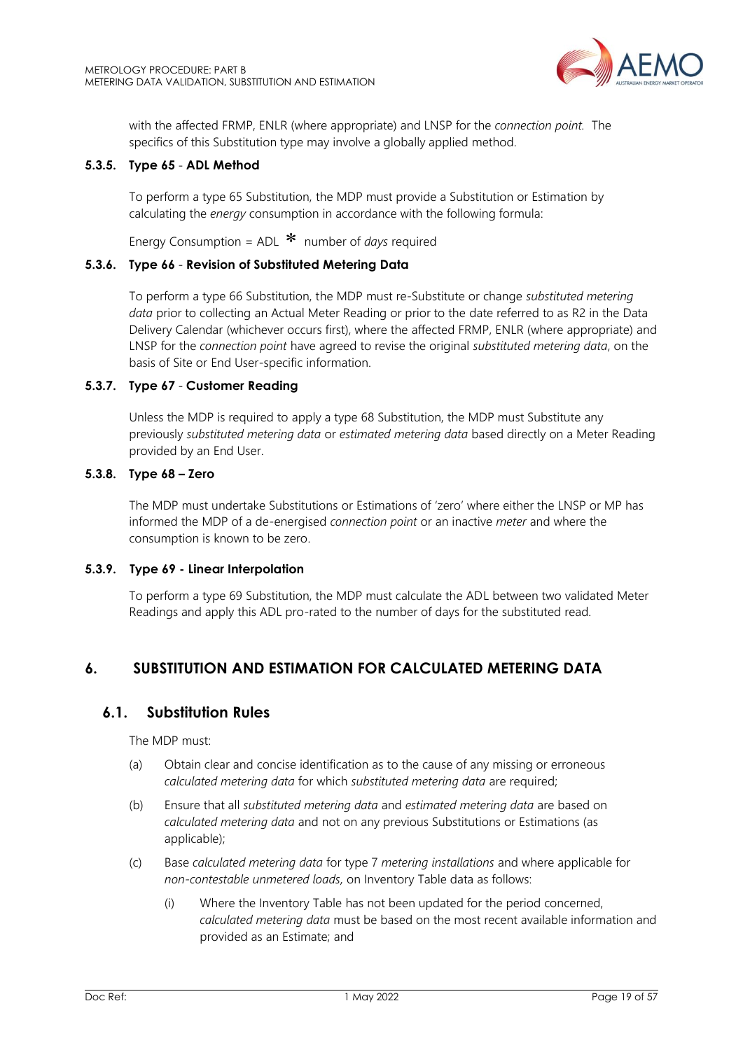with the affected FRMP, ENLR (where appropriate) and LNSP for the *connection point*. The specifics of this Substitution type may involve a globally applied method.

#### 5.3.5. Type 65 - ADL Method

To perform a type 65 Substitution, the MDP must provide a Substitution or Estimation by calculating the *energy* consumption in accordance with the following formula:

Energy Consumption = ADL * number of *days* required

#### 5.3.6. Type 66 - Revision of Substituted Metering Data

To perform a type 66 Substitution, the MDP must re-Substitute or change *substituted metering data* prior to collecting an Actual Meter Reading or prior to the date referred to as R2 in the Data Delivery Calendar (whichever occurs first), where the affected FRMP, ENLR (where appropriate) and LNSP for the *connection point* have agreed to revise the original *substituted metering data*, on the basis of Site or End User-specific information.

#### 5.3.7. Type 67 - Customer Reading

Unless the MDP is required to apply a type 68 Substitution, the MDP must Substitute any previously *substituted metering data* or *estimated metering data* based directly on a Meter Reading provided by an End User.

#### 5.3.8. Type 68 – Zero

The MDP must undertake Substitutions or Estimations of 'zero' where either the LNSP or MP has informed the MDP of a de-energised *connection point* or an inactive *meter* and where the consumption is known to be zero.

#### 5.3.9. Type 69 - Linear Interpolation

To perform a type 69 Substitution, the MDP must calculate the ADL between two validated Meter Readings and apply this ADL pro-rated to the number of days for the substituted read.

# 6. SUBSTITUTION AND ESTIMATION FOR CALCULATED METERING DATA

## 6.1. Substitution Rules

The MDP must:

(a) Obtain clear and concise identification as to the cause of any missing or erroneous *calculated metering data* for which *substituted metering data* are required;

(b) Ensure that all *substituted metering data* and *estimated metering data* are based on *calculated metering data* and not on any previous Substitutions or Estimations (as applicable);

(c) Base *calculated metering data* for type 7 *metering installations* and where applicable for *non-contestable unmetered loads*, on Inventory Table data as follows:

(i) Where the Inventory Table has not been updated for the period concerned, *calculated metering data* must be based on the most recent available information and provided as an Estimate; and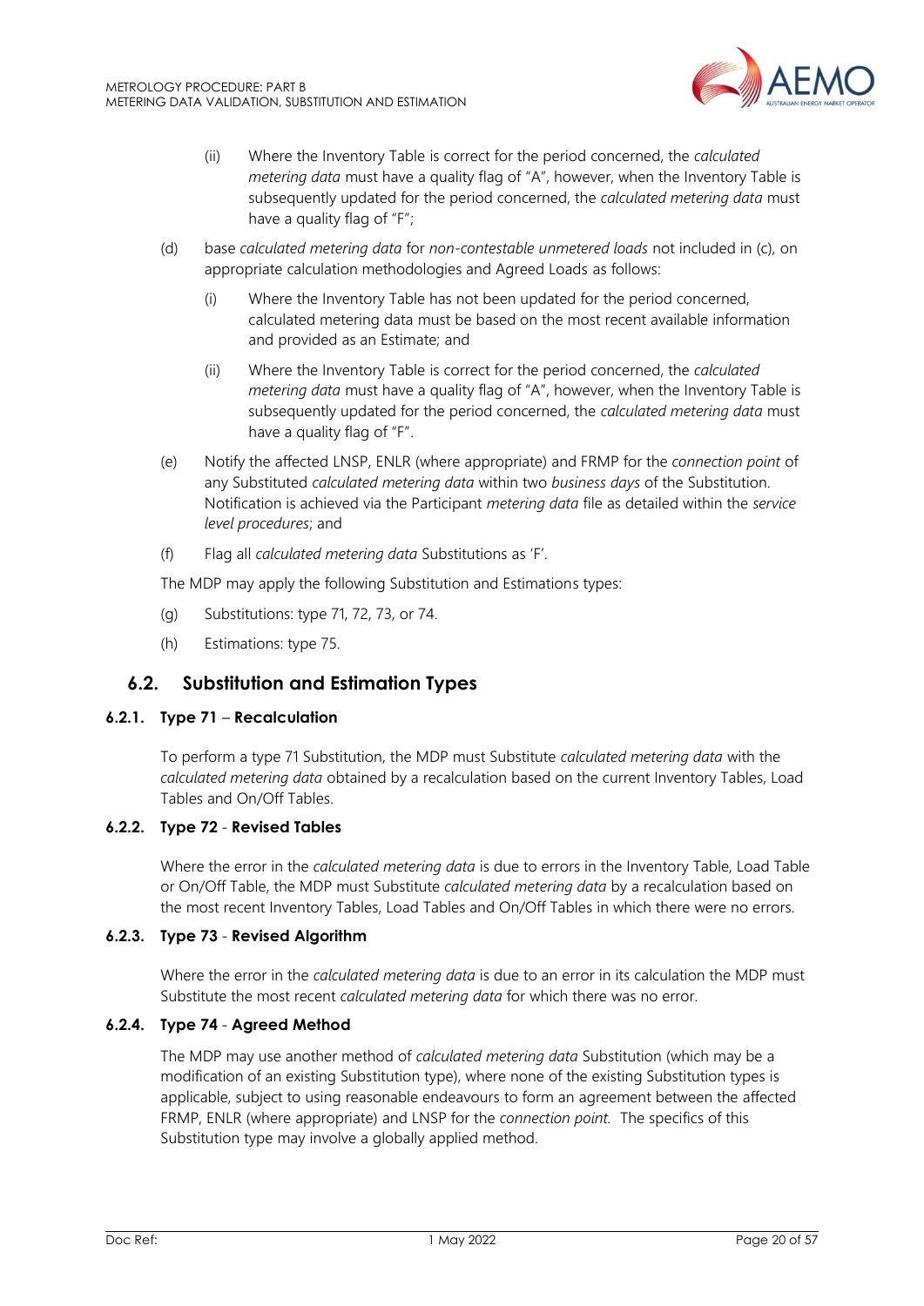(ii) Where the Inventory Table is correct for the period concerned, the *calculated metering data* must have a quality flag of "A", however, when the Inventory Table is subsequently updated for the period concerned, the *calculated metering data* must have a quality flag of "F";

(d) base *calculated metering data* for *non-contestable unmetered loads* not included in (c), on appropriate calculation methodologies and Agreed Loads as follows:

(i) Where the Inventory Table has not been updated for the period concerned, calculated metering data must be based on the most recent available information and provided as an Estimate; and

(ii) Where the Inventory Table is correct for the period concerned, the *calculated metering data* must have a quality flag of "A", however, when the Inventory Table is subsequently updated for the period concerned, the *calculated metering data* must have a quality flag of "F".

(e) Notify the affected LNSP, ENLR (where appropriate) and FRMP for the *connection point* of any Substituted *calculated metering data* within two *business days* of the Substitution. Notification is achieved via the Participant *metering data* file as detailed within the *service level procedures*; and

(f) Flag all *calculated metering data* Substitutions as 'F'.

The MDP may apply the following Substitution and Estimations types:

(g) Substitutions: type 71, 72, 73, or 74.

(h) Estimations: type 75.

## 6.2. Substitution and Estimation Types

### 6.2.1. Type 71 – Recalculation

To perform a type 71 Substitution, the MDP must Substitute *calculated metering data* with the *calculated metering data* obtained by a recalculation based on the current Inventory Tables, Load Tables and On/Off Tables.

### 6.2.2. Type 72 - Revised Tables

Where the error in the *calculated metering data* is due to errors in the Inventory Table, Load Table or On/Off Table, the MDP must Substitute *calculated metering data* by a recalculation based on the most recent Inventory Tables, Load Tables and On/Off Tables in which there were no errors.

### 6.2.3. Type 73 - Revised Algorithm

Where the error in the *calculated metering data* is due to an error in its calculation the MDP must Substitute the most recent *calculated metering data* for which there was no error.

### 6.2.4. Type 74 - Agreed Method

The MDP may use another method of *calculated metering data* Substitution (which may be a modification of an existing Substitution type), where none of the existing Substitution types is applicable, subject to using reasonable endeavours to form an agreement between the affected FRMP, ENLR (where appropriate) and LNSP for the *connection point.* The specifics of this Substitution type may involve a globally applied method.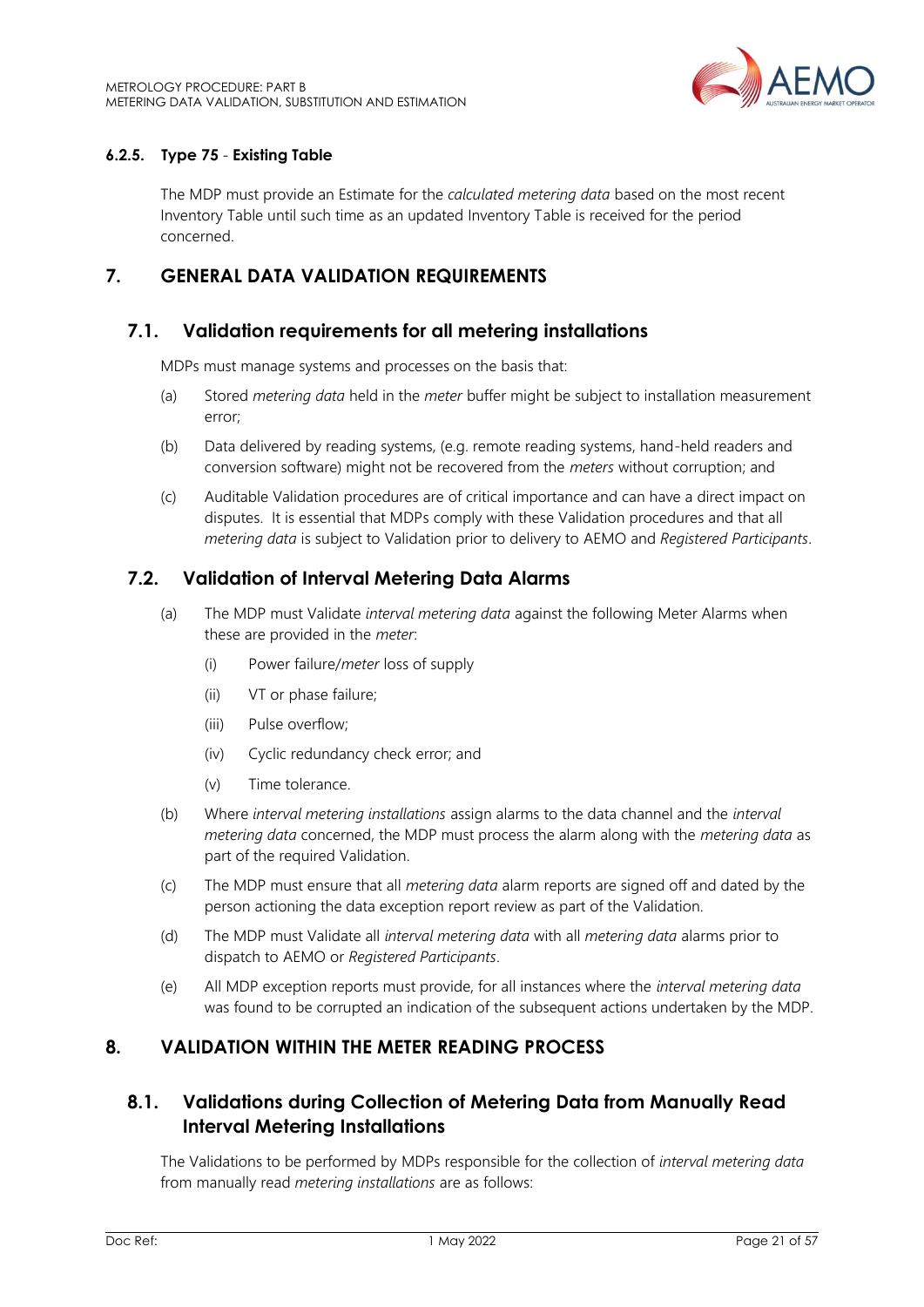#### 6.2.5. Type 75 - Existing Table

The MDP must provide an Estimate for the *calculated metering data* based on the most recent Inventory Table until such time as an updated Inventory Table is received for the period concerned.

# 7. GENERAL DATA VALIDATION REQUIREMENTS

## 7.1. Validation requirements for all metering installations

MDPs must manage systems and processes on the basis that:

(a) Stored *metering data* held in the *meter* buffer might be subject to installation measurement error;

(b) Data delivered by reading systems, (e.g. remote reading systems, hand-held readers and conversion software) might not be recovered from the *meters* without corruption; and

(c) Auditable Validation procedures are of critical importance and can have a direct impact on disputes. It is essential that MDPs comply with these Validation procedures and that all *metering data* is subject to Validation prior to delivery to AEMO and *Registered Participants*.

## 7.2. Validation of Interval Metering Data Alarms

(a) The MDP must Validate *interval metering data* against the following Meter Alarms when these are provided in the *meter*:

  (i) Power failure/*meter* loss of supply

  (ii) VT or phase failure;

  (iii) Pulse overflow;

  (iv) Cyclic redundancy check error; and

  (v) Time tolerance.

(b) Where *interval metering installations* assign alarms to the data channel and the *interval metering data* concerned, the MDP must process the alarm along with the *metering data* as part of the required Validation.

(c) The MDP must ensure that all *metering data* alarm reports are signed off and dated by the person actioning the data exception report review as part of the Validation.

(d) The MDP must Validate all *interval metering data* with all *metering data* alarms prior to dispatch to AEMO or *Registered Participants*.

(e) All MDP exception reports must provide, for all instances where the *interval metering data* was found to be corrupted an indication of the subsequent actions undertaken by the MDP.

# 8. VALIDATION WITHIN THE METER READING PROCESS

## 8.1. Validations during Collection of Metering Data from Manually Read Interval Metering Installations

The Validations to be performed by MDPs responsible for the collection of *interval metering data* from manually read *metering installations* are as follows: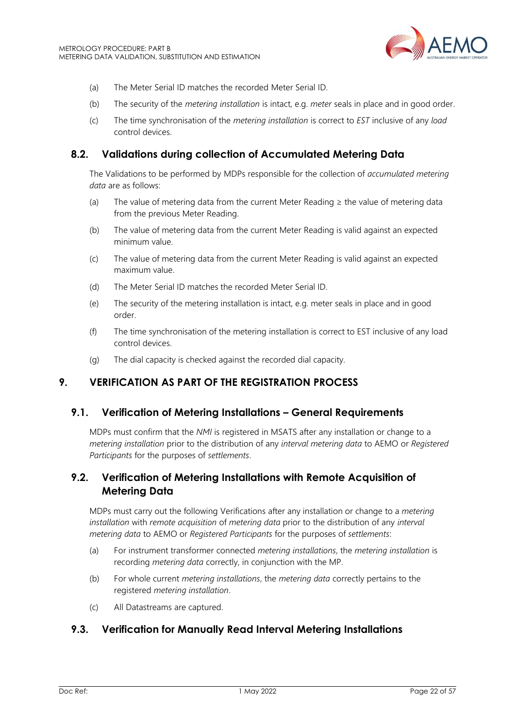(a) The Meter Serial ID matches the recorded Meter Serial ID.

(b) The security of the *metering installation* is intact, e.g. *meter* seals in place and in good order.

(c) The time synchronisation of the *metering installation* is correct to *EST* inclusive of any *load* control devices.

## 8.2. Validations during collection of Accumulated Metering Data

The Validations to be performed by MDPs responsible for the collection of *accumulated metering data* are as follows:

(a) The value of metering data from the current Meter Reading ≥ the value of metering data from the previous Meter Reading.

(b) The value of metering data from the current Meter Reading is valid against an expected minimum value.

(c) The value of metering data from the current Meter Reading is valid against an expected maximum value.

(d) The Meter Serial ID matches the recorded Meter Serial ID.

(e) The security of the metering installation is intact, e.g. meter seals in place and in good order.

(f) The time synchronisation of the metering installation is correct to EST inclusive of any load control devices.

(g) The dial capacity is checked against the recorded dial capacity.

# 9. VERIFICATION AS PART OF THE REGISTRATION PROCESS

## 9.1. Verification of Metering Installations – General Requirements

MDPs must confirm that the *NMI* is registered in MSATS after any installation or change to a *metering installation* prior to the distribution of any *interval metering data* to AEMO or *Registered Participants* for the purposes of *settlements*.

## 9.2. Verification of Metering Installations with Remote Acquisition of Metering Data

MDPs must carry out the following Verifications after any installation or change to a *metering installation* with *remote acquisition* of *metering data* prior to the distribution of any *interval metering data* to AEMO or *Registered Participants* for the purposes of *settlements*:

(a) For instrument transformer connected *metering installations*, the *metering installation* is recording *metering data* correctly, in conjunction with the MP.

(b) For whole current *metering installations*, the *metering data* correctly pertains to the registered *metering installation*.

(c) All Datastreams are captured.

## 9.3. Verification for Manually Read Interval Metering Installations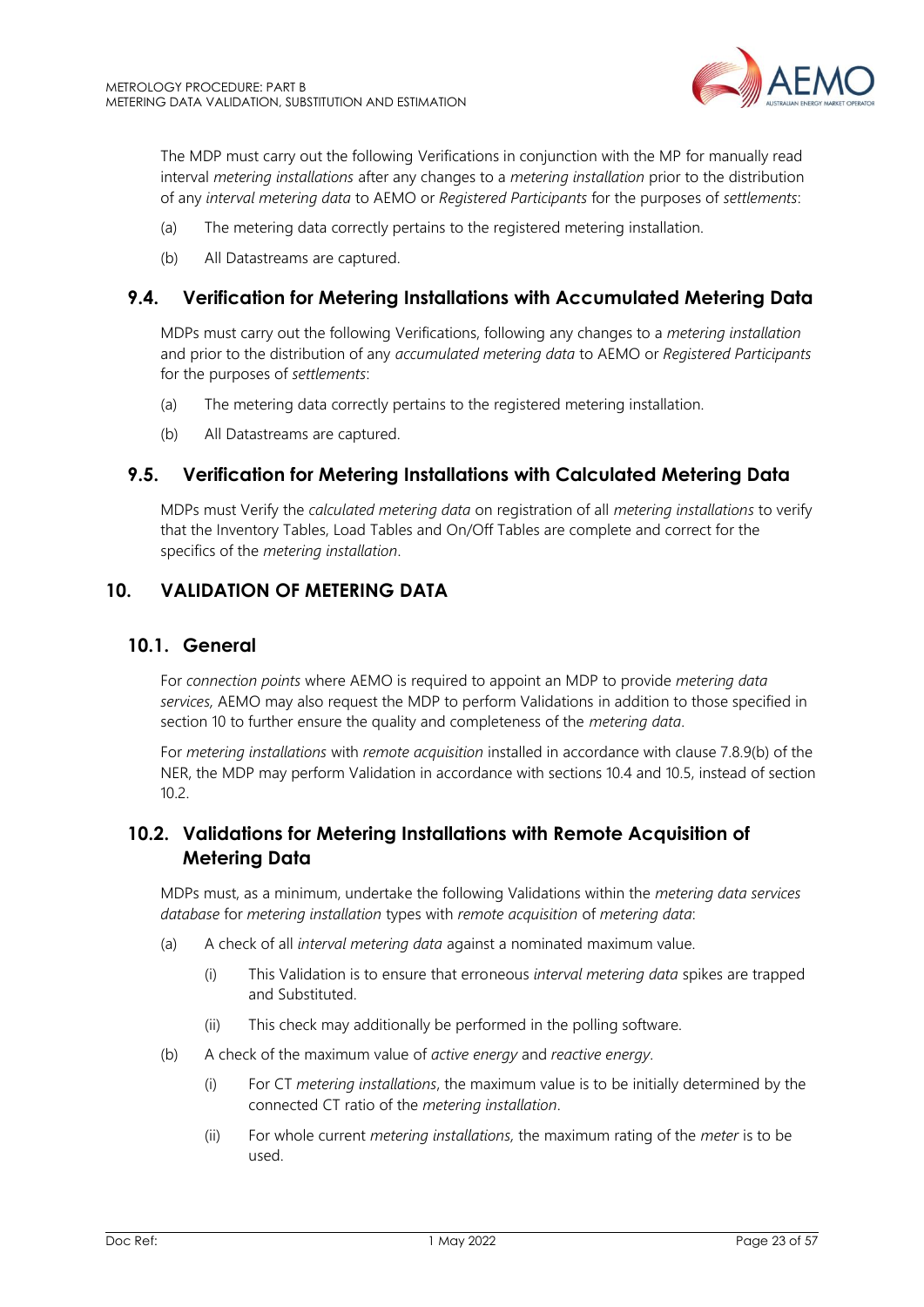The MDP must carry out the following Verifications in conjunction with the MP for manually read interval *metering installations* after any changes to a *metering installation* prior to the distribution of any *interval metering data* to AEMO or *Registered Participants* for the purposes of *settlements*:

(a) The metering data correctly pertains to the registered metering installation.

(b) All Datastreams are captured.

## 9.4. Verification for Metering Installations with Accumulated Metering Data

MDPs must carry out the following Verifications, following any changes to a *metering installation* and prior to the distribution of any *accumulated metering data* to AEMO or *Registered Participants* for the purposes of *settlements*:

(a) The metering data correctly pertains to the registered metering installation.

(b) All Datastreams are captured.

## 9.5. Verification for Metering Installations with Calculated Metering Data

MDPs must Verify the *calculated metering data* on registration of all *metering installations* to verify that the Inventory Tables, Load Tables and On/Off Tables are complete and correct for the specifics of the *metering installation*.

# 10. VALIDATION OF METERING DATA

## 10.1. General

For *connection points* where AEMO is required to appoint an MDP to provide *metering data services,* AEMO may also request the MDP to perform Validations in addition to those specified in section 10 to further ensure the quality and completeness of the *metering data*.

For *metering installations* with *remote acquisition* installed in accordance with clause 7.8.9(b) of the NER, the MDP may perform Validation in accordance with sections 10.4 and 10.5, instead of section 10.2.

## 10.2. Validations for Metering Installations with Remote Acquisition of Metering Data

MDPs must, as a minimum, undertake the following Validations within the *metering data services database* for *metering installation* types with *remote acquisition* of *metering data*:

(a) A check of all *interval metering data* against a nominated maximum value.

  (i) This Validation is to ensure that erroneous *interval metering data* spikes are trapped and Substituted.

  (ii) This check may additionally be performed in the polling software.

(b) A check of the maximum value of *active energy* and *reactive energy*.

  (i) For CT *metering installations*, the maximum value is to be initially determined by the connected CT ratio of the *metering installation*.

  (ii) For whole current *metering installations,* the maximum rating of the *meter* is to be used.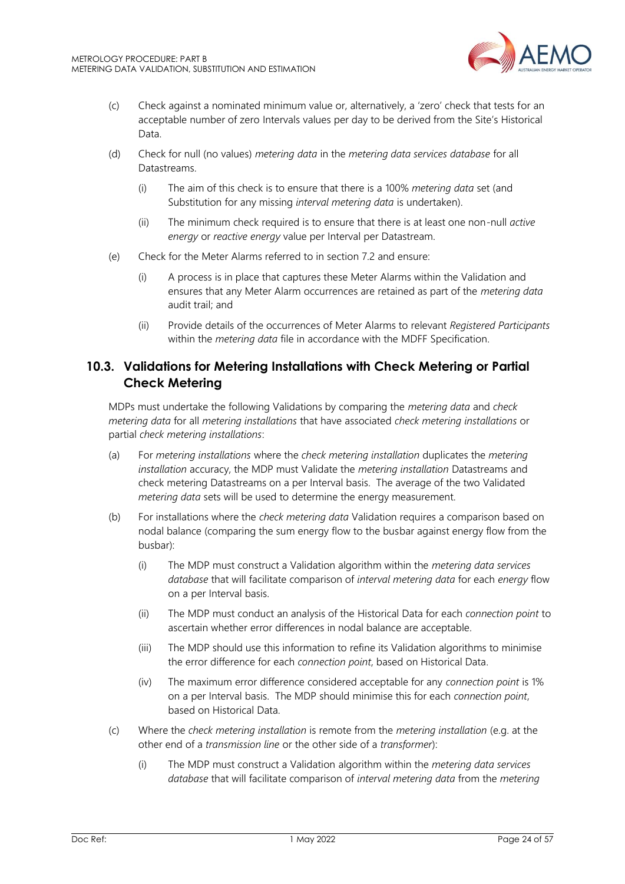(c) Check against a nominated minimum value or, alternatively, a 'zero' check that tests for an acceptable number of zero Intervals values per day to be derived from the Site's Historical Data.

(d) Check for null (no values) *metering data* in the *metering data services database* for all Datastreams.

  (i) The aim of this check is to ensure that there is a 100% *metering data* set (and Substitution for any missing *interval metering data* is undertaken).

  (ii) The minimum check required is to ensure that there is at least one non-null *active energy* or *reactive energy* value per Interval per Datastream.

(e) Check for the Meter Alarms referred to in section 7.2 and ensure:

  (i) A process is in place that captures these Meter Alarms within the Validation and ensures that any Meter Alarm occurrences are retained as part of the *metering data* audit trail; and

  (ii) Provide details of the occurrences of Meter Alarms to relevant *Registered Participants* within the *metering data* file in accordance with the MDFF Specification.

## 10.3. Validations for Metering Installations with Check Metering or Partial Check Metering

MDPs must undertake the following Validations by comparing the *metering data* and *check metering data* for all *metering installations* that have associated *check metering installations* or partial *check metering installations*:

(a) For *metering installations* where the *check metering installation* duplicates the *metering installation* accuracy, the MDP must Validate the *metering installation* Datastreams and check metering Datastreams on a per Interval basis. The average of the two Validated *metering data* sets will be used to determine the energy measurement.

(b) For installations where the *check metering data* Validation requires a comparison based on nodal balance (comparing the sum energy flow to the busbar against energy flow from the busbar):

  (i) The MDP must construct a Validation algorithm within the *metering data services database* that will facilitate comparison of *interval metering data* for each *energy* flow on a per Interval basis.

  (ii) The MDP must conduct an analysis of the Historical Data for each *connection point* to ascertain whether error differences in nodal balance are acceptable.

  (iii) The MDP should use this information to refine its Validation algorithms to minimise the error difference for each *connection point*, based on Historical Data.

  (iv) The maximum error difference considered acceptable for any *connection point* is 1% on a per Interval basis. The MDP should minimise this for each *connection point*, based on Historical Data.

(c) Where the *check metering installation* is remote from the *metering installation* (e.g. at the other end of a *transmission line* or the other side of a *transformer*):

  (i) The MDP must construct a Validation algorithm within the *metering data services database* that will facilitate comparison of *interval metering data* from the *metering*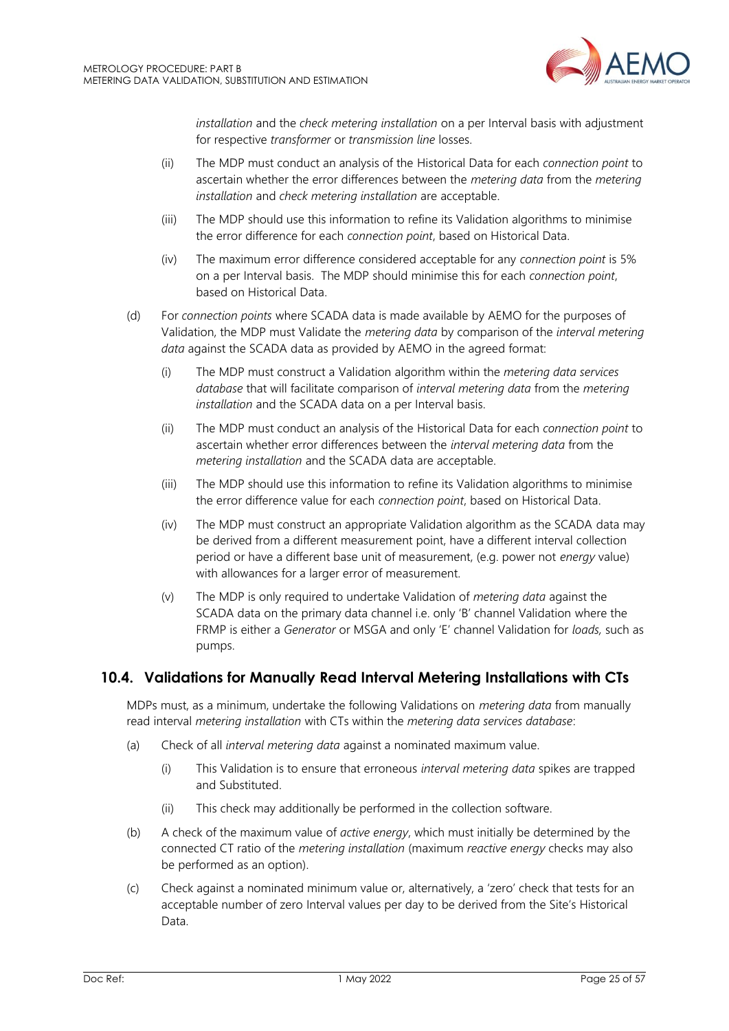*installation* and the *check metering installation* on a per Interval basis with adjustment for respective *transformer* or *transmission line* losses.

(ii) The MDP must conduct an analysis of the Historical Data for each *connection point* to ascertain whether the error differences between the *metering data* from the *metering installation* and *check metering installation* are acceptable.

(iii) The MDP should use this information to refine its Validation algorithms to minimise the error difference for each *connection point*, based on Historical Data.

(iv) The maximum error difference considered acceptable for any *connection point* is 5% on a per Interval basis. The MDP should minimise this for each *connection point*, based on Historical Data.

(d) For *connection points* where SCADA data is made available by AEMO for the purposes of Validation, the MDP must Validate the *metering data* by comparison of the *interval metering data* against the SCADA data as provided by AEMO in the agreed format:

(i) The MDP must construct a Validation algorithm within the *metering data services database* that will facilitate comparison of *interval metering data* from the *metering installation* and the SCADA data on a per Interval basis.

(ii) The MDP must conduct an analysis of the Historical Data for each *connection point* to ascertain whether error differences between the *interval metering data* from the *metering installation* and the SCADA data are acceptable.

(iii) The MDP should use this information to refine its Validation algorithms to minimise the error difference value for each *connection point*, based on Historical Data.

(iv) The MDP must construct an appropriate Validation algorithm as the SCADA data may be derived from a different measurement point, have a different interval collection period or have a different base unit of measurement, (e.g. power not *energy* value) with allowances for a larger error of measurement.

(v) The MDP is only required to undertake Validation of *metering data* against the SCADA data on the primary data channel i.e. only 'B' channel Validation where the FRMP is either a *Generator* or MSGA and only 'E' channel Validation for *loads,* such as pumps.

## 10.4. Validations for Manually Read Interval Metering Installations with CTs

MDPs must, as a minimum, undertake the following Validations on *metering data* from manually read interval *metering installation* with CTs within the *metering data services database*:

(a) Check of all *interval metering data* against a nominated maximum value.

(i) This Validation is to ensure that erroneous *interval metering data* spikes are trapped and Substituted.

(ii) This check may additionally be performed in the collection software.

(b) A check of the maximum value of *active energy*, which must initially be determined by the connected CT ratio of the *metering installation* (maximum *reactive energy* checks may also be performed as an option).

(c) Check against a nominated minimum value or, alternatively, a 'zero' check that tests for an acceptable number of zero Interval values per day to be derived from the Site's Historical Data.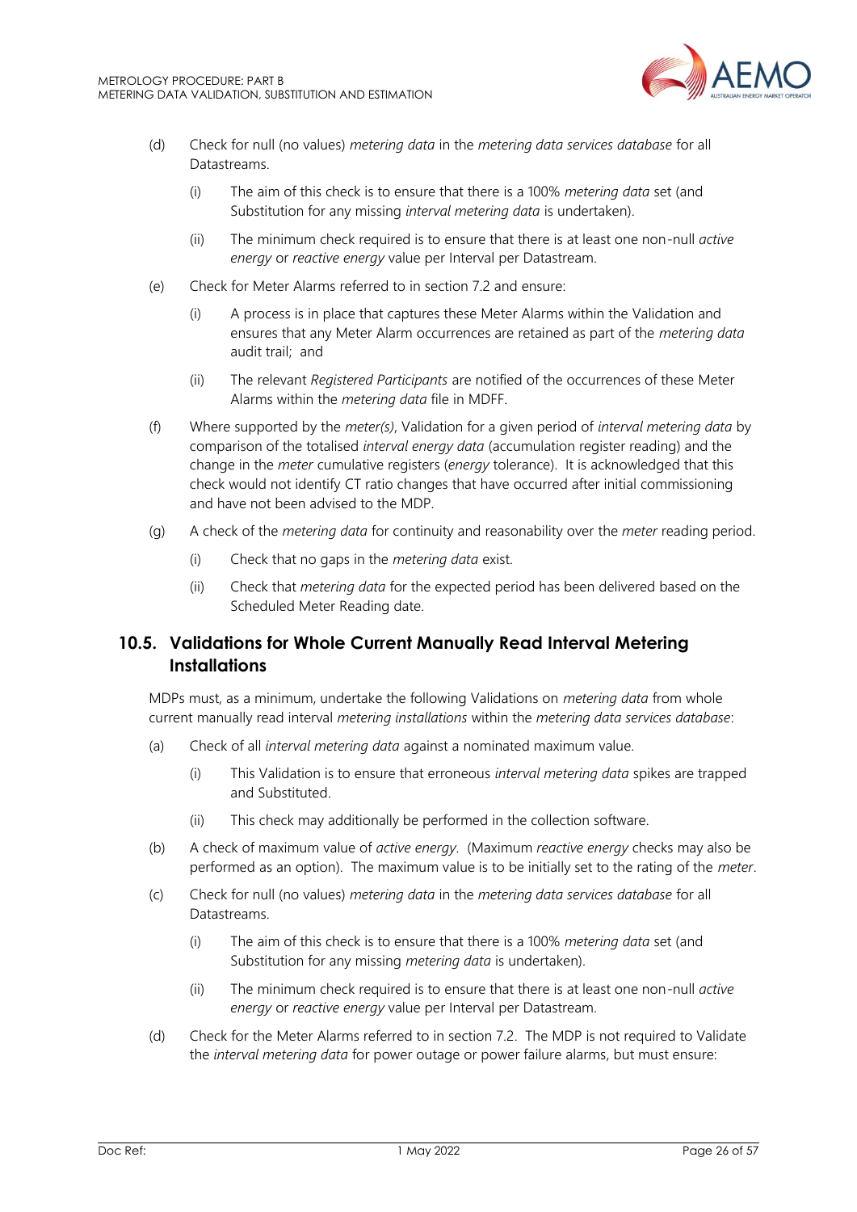(d) Check for null (no values) *metering data* in the *metering data services database* for all Datastreams.

  (i) The aim of this check is to ensure that there is a 100% *metering data* set (and Substitution for any missing *interval metering data* is undertaken).

  (ii) The minimum check required is to ensure that there is at least one non-null *active energy* or *reactive energy* value per Interval per Datastream.

(e) Check for Meter Alarms referred to in section 7.2 and ensure:

  (i) A process is in place that captures these Meter Alarms within the Validation and ensures that any Meter Alarm occurrences are retained as part of the *metering data* audit trail; and

  (ii) The relevant *Registered Participants* are notified of the occurrences of these Meter Alarms within the *metering data* file in MDFF.

(f) Where supported by the *meter(s)*, Validation for a given period of *interval metering data* by comparison of the totalised *interval energy data* (accumulation register reading) and the change in the *meter* cumulative registers (*energy* tolerance). It is acknowledged that this check would not identify CT ratio changes that have occurred after initial commissioning and have not been advised to the MDP.

(g) A check of the *metering data* for continuity and reasonability over the *meter* reading period.

  (i) Check that no gaps in the *metering data* exist.

  (ii) Check that *metering data* for the expected period has been delivered based on the Scheduled Meter Reading date.

## 10.5. Validations for Whole Current Manually Read Interval Metering Installations

MDPs must, as a minimum, undertake the following Validations on *metering data* from whole current manually read interval *metering installations* within the *metering data services database*:

(a) Check of all *interval metering data* against a nominated maximum value.

  (i) This Validation is to ensure that erroneous *interval metering data* spikes are trapped and Substituted.

  (ii) This check may additionally be performed in the collection software.

(b) A check of maximum value of *active energy*. (Maximum *reactive energy* checks may also be performed as an option). The maximum value is to be initially set to the rating of the *meter*.

(c) Check for null (no values) *metering data* in the *metering data services database* for all Datastreams.

  (i) The aim of this check is to ensure that there is a 100% *metering data* set (and Substitution for any missing *metering data* is undertaken).

  (ii) The minimum check required is to ensure that there is at least one non-null *active energy* or *reactive energy* value per Interval per Datastream.

(d) Check for the Meter Alarms referred to in section 7.2. The MDP is not required to Validate the *interval metering data* for power outage or power failure alarms, but must ensure: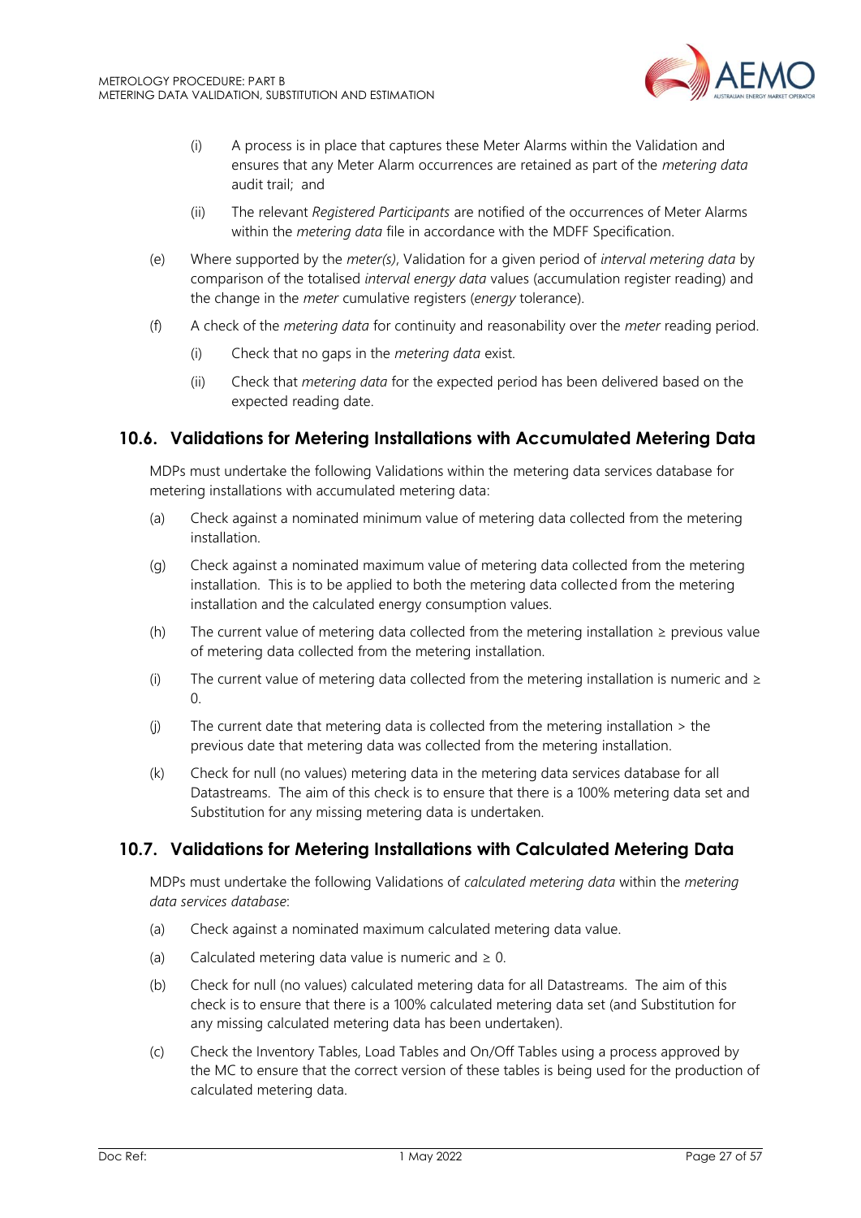(i) A process is in place that captures these Meter Alarms within the Validation and ensures that any Meter Alarm occurrences are retained as part of the *metering data* audit trail; and

(ii) The relevant *Registered Participants* are notified of the occurrences of Meter Alarms within the *metering data* file in accordance with the MDFF Specification.

(e) Where supported by the *meter(s)*, Validation for a given period of *interval metering data* by comparison of the totalised *interval energy data* values (accumulation register reading) and the change in the *meter* cumulative registers (*energy* tolerance).

(f) A check of the *metering data* for continuity and reasonability over the *meter* reading period.

(i) Check that no gaps in the *metering data* exist.

(ii) Check that *metering data* for the expected period has been delivered based on the expected reading date.

## 10.6. Validations for Metering Installations with Accumulated Metering Data

MDPs must undertake the following Validations within the metering data services database for metering installations with accumulated metering data:

(a) Check against a nominated minimum value of metering data collected from the metering installation.

(g) Check against a nominated maximum value of metering data collected from the metering installation. This is to be applied to both the metering data collected from the metering installation and the calculated energy consumption values.

(h) The current value of metering data collected from the metering installation ≥ previous value of metering data collected from the metering installation.

(i) The current value of metering data collected from the metering installation is numeric and ≥ 0.

(j) The current date that metering data is collected from the metering installation > the previous date that metering data was collected from the metering installation.

(k) Check for null (no values) metering data in the metering data services database for all Datastreams. The aim of this check is to ensure that there is a 100% metering data set and Substitution for any missing metering data is undertaken.

## 10.7. Validations for Metering Installations with Calculated Metering Data

MDPs must undertake the following Validations of *calculated metering data* within the *metering data services database*:

(a) Check against a nominated maximum calculated metering data value.

(a) Calculated metering data value is numeric and ≥ 0.

(b) Check for null (no values) calculated metering data for all Datastreams. The aim of this check is to ensure that there is a 100% calculated metering data set (and Substitution for any missing calculated metering data has been undertaken).

(c) Check the Inventory Tables, Load Tables and On/Off Tables using a process approved by the MC to ensure that the correct version of these tables is being used for the production of calculated metering data.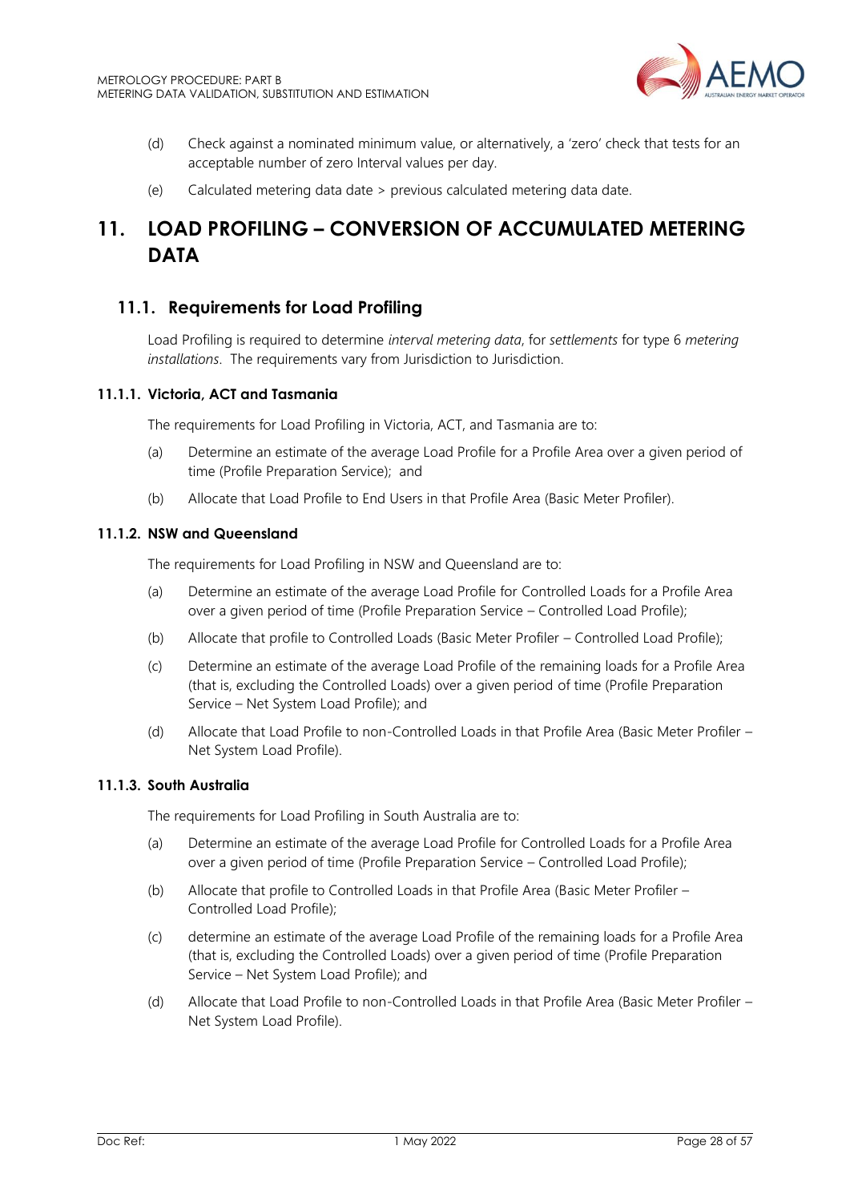(d) Check against a nominated minimum value, or alternatively, a 'zero' check that tests for an acceptable number of zero Interval values per day.

(e) Calculated metering data date > previous calculated metering data date.

# 11. LOAD PROFILING – CONVERSION OF ACCUMULATED METERING DATA

## 11.1. Requirements for Load Profiling

Load Profiling is required to determine *interval metering data*, for *settlements* for type 6 *metering installations*. The requirements vary from Jurisdiction to Jurisdiction.

### 11.1.1. Victoria, ACT and Tasmania

The requirements for Load Profiling in Victoria, ACT, and Tasmania are to:

(a) Determine an estimate of the average Load Profile for a Profile Area over a given period of time (Profile Preparation Service); and

(b) Allocate that Load Profile to End Users in that Profile Area (Basic Meter Profiler).

### 11.1.2. NSW and Queensland

The requirements for Load Profiling in NSW and Queensland are to:

(a) Determine an estimate of the average Load Profile for Controlled Loads for a Profile Area over a given period of time (Profile Preparation Service – Controlled Load Profile);

(b) Allocate that profile to Controlled Loads (Basic Meter Profiler – Controlled Load Profile);

(c) Determine an estimate of the average Load Profile of the remaining loads for a Profile Area (that is, excluding the Controlled Loads) over a given period of time (Profile Preparation Service – Net System Load Profile); and

(d) Allocate that Load Profile to non-Controlled Loads in that Profile Area (Basic Meter Profiler – Net System Load Profile).

### 11.1.3. South Australia

The requirements for Load Profiling in South Australia are to:

(a) Determine an estimate of the average Load Profile for Controlled Loads for a Profile Area over a given period of time (Profile Preparation Service – Controlled Load Profile);

(b) Allocate that profile to Controlled Loads in that Profile Area (Basic Meter Profiler – Controlled Load Profile);

(c) determine an estimate of the average Load Profile of the remaining loads for a Profile Area (that is, excluding the Controlled Loads) over a given period of time (Profile Preparation Service – Net System Load Profile); and

(d) Allocate that Load Profile to non-Controlled Loads in that Profile Area (Basic Meter Profiler – Net System Load Profile).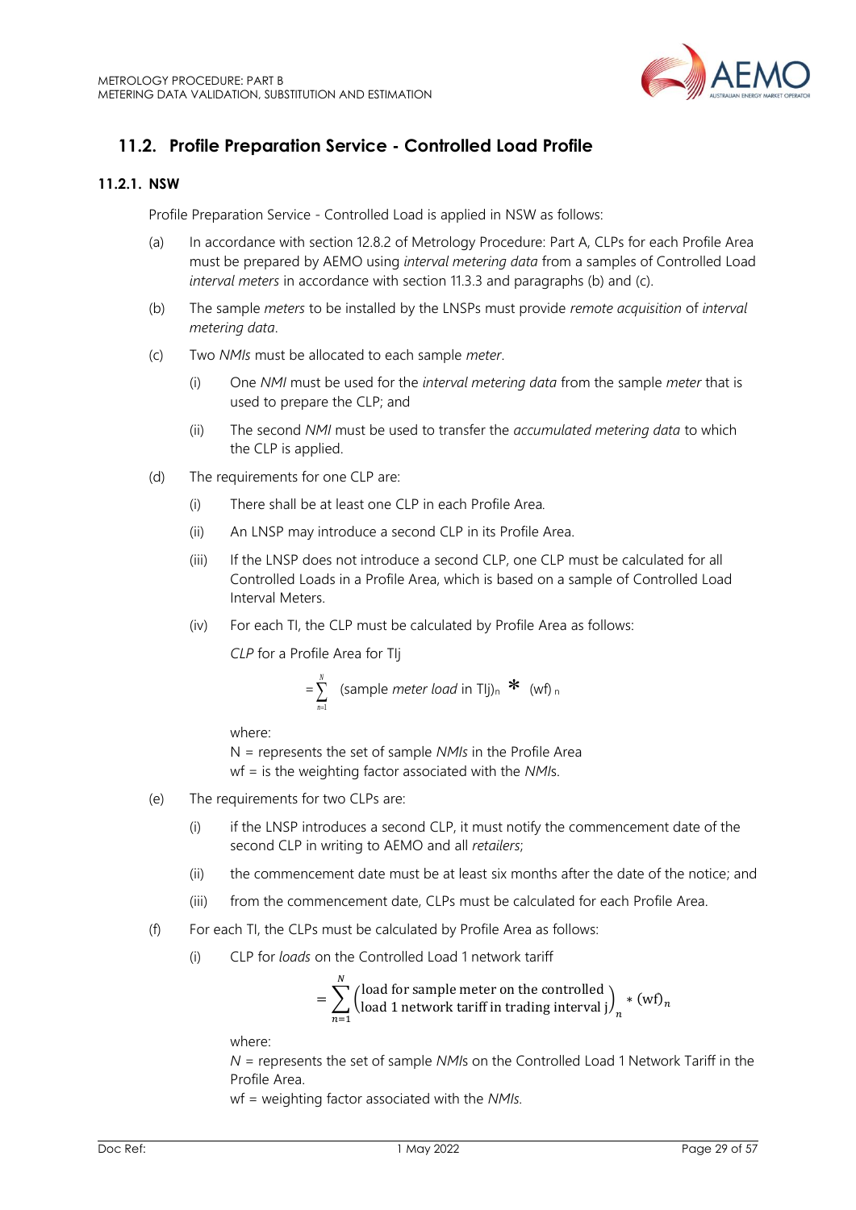## 11.2. Profile Preparation Service - Controlled Load Profile

### 11.2.1. NSW

Profile Preparation Service - Controlled Load is applied in NSW as follows:

(a) In accordance with section 12.8.2 of Metrology Procedure: Part A, CLPs for each Profile Area must be prepared by AEMO using *interval metering data* from a samples of Controlled Load *interval meters* in accordance with section 11.3.3 and paragraphs (b) and (c).

(b) The sample *meters* to be installed by the LNSPs must provide *remote acquisition* of *interval metering data*.

(c) Two *NMIs* must be allocated to each sample *meter*.

- (i) One *NMI* must be used for the *interval metering data* from the sample *meter* that is used to prepare the CLP; and
- (ii) The second *NMI* must be used to transfer the *accumulated metering data* to which the CLP is applied.

(d) The requirements for one CLP are:

- (i) There shall be at least one CLP in each Profile Area.
- (ii) An LNSP may introduce a second CLP in its Profile Area.
- (iii) If the LNSP does not introduce a second CLP, one CLP must be calculated for all Controlled Loads in a Profile Area, which is based on a sample of Controlled Load Interval Meters.
- (iv) For each TI, the CLP must be calculated by Profile Area as follows:

  *CLP* for a Profile Area for TIj

  $$= \sum_{n=1}^{N} (\text{sample } \textit{meter load} \text{ in TIj})_n * (\text{wf})_n$$

  where:
  N = represents the set of sample *NMIs* in the Profile Area
  wf = is the weighting factor associated with the *NMI*s.

(e) The requirements for two CLPs are:

- (i) if the LNSP introduces a second CLP, it must notify the commencement date of the second CLP in writing to AEMO and all *retailers*;
- (ii) the commencement date must be at least six months after the date of the notice; and
- (iii) from the commencement date, CLPs must be calculated for each Profile Area.

(f) For each TI, the CLPs must be calculated by Profile Area as follows:

- (i) CLP for *loads* on the Controlled Load 1 network tariff

  $$= \sum_{n=1}^{N} \begin{pmatrix} \text{load for sample meter on the controlled} \\ \text{load 1 network tariff in trading interval j} \end{pmatrix}_n * (\text{wf})_n$$

  where:
  *N* = represents the set of sample *NMI*s on the Controlled Load 1 Network Tariff in the Profile Area.
  wf = weighting factor associated with the *NMIs.*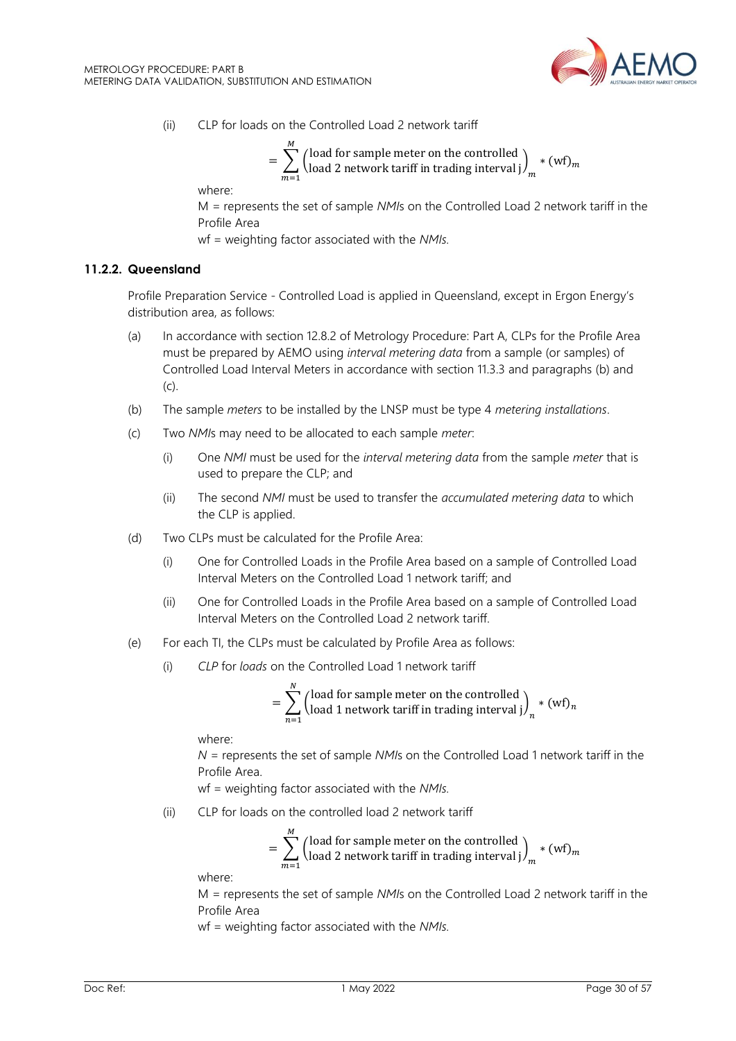(ii) CLP for loads on the Controlled Load 2 network tariff

$$= \sum_{m=1}^{M} \begin{pmatrix} \text{load for sample meter on the controlled} \\ \text{load 2 network tariff in trading interval j} \end{pmatrix}_m * (\text{wf})_m$$

where:

M = represents the set of sample *NMIs* on the Controlled Load 2 network tariff in the Profile Area

wf = weighting factor associated with the *NMIs*.

### 11.2.2. Queensland

Profile Preparation Service - Controlled Load is applied in Queensland, except in Ergon Energy's distribution area, as follows:

(a) In accordance with section 12.8.2 of Metrology Procedure: Part A, CLPs for the Profile Area must be prepared by AEMO using *interval metering data* from a sample (or samples) of Controlled Load Interval Meters in accordance with section 11.3.3 and paragraphs (b) and (c).

(b) The sample *meters* to be installed by the LNSP must be type 4 *metering installations*.

(c) Two *NMIs* may need to be allocated to each sample *meter*:

(i) One *NMI* must be used for the *interval metering data* from the sample *meter* that is used to prepare the CLP; and

(ii) The second *NMI* must be used to transfer the *accumulated metering data* to which the CLP is applied.

(d) Two CLPs must be calculated for the Profile Area:

(i) One for Controlled Loads in the Profile Area based on a sample of Controlled Load Interval Meters on the Controlled Load 1 network tariff; and

(ii) One for Controlled Loads in the Profile Area based on a sample of Controlled Load Interval Meters on the Controlled Load 2 network tariff.

(e) For each TI, the CLPs must be calculated by Profile Area as follows:

(i) *CLP* for *loads* on the Controlled Load 1 network tariff

$$= \sum_{n=1}^{N} \begin{pmatrix} \text{load for sample meter on the controlled} \\ \text{load 1 network tariff in trading interval j} \end{pmatrix}_n * (\text{wf})_n$$

where:

*N* = represents the set of sample *NMIs* on the Controlled Load 1 network tariff in the Profile Area.

wf = weighting factor associated with the *NMIs*.

(ii) CLP for loads on the controlled load 2 network tariff

$$= \sum_{m=1}^{M} \begin{pmatrix} \text{load for sample meter on the controlled} \\ \text{load 2 network tariff in trading interval j} \end{pmatrix}_m * (\text{wf})_m$$

where:

M = represents the set of sample *NMIs* on the Controlled Load 2 network tariff in the Profile Area

wf = weighting factor associated with the *NMIs*.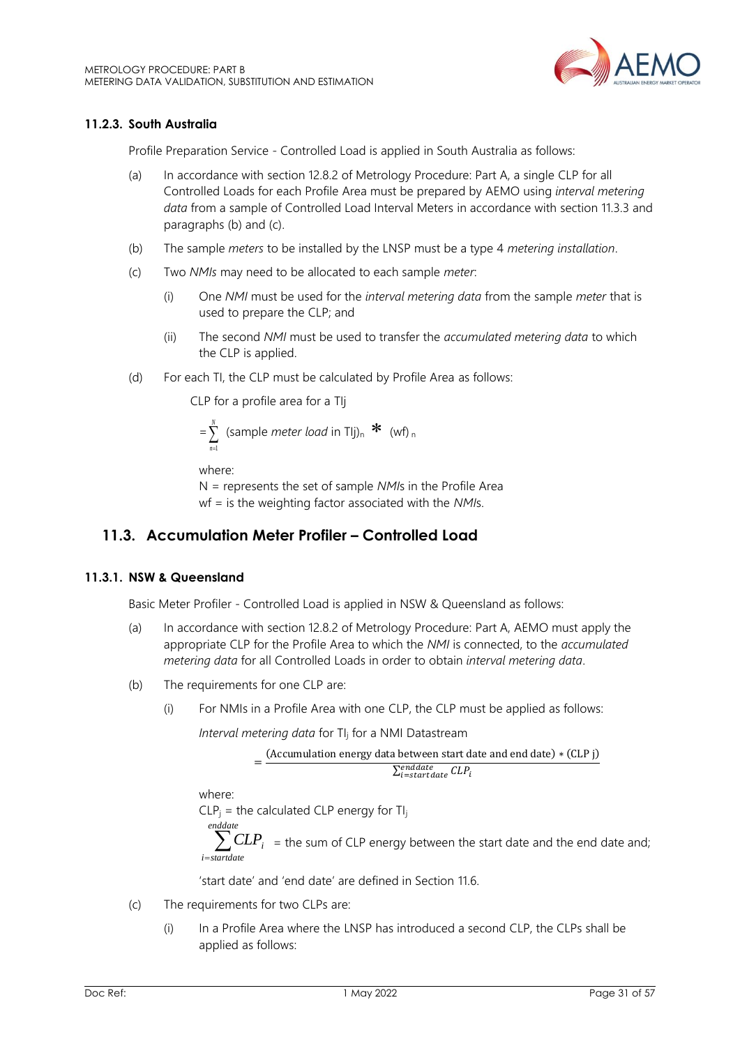### 11.2.3. South Australia

Profile Preparation Service - Controlled Load is applied in South Australia as follows:

(a) In accordance with section 12.8.2 of Metrology Procedure: Part A, a single CLP for all Controlled Loads for each Profile Area must be prepared by AEMO using *interval metering data* from a sample of Controlled Load Interval Meters in accordance with section 11.3.3 and paragraphs (b) and (c).

(b) The sample *meters* to be installed by the LNSP must be a type 4 *metering installation*.

(c) Two *NMIs* may need to be allocated to each sample *meter*:

   (i) One *NMI* must be used for the *interval metering data* from the sample *meter* that is used to prepare the CLP; and

   (ii) The second *NMI* must be used to transfer the *accumulated metering data* to which the CLP is applied.

(d) For each TI, the CLP must be calculated by Profile Area as follows:

CLP for a profile area for a TIj

$$= \sum_{n=1}^{N} (\text{sample } \textit{meter load} \text{ in TIj})_n * (\text{wf})_n$$

where:
N = represents the set of sample *NMIs* in the Profile Area
wf = is the weighting factor associated with the *NMIs*.

## 11.3. Accumulation Meter Profiler – Controlled Load

### 11.3.1. NSW & Queensland

Basic Meter Profiler - Controlled Load is applied in NSW & Queensland as follows:

(a) In accordance with section 12.8.2 of Metrology Procedure: Part A, AEMO must apply the appropriate CLP for the Profile Area to which the *NMI* is connected, to the *accumulated metering data* for all Controlled Loads in order to obtain *interval metering data*.

(b) The requirements for one CLP are:

   (i) For NMIs in a Profile Area with one CLP, the CLP must be applied as follows:

   *Interval metering data* for $TI_j$ for a NMI Datastream

$$= \frac{(\text{Accumulation energy data between start date and end date}) * (\text{CLP j})}{\sum_{i=startdate}^{enddate} CLP_i}$$

   where:
   $CLP_j$ = the calculated CLP energy for $TI_j$
   $\sum_{i=startdate}^{enddate} CLP_i$ = the sum of CLP energy between the start date and the end date and;

   'start date' and 'end date' are defined in Section 11.6.

(c) The requirements for two CLPs are:

   (i) In a Profile Area where the LNSP has introduced a second CLP, the CLPs shall be applied as follows: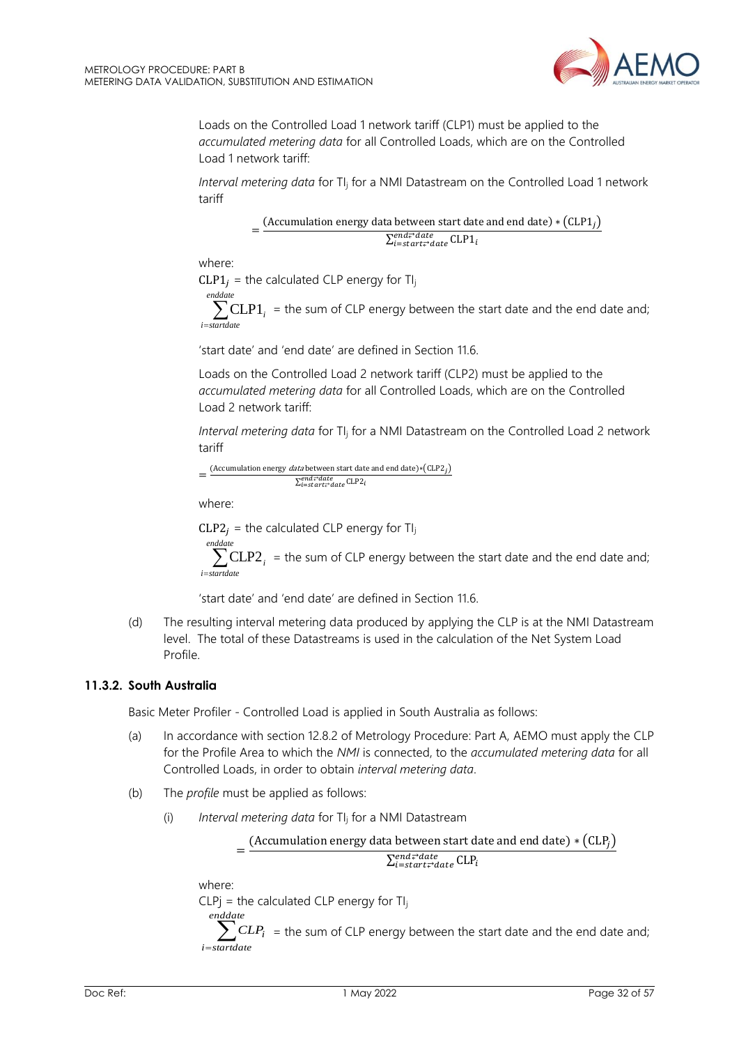Loads on the Controlled Load 1 network tariff (CLP1) must be applied to the *accumulated metering data* for all Controlled Loads, which are on the Controlled Load 1 network tariff:

*Interval metering data* for $TI_j$ for a NMI Datastream on the Controlled Load 1 network tariff

$$= \frac{(\text{Accumulation energy data between start date and end date}) * (\text{CLP1}_j)}{\sum_{i=start\ date}^{end\ date} \text{CLP1}_i}$$

where:

$\text{CLP1}_j$ = the calculated CLP energy for $TI_j$

$\sum_{i=startdate}^{enddate} \text{CLP1}_i$ = the sum of CLP energy between the start date and the end date and;

'start date' and 'end date' are defined in Section 11.6.

Loads on the Controlled Load 2 network tariff (CLP2) must be applied to the *accumulated metering data* for all Controlled Loads, which are on the Controlled Load 2 network tariff:

*Interval metering data* for $TI_j$ for a NMI Datastream on the Controlled Load 2 network tariff

$$= \frac{(\text{Accumulation energy } data \text{ between start date and end date}) * (\text{CLP2}_j)}{\sum_{i=start\ date}^{end\ date} \text{CLP2}_i}$$

where:

$\text{CLP2}_j$ = the calculated CLP energy for $TI_j$

$\sum_{i=startdate}^{enddate} \text{CLP2}_i$ = the sum of CLP energy between the start date and the end date and;

'start date' and 'end date' are defined in Section 11.6.

(d) The resulting interval metering data produced by applying the CLP is at the NMI Datastream level. The total of these Datastreams is used in the calculation of the Net System Load Profile.

### 11.3.2. South Australia

Basic Meter Profiler - Controlled Load is applied in South Australia as follows:

(a) In accordance with section 12.8.2 of Metrology Procedure: Part A, AEMO must apply the CLP for the Profile Area to which the *NMI* is connected, to the *accumulated metering data* for all Controlled Loads, in order to obtain *interval metering data*.

(b) The *profile* must be applied as follows:

(i) *Interval metering data* for $TI_j$ for a NMI Datastream

$$= \frac{(\text{Accumulation energy data between start date and end date}) * (\text{CLP}_j)}{\sum_{i=start\ date}^{end\ date} \text{CLP}_i}$$

where:

$CLPj$ = the calculated CLP energy for $TI_j$

$\sum_{i=startdate}^{enddate} CLP_i$ = the sum of CLP energy between the start date and the end date and;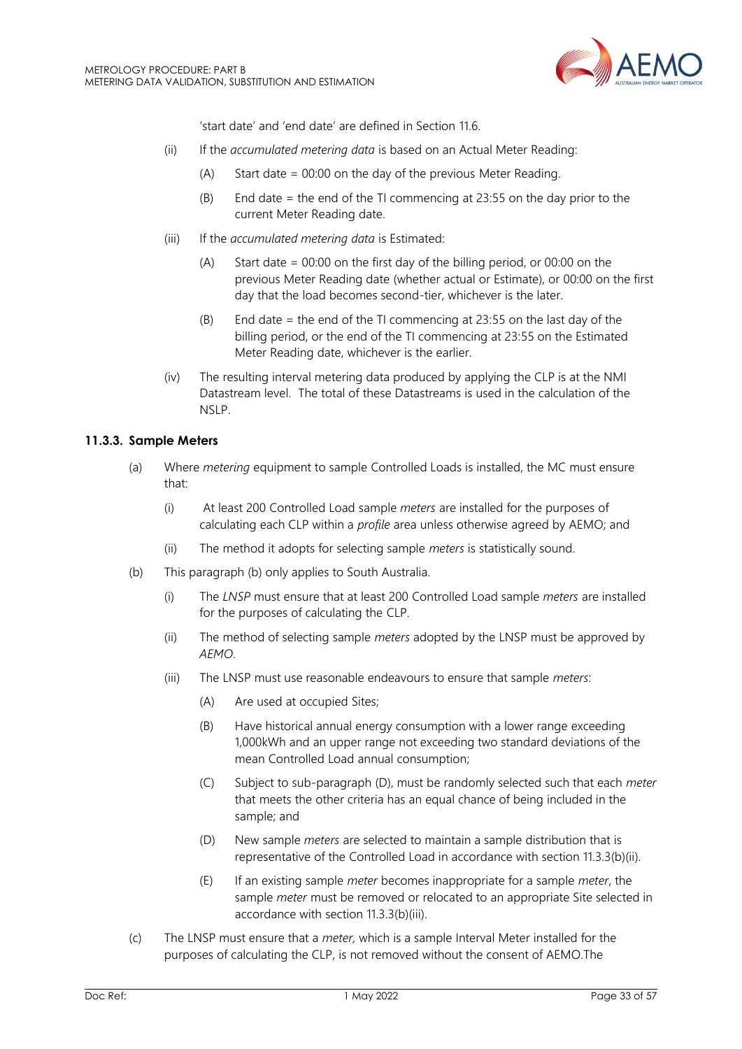'start date' and 'end date' are defined in Section 11.6.

(ii) If the *accumulated metering data* is based on an Actual Meter Reading:

(A) Start date = 00:00 on the day of the previous Meter Reading.

(B) End date = the end of the TI commencing at 23:55 on the day prior to the current Meter Reading date.

(iii) If the *accumulated metering data* is Estimated:

(A) Start date = 00:00 on the first day of the billing period, or 00:00 on the previous Meter Reading date (whether actual or Estimate), or 00:00 on the first day that the load becomes second-tier, whichever is the later.

(B) End date = the end of the TI commencing at 23:55 on the last day of the billing period, or the end of the TI commencing at 23:55 on the Estimated Meter Reading date, whichever is the earlier.

(iv) The resulting interval metering data produced by applying the CLP is at the NMI Datastream level. The total of these Datastreams is used in the calculation of the NSLP.

### 11.3.3. Sample Meters

(a) Where *metering* equipment to sample Controlled Loads is installed, the MC must ensure that:

(i) At least 200 Controlled Load sample *meters* are installed for the purposes of calculating each CLP within a *profile* area unless otherwise agreed by AEMO; and

(ii) The method it adopts for selecting sample *meters* is statistically sound.

(b) This paragraph (b) only applies to South Australia.

(i) The *LNSP* must ensure that at least 200 Controlled Load sample *meters* are installed for the purposes of calculating the CLP.

(ii) The method of selecting sample *meters* adopted by the LNSP must be approved by *AEMO*.

(iii) The LNSP must use reasonable endeavours to ensure that sample *meters*:

(A) Are used at occupied Sites;

(B) Have historical annual energy consumption with a lower range exceeding 1,000kWh and an upper range not exceeding two standard deviations of the mean Controlled Load annual consumption;

(C) Subject to sub-paragraph (D), must be randomly selected such that each *meter* that meets the other criteria has an equal chance of being included in the sample; and

(D) New sample *meters* are selected to maintain a sample distribution that is representative of the Controlled Load in accordance with section 11.3.3(b)(ii).

(E) If an existing sample *meter* becomes inappropriate for a sample *meter*, the sample *meter* must be removed or relocated to an appropriate Site selected in accordance with section 11.3.3(b)(iii).

(c) The LNSP must ensure that a *meter*, which is a sample Interval Meter installed for the purposes of calculating the CLP, is not removed without the consent of AEMO.The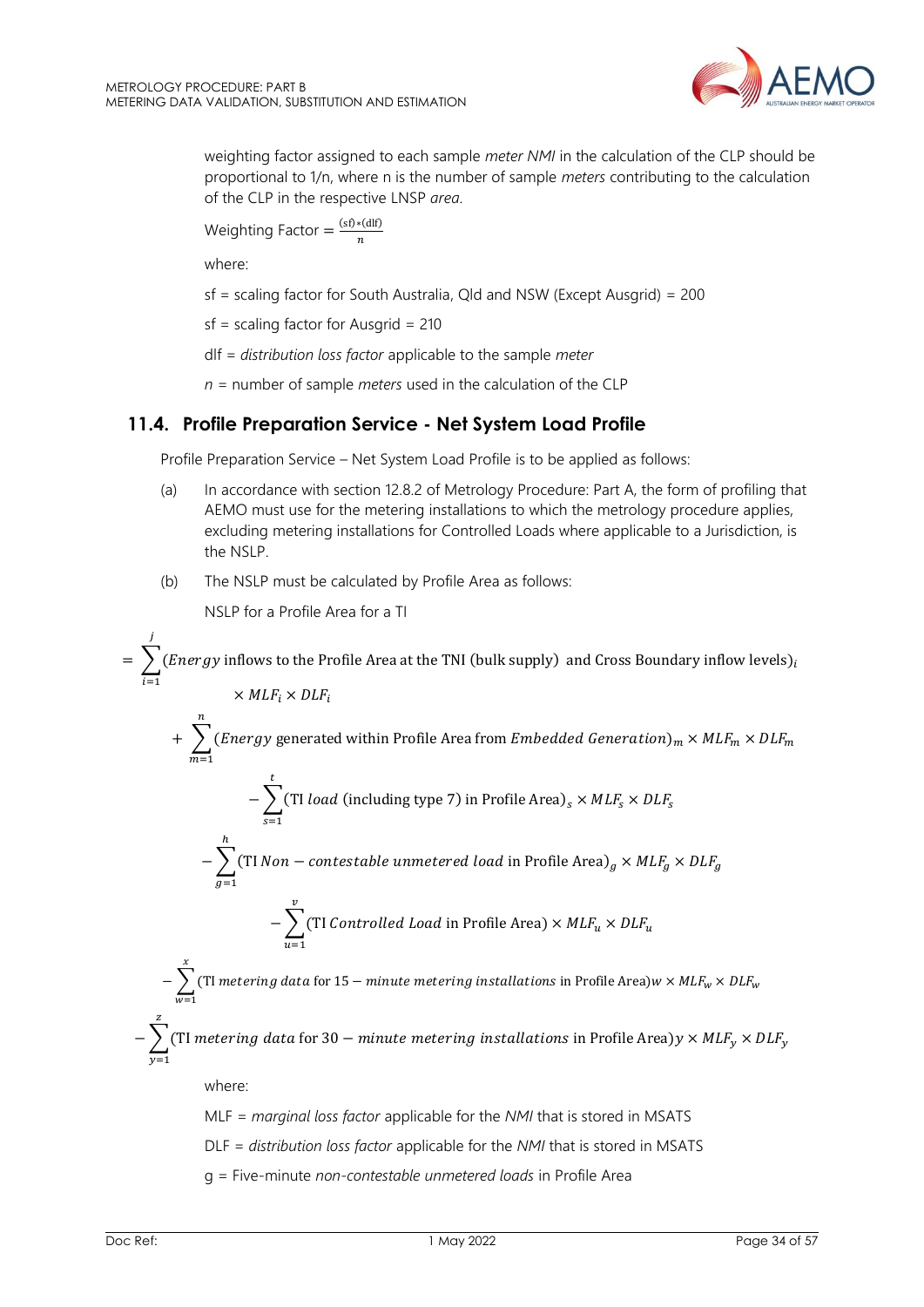weighting factor assigned to each sample *meter NMI* in the calculation of the CLP should be proportional to 1/n, where n is the number of sample *meters* contributing to the calculation of the CLP in the respective LNSP *area*.

Weighting Factor = $\frac{(\text{sf}) * (\text{dlf})}{n}$

where:

sf = scaling factor for South Australia, Qld and NSW (Except Ausgrid) = 200

sf = scaling factor for Ausgrid = 210

dlf = *distribution loss factor* applicable to the sample *meter*

$n$ = number of sample *meters* used in the calculation of the CLP

## 11.4. Profile Preparation Service - Net System Load Profile

Profile Preparation Service – Net System Load Profile is to be applied as follows:

(a) In accordance with section 12.8.2 of Metrology Procedure: Part A, the form of profiling that AEMO must use for the metering installations to which the metrology procedure applies, excluding metering installations for Controlled Loads where applicable to a Jurisdiction, is the NSLP.

(b) The NSLP must be calculated by Profile Area as follows:

NSLP for a Profile Area for a TI

$$= \sum_{i=1}^{j} (\textit{Energy}\text{ inflows to the Profile Area at the TNI (bulk supply) and Cross Boundary inflow levels})_i \times MLF_i \times DLF_i$$

$$+ \sum_{m=1}^{n} (\textit{Energy}\text{ generated within Profile Area from }\textit{Embedded Generation})_m \times MLF_m \times DLF_m$$

$$- \sum_{s=1}^{t} (\text{TI }\textit{load}\text{ (including type 7) in Profile Area})_s \times MLF_s \times DLF_s$$

$$- \sum_{g=1}^{h} (\text{TI }\textit{Non}-\textit{contestable unmetered load}\text{ in Profile Area})_g \times MLF_g \times DLF_g$$

$$- \sum_{u=1}^{v} (\text{TI }\textit{Controlled Load}\text{ in Profile Area}) \times MLF_u \times DLF_u$$

$$- \sum_{w=1}^{x} (\text{TI }\textit{metering data}\text{ for 15}-\textit{minute metering installations}\text{ in Profile Area})w \times MLF_w \times DLF_w$$

$$- \sum_{y=1}^{z} (\text{TI }\textit{metering data}\text{ for 30}-\textit{minute metering installations}\text{ in Profile Area})y \times MLF_y \times DLF_y$$

where:

MLF = *marginal loss factor* applicable for the *NMI* that is stored in MSATS

DLF = *distribution loss factor* applicable for the *NMI* that is stored in MSATS

g = Five-minute *non-contestable unmetered loads* in Profile Area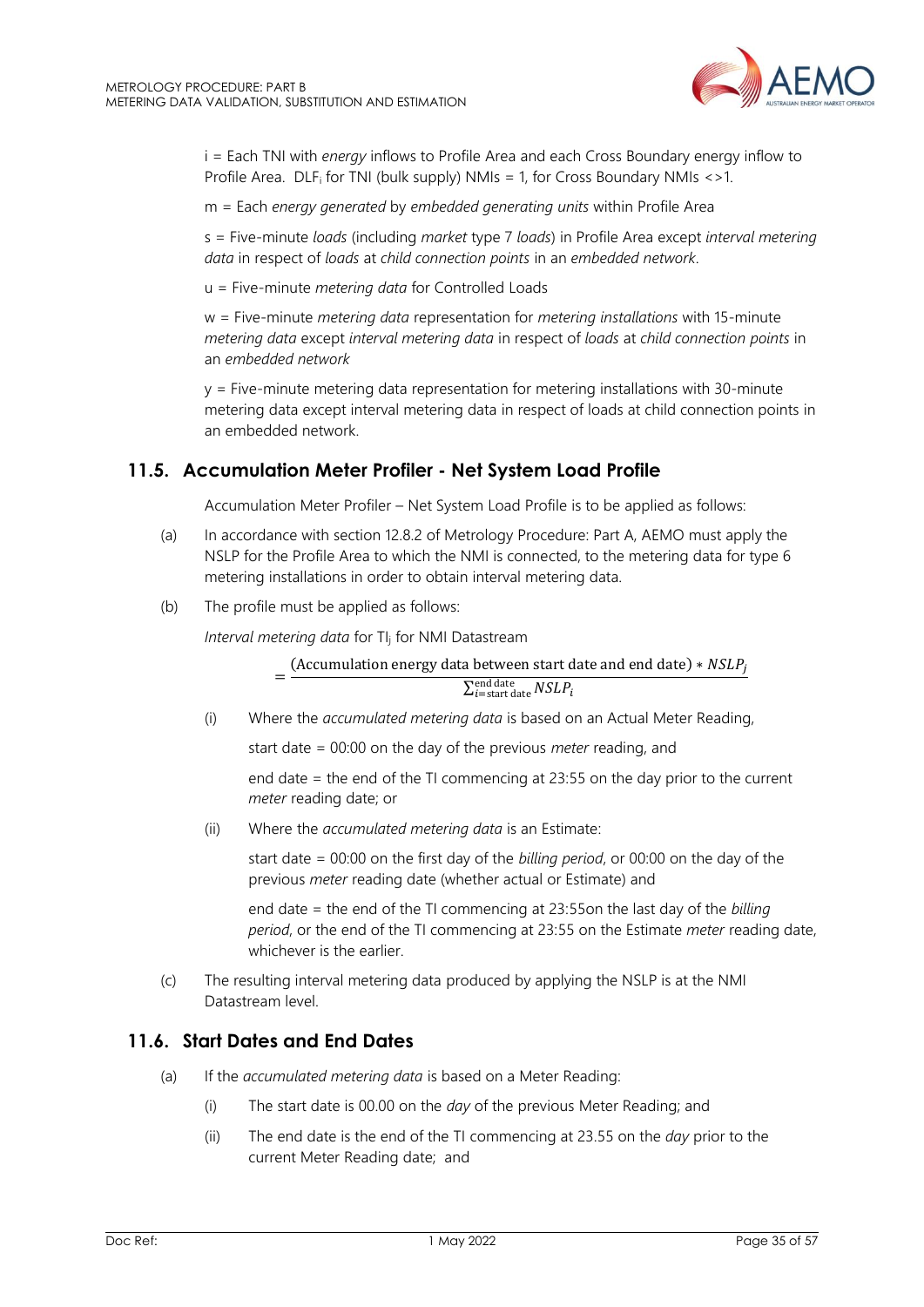i = Each TNI with *energy* inflows to Profile Area and each Cross Boundary energy inflow to Profile Area. $DLF_i$ for TNI (bulk supply) NMIs = 1, for Cross Boundary NMIs <>1.

m = Each *energy generated* by *embedded generating units* within Profile Area

s = Five-minute *loads* (including *market* type 7 *loads*) in Profile Area except *interval metering data* in respect of *loads* at *child connection points* in an *embedded network*.

u = Five-minute *metering data* for Controlled Loads

w = Five-minute *metering data* representation for *metering installations* with 15-minute *metering data* except *interval metering data* in respect of *loads* at *child connection points* in an *embedded network*

y = Five-minute metering data representation for metering installations with 30-minute metering data except interval metering data in respect of loads at child connection points in an embedded network.

## 11.5. Accumulation Meter Profiler - Net System Load Profile

Accumulation Meter Profiler – Net System Load Profile is to be applied as follows:

(a) In accordance with section 12.8.2 of Metrology Procedure: Part A, AEMO must apply the NSLP for the Profile Area to which the NMI is connected, to the metering data for type 6 metering installations in order to obtain interval metering data.

(b) The profile must be applied as follows:

*Interval metering data* for $TI_j$ for NMI Datastream

$$= \frac{(\text{Accumulation energy data between start date and end date}) * NSLP_j}{\sum_{i=\text{start date}}^{\text{end date}} NSLP_i}$$

(i) Where the *accumulated metering data* is based on an Actual Meter Reading,

start date = 00:00 on the day of the previous *meter* reading, and

end date = the end of the TI commencing at 23:55 on the day prior to the current *meter* reading date; or

(ii) Where the *accumulated metering data* is an Estimate:

start date = 00:00 on the first day of the *billing period*, or 00:00 on the day of the previous *meter* reading date (whether actual or Estimate) and

end date = the end of the TI commencing at 23:55on the last day of the *billing period*, or the end of the TI commencing at 23:55 on the Estimate *meter* reading date, whichever is the earlier.

(c) The resulting interval metering data produced by applying the NSLP is at the NMI Datastream level.

## 11.6. Start Dates and End Dates

(a) If the *accumulated metering data* is based on a Meter Reading:

(i) The start date is 00.00 on the *day* of the previous Meter Reading; and

(ii) The end date is the end of the TI commencing at 23.55 on the *day* prior to the current Meter Reading date; and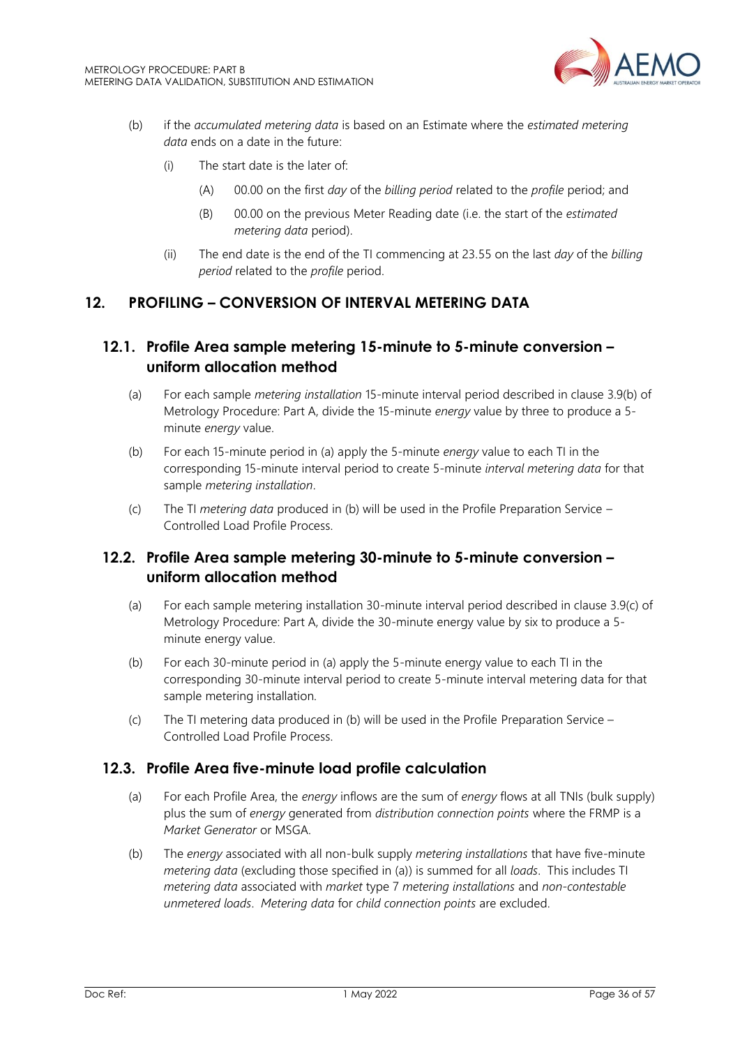(b) if the *accumulated metering data* is based on an Estimate where the *estimated metering data* ends on a date in the future:

   (i) The start date is the later of:

      (A) 00.00 on the first *day* of the *billing period* related to the *profile* period; and

      (B) 00.00 on the previous Meter Reading date (i.e. the start of the *estimated metering data* period).

   (ii) The end date is the end of the TI commencing at 23.55 on the last *day* of the *billing period* related to the *profile* period.

## 12. PROFILING – CONVERSION OF INTERVAL METERING DATA

### 12.1. Profile Area sample metering 15-minute to 5-minute conversion – uniform allocation method

(a) For each sample *metering installation* 15-minute interval period described in clause 3.9(b) of Metrology Procedure: Part A, divide the 15-minute *energy* value by three to produce a 5-minute *energy* value.

(b) For each 15-minute period in (a) apply the 5-minute *energy* value to each TI in the corresponding 15-minute interval period to create 5-minute *interval metering data* for that sample *metering installation*.

(c) The TI *metering data* produced in (b) will be used in the Profile Preparation Service – Controlled Load Profile Process.

### 12.2. Profile Area sample metering 30-minute to 5-minute conversion – uniform allocation method

(a) For each sample metering installation 30-minute interval period described in clause 3.9(c) of Metrology Procedure: Part A, divide the 30-minute energy value by six to produce a 5-minute energy value.

(b) For each 30-minute period in (a) apply the 5-minute energy value to each TI in the corresponding 30-minute interval period to create 5-minute interval metering data for that sample metering installation.

(c) The TI metering data produced in (b) will be used in the Profile Preparation Service – Controlled Load Profile Process.

### 12.3. Profile Area five-minute load profile calculation

(a) For each Profile Area, the *energy* inflows are the sum of *energy* flows at all TNIs (bulk supply) plus the sum of *energy* generated from *distribution connection points* where the FRMP is a *Market Generator* or MSGA.

(b) The *energy* associated with all non-bulk supply *metering installations* that have five-minute *metering data* (excluding those specified in (a)) is summed for all *loads*. This includes TI *metering data* associated with *market* type 7 *metering installations* and *non-contestable unmetered loads*. *Metering data* for *child connection points* are excluded.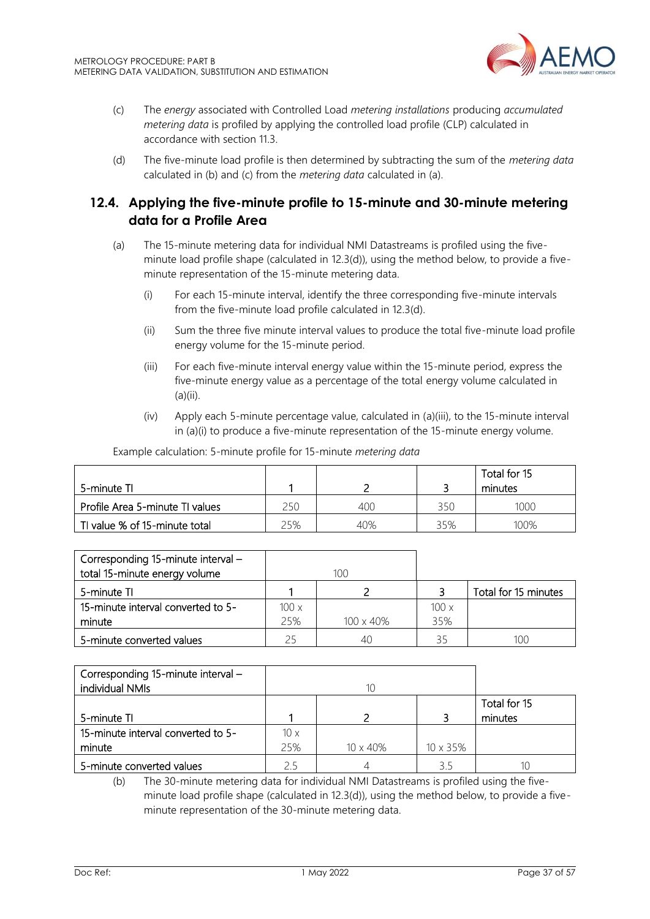(c) The *energy* associated with Controlled Load *metering installations* producing *accumulated metering data* is profiled by applying the controlled load profile (CLP) calculated in accordance with section 11.3.

(d) The five-minute load profile is then determined by subtracting the sum of the *metering data* calculated in (b) and (c) from the *metering data* calculated in (a).

## 12.4. Applying the five-minute profile to 15-minute and 30-minute metering data for a Profile Area

(a) The 15-minute metering data for individual NMI Datastreams is profiled using the five-minute load profile shape (calculated in 12.3(d)), using the method below, to provide a five-minute representation of the 15-minute metering data.

(i) For each 15-minute interval, identify the three corresponding five-minute intervals from the five-minute load profile calculated in 12.3(d).

(ii) Sum the three five minute interval values to produce the total five-minute load profile energy volume for the 15-minute period.

(iii) For each five-minute interval energy value within the 15-minute period, express the five-minute energy value as a percentage of the total energy volume calculated in (a)(ii).

(iv) Apply each 5-minute percentage value, calculated in (a)(iii), to the 15-minute interval in (a)(i) to produce a five-minute representation of the 15-minute energy volume.

Example calculation: 5-minute profile for 15-minute *metering data*

| 5-minute TI | 1 | 2 | 3 | Total for 15 minutes |
|---|---|---|---|---|
| Profile Area 5-minute TI values | 250 | 400 | 350 | 1000 |
| TI value % of 15-minute total | 25% | 40% | 35% | 100% |

| Corresponding 15-minute interval – total 15-minute energy volume | 100 | | | |
|---|---|---|---|---|
| 5-minute TI | 1 | 2 | 3 | Total for 15 minutes |
| 15-minute interval converted to 5-minute | 100 x 25% | 100 x 40% | 100 x 35% | |
| 5-minute converted values | 25 | 40 | 35 | 100 |

| Corresponding 15-minute interval – individual NMIs | 10 | | | |
|---|---|---|---|---|
| 5-minute TI | 1 | 2 | 3 | Total for 15 minutes |
| 15-minute interval converted to 5-minute | 10 x 25% | 10 x 40% | 10 x 35% | |
| 5-minute converted values | 2.5 | 4 | 3.5 | 10 |

(b) The 30-minute metering data for individual NMI Datastreams is profiled using the five-minute load profile shape (calculated in 12.3(d)), using the method below, to provide a five-minute representation of the 30-minute metering data.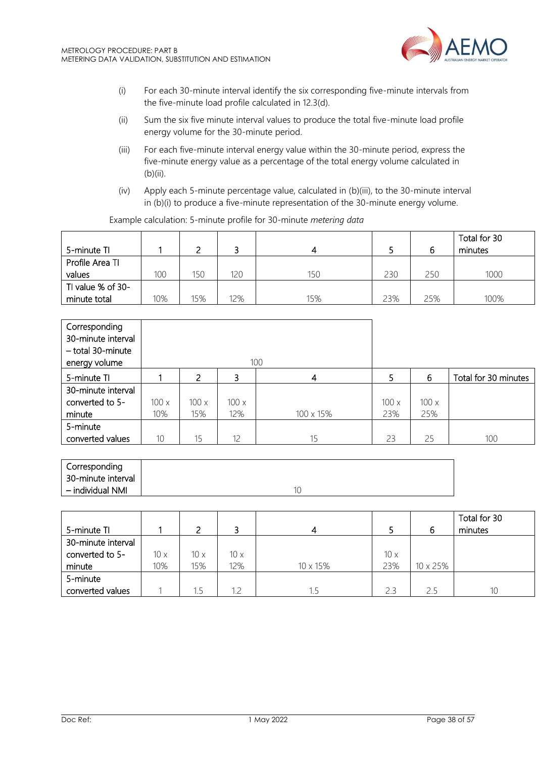(i) For each 30-minute interval identify the six corresponding five-minute intervals from the five-minute load profile calculated in 12.3(d).

(ii) Sum the six five minute interval values to produce the total five-minute load profile energy volume for the 30-minute period.

(iii) For each five-minute interval energy value within the 30-minute period, express the five-minute energy value as a percentage of the total energy volume calculated in (b)(ii).

(iv) Apply each 5-minute percentage value, calculated in (b)(iii), to the 30-minute interval in (b)(i) to produce a five-minute representation of the 30-minute energy volume.

Example calculation: 5-minute profile for 30-minute *metering data*

| 5-minute TI | 1 | 2 | 3 | 4 | 5 | 6 | Total for 30 minutes |
|---|---|---|---|---|---|---|---|
| Profile Area TI values | 100 | 150 | 120 | 150 | 230 | 250 | 1000 |
| TI value % of 30-minute total | 10% | 15% | 12% | 15% | 23% | 25% | 100% |

| Corresponding 30-minute interval – total 30-minute energy volume | 100 | | | | | | |
|---|---|---|---|---|---|---|---|
| 5-minute TI | 1 | 2 | 3 | 4 | 5 | 6 | Total for 30 minutes |
| 30-minute interval converted to 5-minute | 100 x 10% | 100 x 15% | 100 x 12% | 100 x 15% | 100 x 23% | 100 x 25% | |
| 5-minute converted values | 10 | 15 | 12 | 15 | 23 | 25 | 100 |

| Corresponding 30-minute interval – individual NMI | 10 |
|---|---|

| 5-minute TI | 1 | 2 | 3 | 4 | 5 | 6 | Total for 30 minutes |
|---|---|---|---|---|---|---|---|
| 30-minute interval converted to 5-minute | 10 x 10% | 10 x 15% | 10 x 12% | 10 x 15% | 10 x 23% | 10 x 25% | |
| 5-minute converted values | 1 | 1.5 | 1.2 | 1.5 | 2.3 | 2.5 | 10 |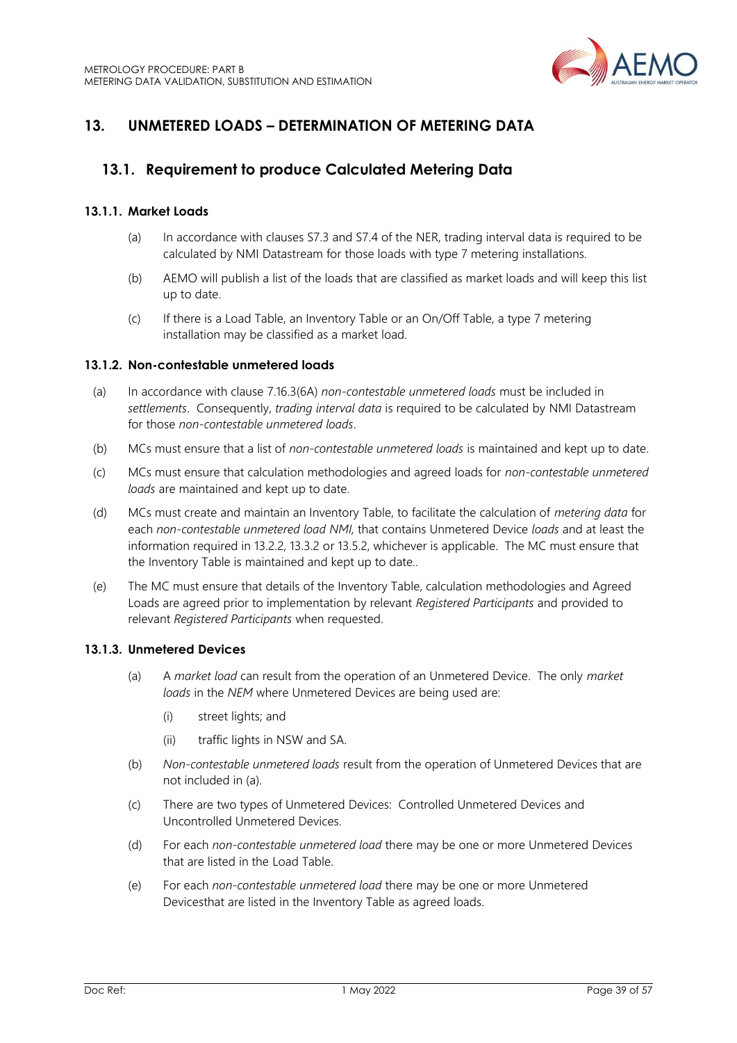# 13. UNMETERED LOADS – DETERMINATION OF METERING DATA

## 13.1. Requirement to produce Calculated Metering Data

### 13.1.1. Market Loads

(a) In accordance with clauses S7.3 and S7.4 of the NER, trading interval data is required to be calculated by NMI Datastream for those loads with type 7 metering installations.

(b) AEMO will publish a list of the loads that are classified as market loads and will keep this list up to date.

(c) If there is a Load Table, an Inventory Table or an On/Off Table, a type 7 metering installation may be classified as a market load.

### 13.1.2. Non-contestable unmetered loads

(a) In accordance with clause 7.16.3(6A) *non-contestable unmetered loads* must be included in *settlements*. Consequently, *trading interval data* is required to be calculated by NMI Datastream for those *non-contestable unmetered loads*.

(b) MCs must ensure that a list of *non-contestable unmetered loads* is maintained and kept up to date.

(c) MCs must ensure that calculation methodologies and agreed loads for *non-contestable unmetered loads* are maintained and kept up to date.

(d) MCs must create and maintain an Inventory Table, to facilitate the calculation of *metering data* for each *non-contestable unmetered load NMI*, that contains Unmetered Device *loads* and at least the information required in 13.2.2, 13.3.2 or 13.5.2, whichever is applicable. The MC must ensure that the Inventory Table is maintained and kept up to date..

(e) The MC must ensure that details of the Inventory Table, calculation methodologies and Agreed Loads are agreed prior to implementation by relevant *Registered Participants* and provided to relevant *Registered Participants* when requested.

### 13.1.3. Unmetered Devices

(a) A *market load* can result from the operation of an Unmetered Device. The only *market loads* in the *NEM* where Unmetered Devices are being used are:

  (i) street lights; and

  (ii) traffic lights in NSW and SA.

(b) *Non-contestable unmetered loads* result from the operation of Unmetered Devices that are not included in (a).

(c) There are two types of Unmetered Devices: Controlled Unmetered Devices and Uncontrolled Unmetered Devices.

(d) For each *non-contestable unmetered load* there may be one or more Unmetered Devices that are listed in the Load Table.

(e) For each *non-contestable unmetered load* there may be one or more Unmetered Devicesthat are listed in the Inventory Table as agreed loads.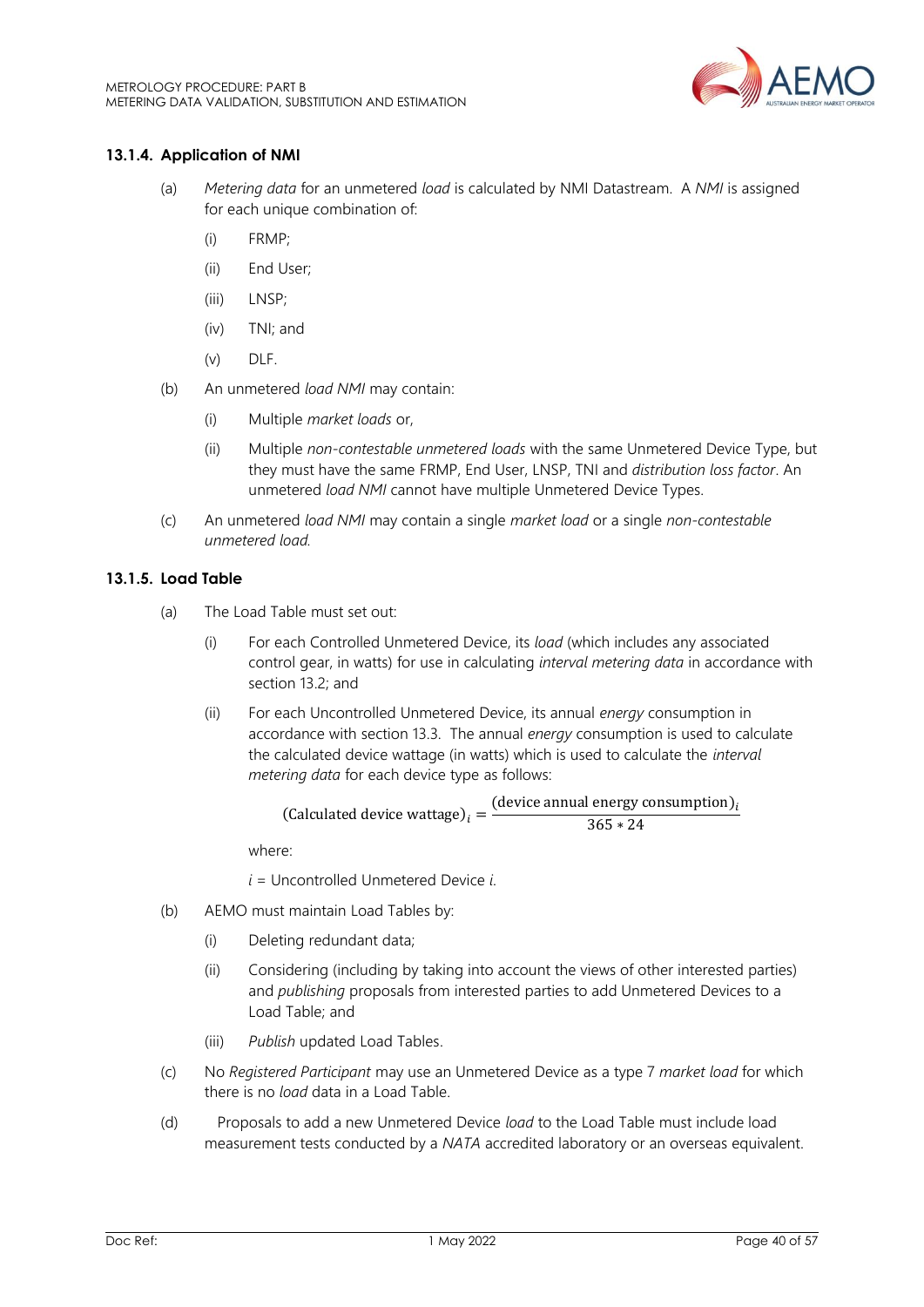### 13.1.4. Application of NMI

(a) *Metering data* for an unmetered *load* is calculated by NMI Datastream. A *NMI* is assigned for each unique combination of:

  (i) FRMP;

  (ii) End User;

  (iii) LNSP;

  (iv) TNI; and

  (v) DLF.

(b) An unmetered *load NMI* may contain:

  (i) Multiple *market loads* or,

  (ii) Multiple *non-contestable unmetered loads* with the same Unmetered Device Type, but they must have the same FRMP, End User, LNSP, TNI and *distribution loss factor*. An unmetered *load NMI* cannot have multiple Unmetered Device Types.

(c) An unmetered *load NMI* may contain a single *market load* or a single *non-contestable unmetered load.*

### 13.1.5. Load Table

(a) The Load Table must set out:

  (i) For each Controlled Unmetered Device, its *load* (which includes any associated control gear, in watts) for use in calculating *interval metering data* in accordance with section 13.2; and

  (ii) For each Uncontrolled Unmetered Device, its annual *energy* consumption in accordance with section 13.3. The annual *energy* consumption is used to calculate the calculated device wattage (in watts) which is used to calculate the *interval metering data* for each device type as follows:

$$(\text{Calculated device wattage})_i = \frac{(\text{device annual energy consumption})_i}{365 * 24}$$

  where:

  $i$ = Uncontrolled Unmetered Device $i$.

(b) AEMO must maintain Load Tables by:

  (i) Deleting redundant data;

  (ii) Considering (including by taking into account the views of other interested parties) and *publishing* proposals from interested parties to add Unmetered Devices to a Load Table; and

  (iii) *Publish* updated Load Tables.

(c) No *Registered Participant* may use an Unmetered Device as a type 7 *market load* for which there is no *load* data in a Load Table.

(d) Proposals to add a new Unmetered Device *load* to the Load Table must include load measurement tests conducted by a *NATA* accredited laboratory or an overseas equivalent.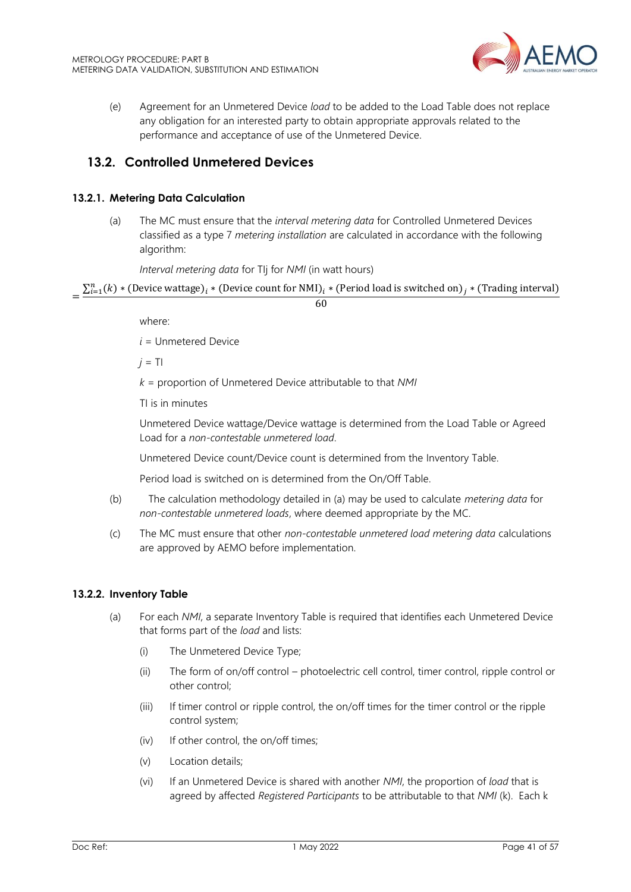(e) Agreement for an Unmetered Device *load* to be added to the Load Table does not replace any obligation for an interested party to obtain appropriate approvals related to the performance and acceptance of use of the Unmetered Device.

## 13.2. Controlled Unmetered Devices

### 13.2.1. Metering Data Calculation

(a) The MC must ensure that the *interval metering data* for Controlled Unmetered Devices classified as a type 7 *metering installation* are calculated in accordance with the following algorithm:

*Interval metering data* for TIj for *NMI* (in watt hours)

$$= \frac{\sum_{i=1}^{n}(k) * (\text{Device wattage})_i * (\text{Device count for NMI})_i * (\text{Period load is switched on})_j * (\text{Trading interval})}{60}$$

where:

$i$ = Unmetered Device

$j$ = TI

$k$ = proportion of Unmetered Device attributable to that *NMI*

TI is in minutes

Unmetered Device wattage/Device wattage is determined from the Load Table or Agreed Load for a *non-contestable unmetered load*.

Unmetered Device count/Device count is determined from the Inventory Table.

Period load is switched on is determined from the On/Off Table.

(b) The calculation methodology detailed in (a) may be used to calculate *metering data* for *non-contestable unmetered loads*, where deemed appropriate by the MC.

(c) The MC must ensure that other *non-contestable unmetered load metering data* calculations are approved by AEMO before implementation.

### 13.2.2. Inventory Table

(a) For each *NMI*, a separate Inventory Table is required that identifies each Unmetered Device that forms part of the *load* and lists:

(i) The Unmetered Device Type;

(ii) The form of on/off control – photoelectric cell control, timer control, ripple control or other control;

(iii) If timer control or ripple control, the on/off times for the timer control or the ripple control system;

(iv) If other control, the on/off times;

(v) Location details;

(vi) If an Unmetered Device is shared with another *NMI*, the proportion of *load* that is agreed by affected *Registered Participants* to be attributable to that *NMI* (k). Each k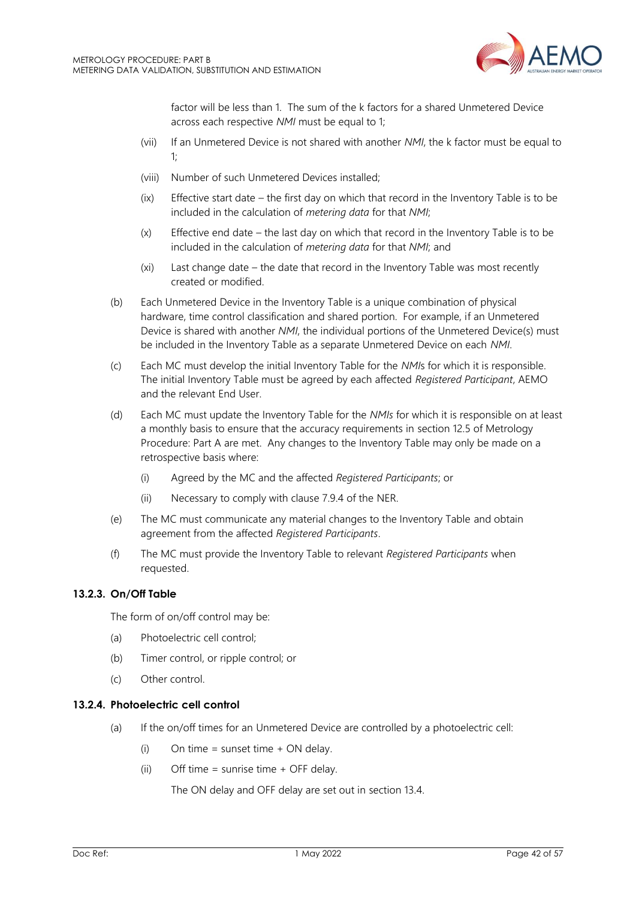factor will be less than 1. The sum of the k factors for a shared Unmetered Device across each respective *NMI* must be equal to 1;

(vii) If an Unmetered Device is not shared with another *NMI*, the k factor must be equal to 1;

(viii) Number of such Unmetered Devices installed;

(ix) Effective start date – the first day on which that record in the Inventory Table is to be included in the calculation of *metering data* for that *NMI*;

(x) Effective end date – the last day on which that record in the Inventory Table is to be included in the calculation of *metering data* for that *NMI*; and

(xi) Last change date – the date that record in the Inventory Table was most recently created or modified.

(b) Each Unmetered Device in the Inventory Table is a unique combination of physical hardware, time control classification and shared portion. For example, if an Unmetered Device is shared with another *NMI*, the individual portions of the Unmetered Device(s) must be included in the Inventory Table as a separate Unmetered Device on each *NMI*.

(c) Each MC must develop the initial Inventory Table for the *NMI*s for which it is responsible. The initial Inventory Table must be agreed by each affected *Registered Participant*, AEMO and the relevant End User.

(d) Each MC must update the Inventory Table for the *NMIs* for which it is responsible on at least a monthly basis to ensure that the accuracy requirements in section 12.5 of Metrology Procedure: Part A are met. Any changes to the Inventory Table may only be made on a retrospective basis where:

(i) Agreed by the MC and the affected *Registered Participants*; or

(ii) Necessary to comply with clause 7.9.4 of the NER.

(e) The MC must communicate any material changes to the Inventory Table and obtain agreement from the affected *Registered Participants*.

(f) The MC must provide the Inventory Table to relevant *Registered Participants* when requested.

### 13.2.3. On/Off Table

The form of on/off control may be:

(a) Photoelectric cell control;

(b) Timer control, or ripple control; or

(c) Other control.

### 13.2.4. Photoelectric cell control

(a) If the on/off times for an Unmetered Device are controlled by a photoelectric cell:

(i) On time = sunset time + ON delay.

(ii) Off time = sunrise time + OFF delay.

The ON delay and OFF delay are set out in section 13.4.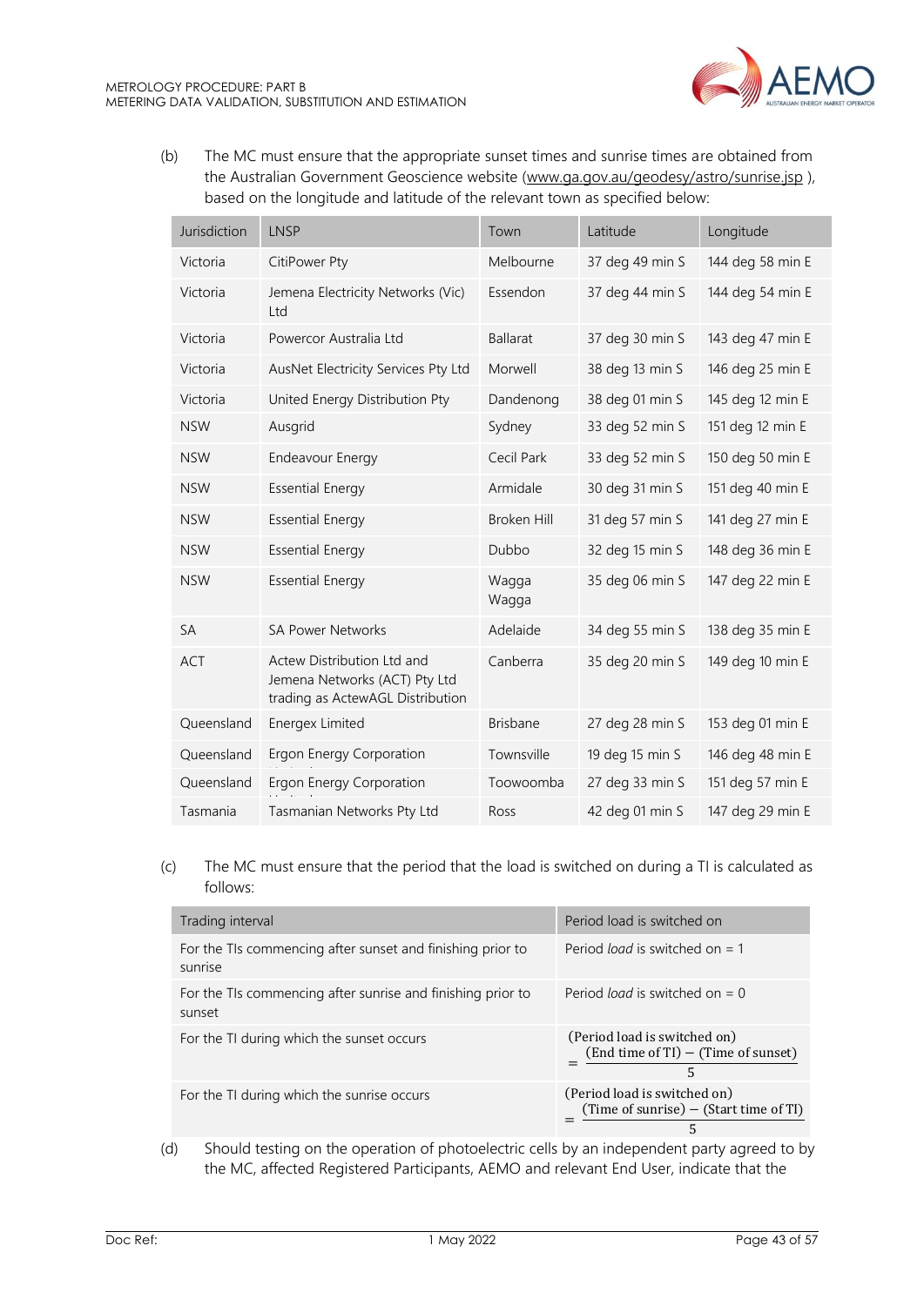(b) The MC must ensure that the appropriate sunset times and sunrise times are obtained from the Australian Government Geoscience website (www.ga.gov.au/geodesy/astro/sunrise.jsp ), based on the longitude and latitude of the relevant town as specified below:

| Jurisdiction | LNSP | Town | Latitude | Longitude |
|---|---|---|---|---|
| Victoria | CitiPower Pty | Melbourne | 37 deg 49 min S | 144 deg 58 min E |
| Victoria | Jemena Electricity Networks (Vic) Ltd | Essendon | 37 deg 44 min S | 144 deg 54 min E |
| Victoria | Powercor Australia Ltd | Ballarat | 37 deg 30 min S | 143 deg 47 min E |
| Victoria | AusNet Electricity Services Pty Ltd | Morwell | 38 deg 13 min S | 146 deg 25 min E |
| Victoria | United Energy Distribution Pty | Dandenong | 38 deg 01 min S | 145 deg 12 min E |
| NSW | Ausgrid | Sydney | 33 deg 52 min S | 151 deg 12 min E |
| NSW | Endeavour Energy | Cecil Park | 33 deg 52 min S | 150 deg 50 min E |
| NSW | Essential Energy | Armidale | 30 deg 31 min S | 151 deg 40 min E |
| NSW | Essential Energy | Broken Hill | 31 deg 57 min S | 141 deg 27 min E |
| NSW | Essential Energy | Dubbo | 32 deg 15 min S | 148 deg 36 min E |
| NSW | Essential Energy | Wagga Wagga | 35 deg 06 min S | 147 deg 22 min E |
| SA | SA Power Networks | Adelaide | 34 deg 55 min S | 138 deg 35 min E |
| ACT | Actew Distribution Ltd and Jemena Networks (ACT) Pty Ltd trading as ActewAGL Distribution | Canberra | 35 deg 20 min S | 149 deg 10 min E |
| Queensland | Energex Limited | Brisbane | 27 deg 28 min S | 153 deg 01 min E |
| Queensland | Ergon Energy Corporation | Townsville | 19 deg 15 min S | 146 deg 48 min E |
| Queensland | Ergon Energy Corporation | Toowoomba | 27 deg 33 min S | 151 deg 57 min E |
| Tasmania | Tasmanian Networks Pty Ltd | Ross | 42 deg 01 min S | 147 deg 29 min E |

(c) The MC must ensure that the period that the load is switched on during a TI is calculated as follows:

| Trading interval | Period load is switched on |
|---|---|
| For the TIs commencing after sunset and finishing prior to sunrise | Period *load* is switched on = 1 |
| For the TIs commencing after sunrise and finishing prior to sunset | Period *load* is switched on = 0 |
| For the TI during which the sunset occurs | $(\text{Period load is switched on}) = \frac{(\text{End time of TI}) - (\text{Time of sunset})}{5}$ |
| For the TI during which the sunrise occurs | $(\text{Period load is switched on}) = \frac{(\text{Time of sunrise}) - (\text{Start time of TI})}{5}$ |

(d) Should testing on the operation of photoelectric cells by an independent party agreed to by the MC, affected Registered Participants, AEMO and relevant End User, indicate that the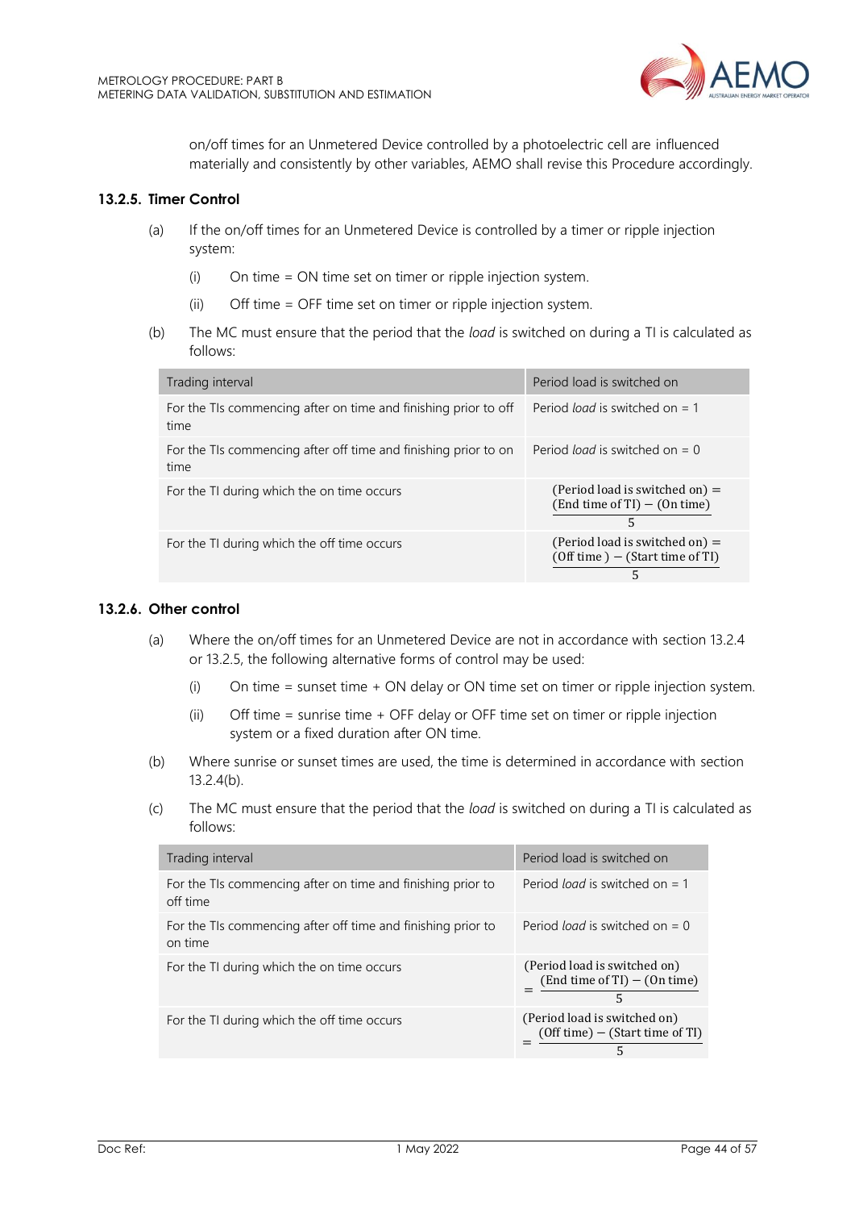on/off times for an Unmetered Device controlled by a photoelectric cell are influenced materially and consistently by other variables, AEMO shall revise this Procedure accordingly.

### 13.2.5. Timer Control

(a) If the on/off times for an Unmetered Device is controlled by a timer or ripple injection system:

(i) On time = ON time set on timer or ripple injection system.

(ii) Off time = OFF time set on timer or ripple injection system.

(b) The MC must ensure that the period that the *load* is switched on during a TI is calculated as follows:

| Trading interval | Period load is switched on |
|---|---|
| For the TIs commencing after on time and finishing prior to off time | Period *load* is switched on = 1 |
| For the TIs commencing after off time and finishing prior to on time | Period *load* is switched on = 0 |
| For the TI during which the on time occurs | $\text{(Period load is switched on)} = \frac{\text{(End time of TI)} - \text{(On time)}}{5}$ |
| For the TI during which the off time occurs | $\text{(Period load is switched on)} = \frac{\text{(Off time )} - \text{(Start time of TI)}}{5}$ |

### 13.2.6. Other control

(a) Where the on/off times for an Unmetered Device are not in accordance with section 13.2.4 or 13.2.5, the following alternative forms of control may be used:

(i) On time = sunset time + ON delay or ON time set on timer or ripple injection system.

(ii) Off time = sunrise time + OFF delay or OFF time set on timer or ripple injection system or a fixed duration after ON time.

(b) Where sunrise or sunset times are used, the time is determined in accordance with section 13.2.4(b).

(c) The MC must ensure that the period that the *load* is switched on during a TI is calculated as follows:

| Trading interval | Period load is switched on |
|---|---|
| For the TIs commencing after on time and finishing prior to off time | Period *load* is switched on = 1 |
| For the TIs commencing after off time and finishing prior to on time | Period *load* is switched on = 0 |
| For the TI during which the on time occurs | $\text{(Period load is switched on)} = \frac{\text{(End time of TI)} - \text{(On time)}}{5}$ |
| For the TI during which the off time occurs | $\text{(Period load is switched on)} = \frac{\text{(Off time)} - \text{(Start time of TI)}}{5}$ |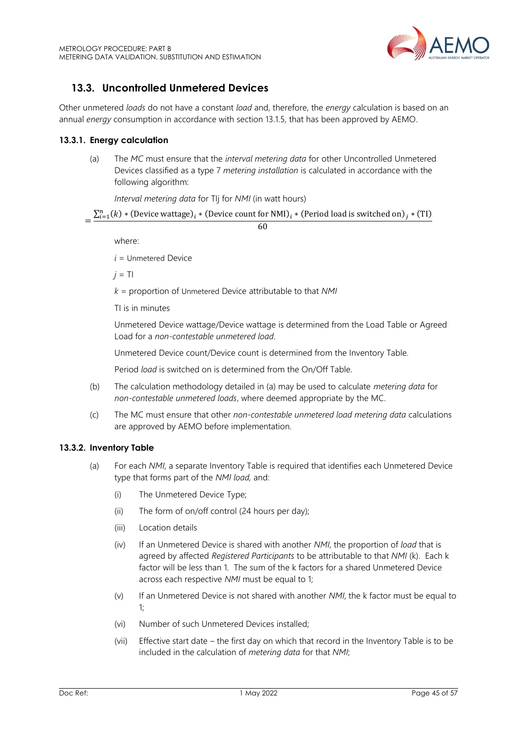## 13.3. Uncontrolled Unmetered Devices

Other unmetered *loads* do not have a constant *load* and, therefore, the *energy* calculation is based on an annual *energy* consumption in accordance with section 13.1.5, that has been approved by AEMO.

### 13.3.1. Energy calculation

(a) The *MC* must ensure that the *interval metering data* for other Uncontrolled Unmetered Devices classified as a type 7 *metering installation* is calculated in accordance with the following algorithm:

*Interval metering data* for TIj for *NMI* (in watt hours)

$$= \frac{\sum_{i=1}^{n}(k) * (\text{Device wattage})_i * (\text{Device count for NMI})_i * (\text{Period load is switched on})_j * (\text{TI})}{60}$$

where:

$i$ = Unmetered Device

$j$ = TI

$k$ = proportion of Unmetered Device attributable to that *NMI*

TI is in minutes

Unmetered Device wattage/Device wattage is determined from the Load Table or Agreed Load for a *non-contestable unmetered load*.

Unmetered Device count/Device count is determined from the Inventory Table.

Period *load* is switched on is determined from the On/Off Table.

(b) The calculation methodology detailed in (a) may be used to calculate *metering data* for *non-contestable unmetered loads*, where deemed appropriate by the MC.

(c) The MC must ensure that other *non-contestable unmetered load metering data* calculations are approved by AEMO before implementation.

### 13.3.2. Inventory Table

(a) For each *NMI*, a separate Inventory Table is required that identifies each Unmetered Device type that forms part of the *NMI load,* and:

(i) The Unmetered Device Type;

(ii) The form of on/off control (24 hours per day);

(iii) Location details

(iv) If an Unmetered Device is shared with another *NMI*, the proportion of *load* that is agreed by affected *Registered Participants* to be attributable to that *NMI* (k). Each k factor will be less than 1. The sum of the k factors for a shared Unmetered Device across each respective *NMI* must be equal to 1;

(v) If an Unmetered Device is not shared with another *NMI*, the k factor must be equal to 1;

(vi) Number of such Unmetered Devices installed;

(vii) Effective start date – the first day on which that record in the Inventory Table is to be included in the calculation of *metering data* for that *NMI*;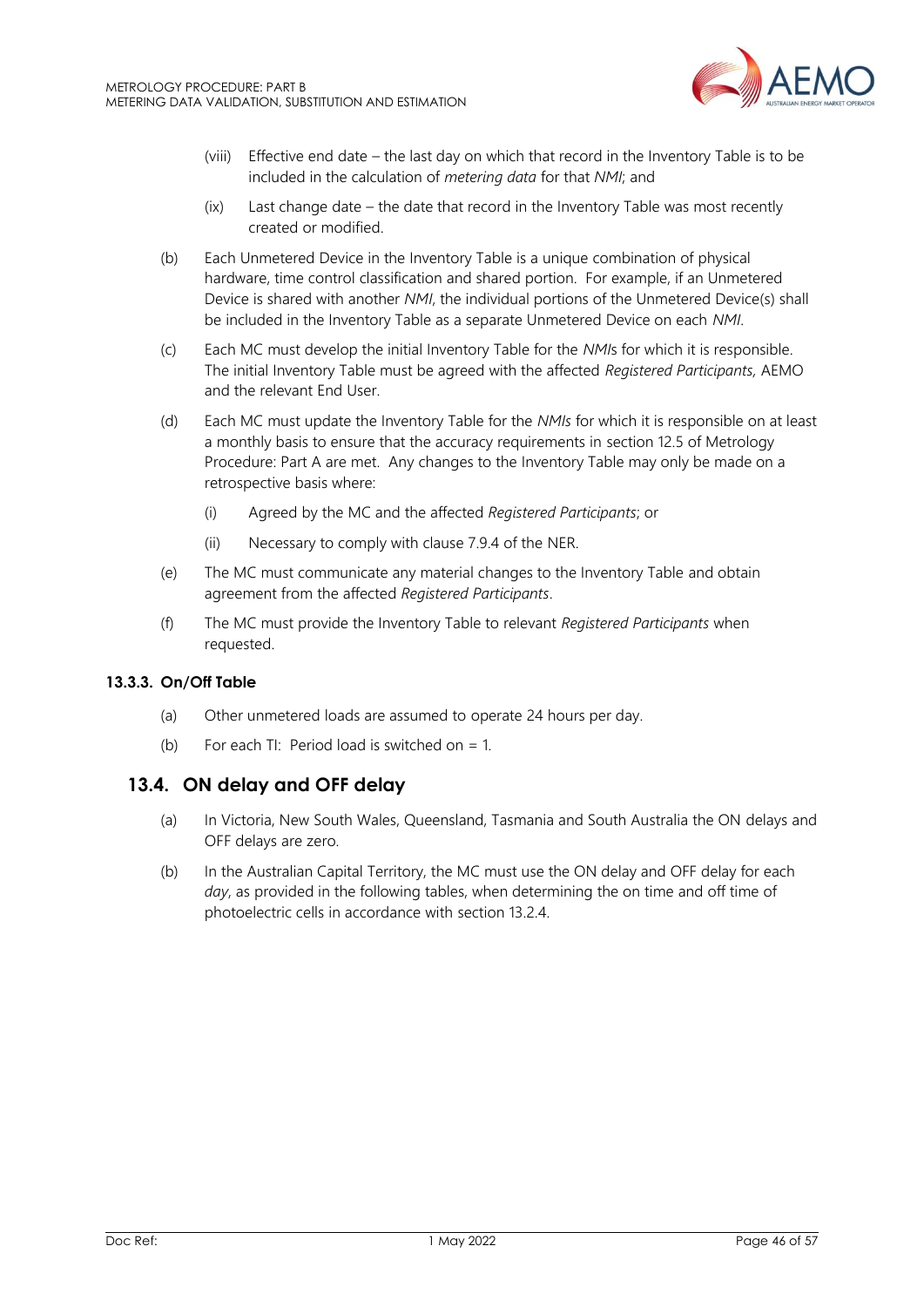(viii) Effective end date – the last day on which that record in the Inventory Table is to be included in the calculation of *metering data* for that *NMI*; and

(ix) Last change date – the date that record in the Inventory Table was most recently created or modified.

(b) Each Unmetered Device in the Inventory Table is a unique combination of physical hardware, time control classification and shared portion. For example, if an Unmetered Device is shared with another *NMI*, the individual portions of the Unmetered Device(s) shall be included in the Inventory Table as a separate Unmetered Device on each *NMI*.

(c) Each MC must develop the initial Inventory Table for the *NMI*s for which it is responsible. The initial Inventory Table must be agreed with the affected *Registered Participants*, AEMO and the relevant End User.

(d) Each MC must update the Inventory Table for the *NMIs* for which it is responsible on at least a monthly basis to ensure that the accuracy requirements in section 12.5 of Metrology Procedure: Part A are met. Any changes to the Inventory Table may only be made on a retrospective basis where:

(i) Agreed by the MC and the affected *Registered Participants*; or

(ii) Necessary to comply with clause 7.9.4 of the NER.

(e) The MC must communicate any material changes to the Inventory Table and obtain agreement from the affected *Registered Participants*.

(f) The MC must provide the Inventory Table to relevant *Registered Participants* when requested.

### 13.3.3. On/Off Table

(a) Other unmetered loads are assumed to operate 24 hours per day.

(b) For each TI: Period load is switched on = 1.

## 13.4. ON delay and OFF delay

(a) In Victoria, New South Wales, Queensland, Tasmania and South Australia the ON delays and OFF delays are zero.

(b) In the Australian Capital Territory, the MC must use the ON delay and OFF delay for each *day*, as provided in the following tables, when determining the on time and off time of photoelectric cells in accordance with section 13.2.4.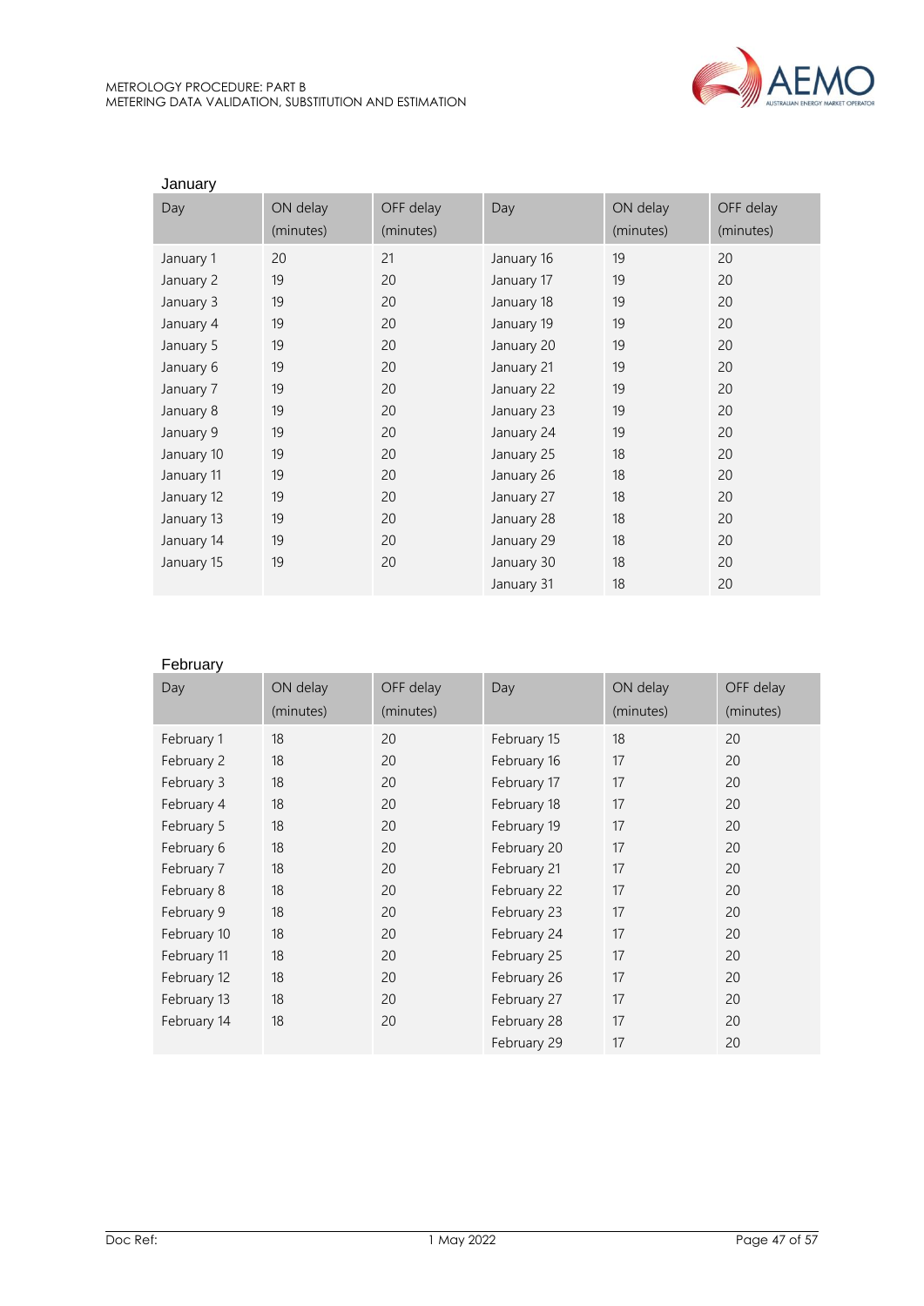January

| Day | ON delay (minutes) | OFF delay (minutes) | Day | ON delay (minutes) | OFF delay (minutes) |
|---|---|---|---|---|---|
| January 1 | 20 | 21 | January 16 | 19 | 20 |
| January 2 | 19 | 20 | January 17 | 19 | 20 |
| January 3 | 19 | 20 | January 18 | 19 | 20 |
| January 4 | 19 | 20 | January 19 | 19 | 20 |
| January 5 | 19 | 20 | January 20 | 19 | 20 |
| January 6 | 19 | 20 | January 21 | 19 | 20 |
| January 7 | 19 | 20 | January 22 | 19 | 20 |
| January 8 | 19 | 20 | January 23 | 19 | 20 |
| January 9 | 19 | 20 | January 24 | 19 | 20 |
| January 10 | 19 | 20 | January 25 | 18 | 20 |
| January 11 | 19 | 20 | January 26 | 18 | 20 |
| January 12 | 19 | 20 | January 27 | 18 | 20 |
| January 13 | 19 | 20 | January 28 | 18 | 20 |
| January 14 | 19 | 20 | January 29 | 18 | 20 |
| January 15 | 19 | 20 | January 30 | 18 | 20 |
| | | | January 31 | 18 | 20 |

February

| Day | ON delay (minutes) | OFF delay (minutes) | Day | ON delay (minutes) | OFF delay (minutes) |
|---|---|---|---|---|---|
| February 1 | 18 | 20 | February 15 | 18 | 20 |
| February 2 | 18 | 20 | February 16 | 17 | 20 |
| February 3 | 18 | 20 | February 17 | 17 | 20 |
| February 4 | 18 | 20 | February 18 | 17 | 20 |
| February 5 | 18 | 20 | February 19 | 17 | 20 |
| February 6 | 18 | 20 | February 20 | 17 | 20 |
| February 7 | 18 | 20 | February 21 | 17 | 20 |
| February 8 | 18 | 20 | February 22 | 17 | 20 |
| February 9 | 18 | 20 | February 23 | 17 | 20 |
| February 10 | 18 | 20 | February 24 | 17 | 20 |
| February 11 | 18 | 20 | February 25 | 17 | 20 |
| February 12 | 18 | 20 | February 26 | 17 | 20 |
| February 13 | 18 | 20 | February 27 | 17 | 20 |
| February 14 | 18 | 20 | February 28 | 17 | 20 |
| | | | February 29 | 17 | 20 |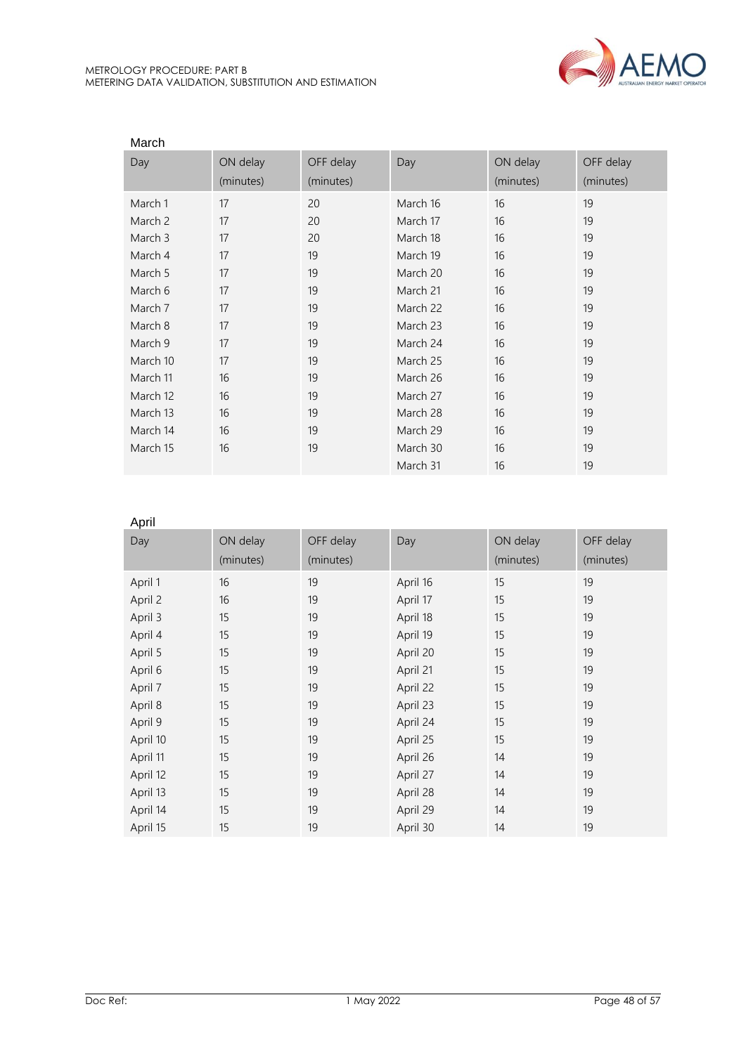March

| Day | ON delay (minutes) | OFF delay (minutes) | Day | ON delay (minutes) | OFF delay (minutes) |
|---|---|---|---|---|---|
| March 1 | 17 | 20 | March 16 | 16 | 19 |
| March 2 | 17 | 20 | March 17 | 16 | 19 |
| March 3 | 17 | 20 | March 18 | 16 | 19 |
| March 4 | 17 | 19 | March 19 | 16 | 19 |
| March 5 | 17 | 19 | March 20 | 16 | 19 |
| March 6 | 17 | 19 | March 21 | 16 | 19 |
| March 7 | 17 | 19 | March 22 | 16 | 19 |
| March 8 | 17 | 19 | March 23 | 16 | 19 |
| March 9 | 17 | 19 | March 24 | 16 | 19 |
| March 10 | 17 | 19 | March 25 | 16 | 19 |
| March 11 | 16 | 19 | March 26 | 16 | 19 |
| March 12 | 16 | 19 | March 27 | 16 | 19 |
| March 13 | 16 | 19 | March 28 | 16 | 19 |
| March 14 | 16 | 19 | March 29 | 16 | 19 |
| March 15 | 16 | 19 | March 30 | 16 | 19 |
| | | | March 31 | 16 | 19 |

April

| Day | ON delay (minutes) | OFF delay (minutes) | Day | ON delay (minutes) | OFF delay (minutes) |
|---|---|---|---|---|---|
| April 1 | 16 | 19 | April 16 | 15 | 19 |
| April 2 | 16 | 19 | April 17 | 15 | 19 |
| April 3 | 15 | 19 | April 18 | 15 | 19 |
| April 4 | 15 | 19 | April 19 | 15 | 19 |
| April 5 | 15 | 19 | April 20 | 15 | 19 |
| April 6 | 15 | 19 | April 21 | 15 | 19 |
| April 7 | 15 | 19 | April 22 | 15 | 19 |
| April 8 | 15 | 19 | April 23 | 15 | 19 |
| April 9 | 15 | 19 | April 24 | 15 | 19 |
| April 10 | 15 | 19 | April 25 | 15 | 19 |
| April 11 | 15 | 19 | April 26 | 14 | 19 |
| April 12 | 15 | 19 | April 27 | 14 | 19 |
| April 13 | 15 | 19 | April 28 | 14 | 19 |
| April 14 | 15 | 19 | April 29 | 14 | 19 |
| April 15 | 15 | 19 | April 30 | 14 | 19 |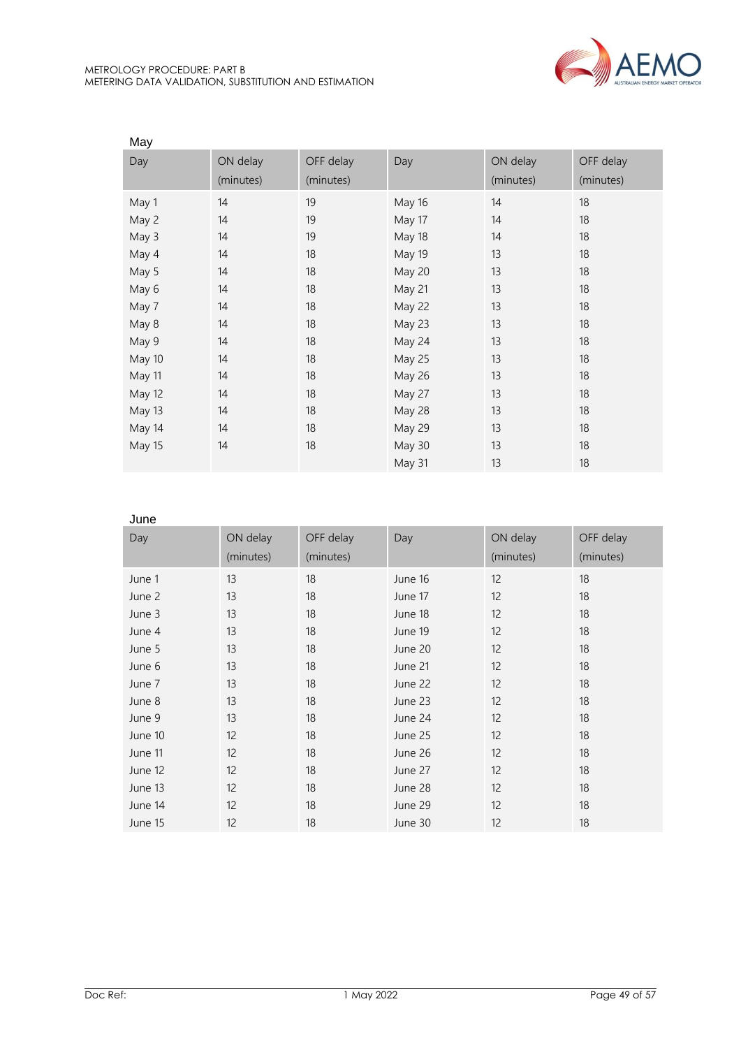May

| Day | ON delay (minutes) | OFF delay (minutes) | Day | ON delay (minutes) | OFF delay (minutes) |
|---|---|---|---|---|---|
| May 1 | 14 | 19 | May 16 | 14 | 18 |
| May 2 | 14 | 19 | May 17 | 14 | 18 |
| May 3 | 14 | 19 | May 18 | 14 | 18 |
| May 4 | 14 | 18 | May 19 | 13 | 18 |
| May 5 | 14 | 18 | May 20 | 13 | 18 |
| May 6 | 14 | 18 | May 21 | 13 | 18 |
| May 7 | 14 | 18 | May 22 | 13 | 18 |
| May 8 | 14 | 18 | May 23 | 13 | 18 |
| May 9 | 14 | 18 | May 24 | 13 | 18 |
| May 10 | 14 | 18 | May 25 | 13 | 18 |
| May 11 | 14 | 18 | May 26 | 13 | 18 |
| May 12 | 14 | 18 | May 27 | 13 | 18 |
| May 13 | 14 | 18 | May 28 | 13 | 18 |
| May 14 | 14 | 18 | May 29 | 13 | 18 |
| May 15 | 14 | 18 | May 30 | 13 | 18 |
| | | | May 31 | 13 | 18 |

June

| Day | ON delay (minutes) | OFF delay (minutes) | Day | ON delay (minutes) | OFF delay (minutes) |
|---|---|---|---|---|---|
| June 1 | 13 | 18 | June 16 | 12 | 18 |
| June 2 | 13 | 18 | June 17 | 12 | 18 |
| June 3 | 13 | 18 | June 18 | 12 | 18 |
| June 4 | 13 | 18 | June 19 | 12 | 18 |
| June 5 | 13 | 18 | June 20 | 12 | 18 |
| June 6 | 13 | 18 | June 21 | 12 | 18 |
| June 7 | 13 | 18 | June 22 | 12 | 18 |
| June 8 | 13 | 18 | June 23 | 12 | 18 |
| June 9 | 13 | 18 | June 24 | 12 | 18 |
| June 10 | 12 | 18 | June 25 | 12 | 18 |
| June 11 | 12 | 18 | June 26 | 12 | 18 |
| June 12 | 12 | 18 | June 27 | 12 | 18 |
| June 13 | 12 | 18 | June 28 | 12 | 18 |
| June 14 | 12 | 18 | June 29 | 12 | 18 |
| June 15 | 12 | 18 | June 30 | 12 | 18 |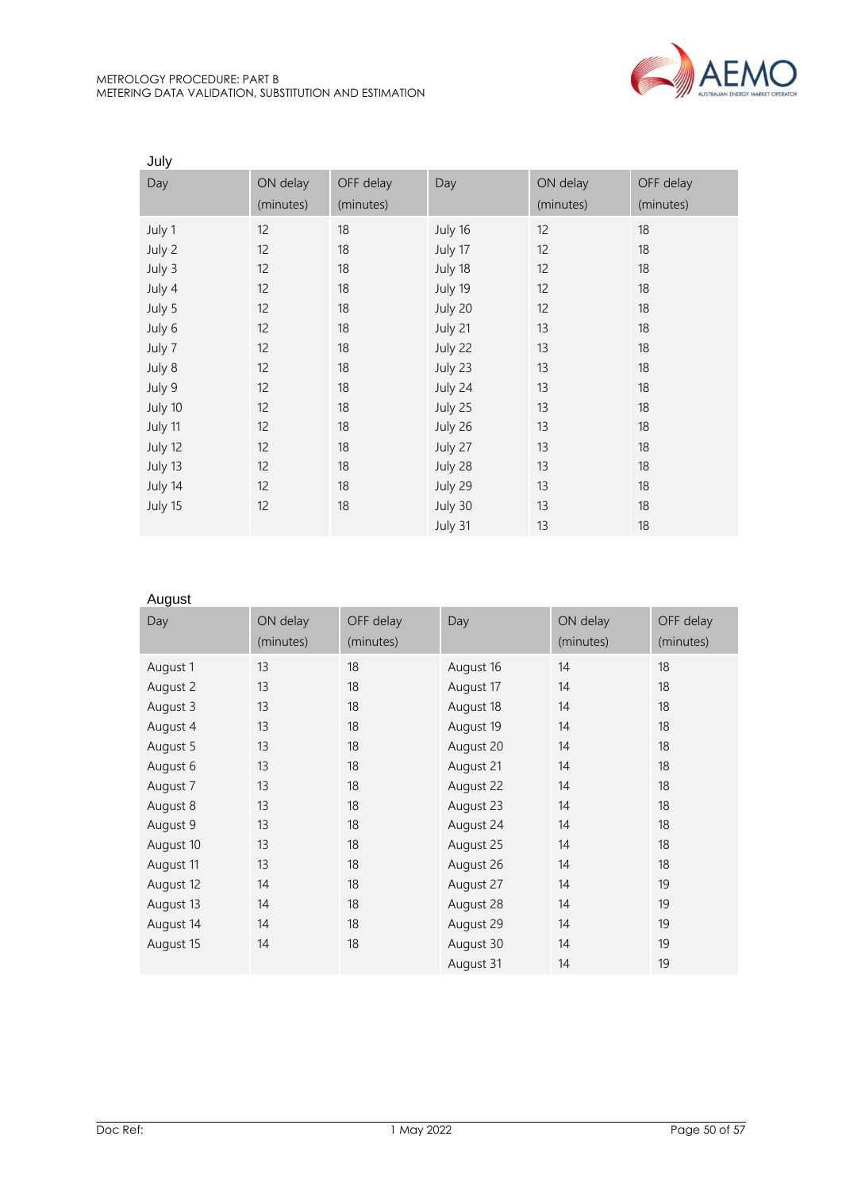July

| Day | ON delay (minutes) | OFF delay (minutes) | Day | ON delay (minutes) | OFF delay (minutes) |
|---|---|---|---|---|---|
| July 1 | 12 | 18 | July 16 | 12 | 18 |
| July 2 | 12 | 18 | July 17 | 12 | 18 |
| July 3 | 12 | 18 | July 18 | 12 | 18 |
| July 4 | 12 | 18 | July 19 | 12 | 18 |
| July 5 | 12 | 18 | July 20 | 12 | 18 |
| July 6 | 12 | 18 | July 21 | 13 | 18 |
| July 7 | 12 | 18 | July 22 | 13 | 18 |
| July 8 | 12 | 18 | July 23 | 13 | 18 |
| July 9 | 12 | 18 | July 24 | 13 | 18 |
| July 10 | 12 | 18 | July 25 | 13 | 18 |
| July 11 | 12 | 18 | July 26 | 13 | 18 |
| July 12 | 12 | 18 | July 27 | 13 | 18 |
| July 13 | 12 | 18 | July 28 | 13 | 18 |
| July 14 | 12 | 18 | July 29 | 13 | 18 |
| July 15 | 12 | 18 | July 30 | 13 | 18 |
| | | | July 31 | 13 | 18 |

August

| Day | ON delay (minutes) | OFF delay (minutes) | Day | ON delay (minutes) | OFF delay (minutes) |
|---|---|---|---|---|---|
| August 1 | 13 | 18 | August 16 | 14 | 18 |
| August 2 | 13 | 18 | August 17 | 14 | 18 |
| August 3 | 13 | 18 | August 18 | 14 | 18 |
| August 4 | 13 | 18 | August 19 | 14 | 18 |
| August 5 | 13 | 18 | August 20 | 14 | 18 |
| August 6 | 13 | 18 | August 21 | 14 | 18 |
| August 7 | 13 | 18 | August 22 | 14 | 18 |
| August 8 | 13 | 18 | August 23 | 14 | 18 |
| August 9 | 13 | 18 | August 24 | 14 | 18 |
| August 10 | 13 | 18 | August 25 | 14 | 18 |
| August 11 | 13 | 18 | August 26 | 14 | 18 |
| August 12 | 14 | 18 | August 27 | 14 | 19 |
| August 13 | 14 | 18 | August 28 | 14 | 19 |
| August 14 | 14 | 18 | August 29 | 14 | 19 |
| August 15 | 14 | 18 | August 30 | 14 | 19 |
| | | | August 31 | 14 | 19 |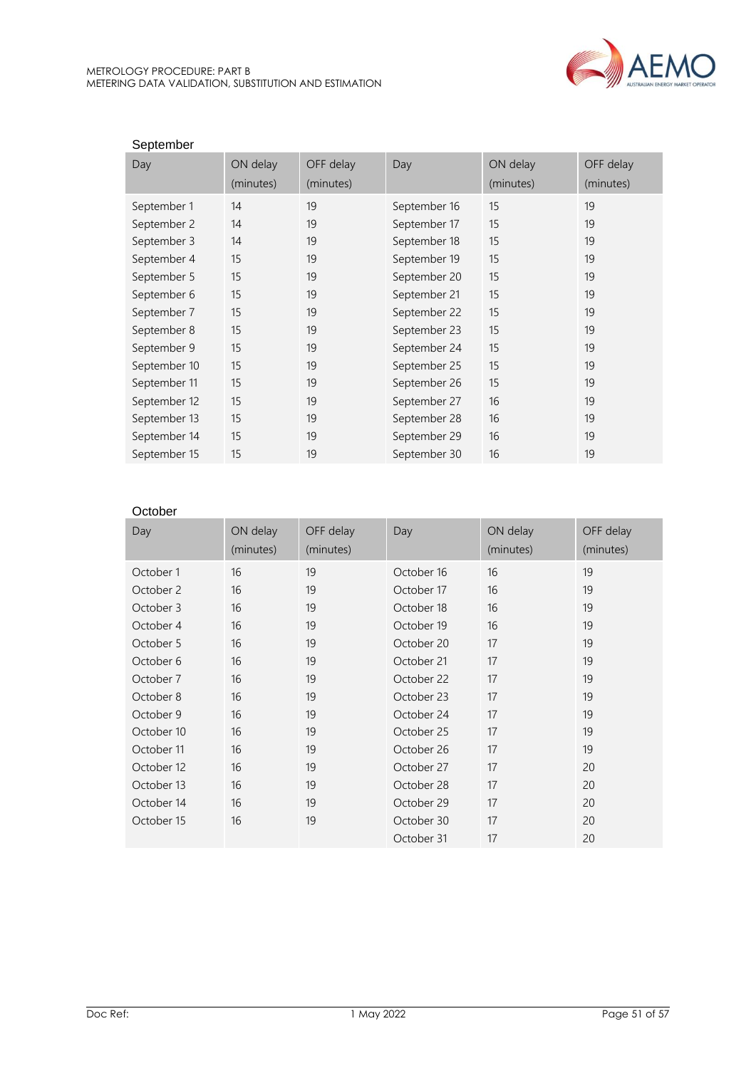September

| Day | ON delay (minutes) | OFF delay (minutes) | Day | ON delay (minutes) | OFF delay (minutes) |
|---|---|---|---|---|---|
| September 1 | 14 | 19 | September 16 | 15 | 19 |
| September 2 | 14 | 19 | September 17 | 15 | 19 |
| September 3 | 14 | 19 | September 18 | 15 | 19 |
| September 4 | 15 | 19 | September 19 | 15 | 19 |
| September 5 | 15 | 19 | September 20 | 15 | 19 |
| September 6 | 15 | 19 | September 21 | 15 | 19 |
| September 7 | 15 | 19 | September 22 | 15 | 19 |
| September 8 | 15 | 19 | September 23 | 15 | 19 |
| September 9 | 15 | 19 | September 24 | 15 | 19 |
| September 10 | 15 | 19 | September 25 | 15 | 19 |
| September 11 | 15 | 19 | September 26 | 15 | 19 |
| September 12 | 15 | 19 | September 27 | 16 | 19 |
| September 13 | 15 | 19 | September 28 | 16 | 19 |
| September 14 | 15 | 19 | September 29 | 16 | 19 |
| September 15 | 15 | 19 | September 30 | 16 | 19 |

October

| Day | ON delay (minutes) | OFF delay (minutes) | Day | ON delay (minutes) | OFF delay (minutes) |
|---|---|---|---|---|---|
| October 1 | 16 | 19 | October 16 | 16 | 19 |
| October 2 | 16 | 19 | October 17 | 16 | 19 |
| October 3 | 16 | 19 | October 18 | 16 | 19 |
| October 4 | 16 | 19 | October 19 | 16 | 19 |
| October 5 | 16 | 19 | October 20 | 17 | 19 |
| October 6 | 16 | 19 | October 21 | 17 | 19 |
| October 7 | 16 | 19 | October 22 | 17 | 19 |
| October 8 | 16 | 19 | October 23 | 17 | 19 |
| October 9 | 16 | 19 | October 24 | 17 | 19 |
| October 10 | 16 | 19 | October 25 | 17 | 19 |
| October 11 | 16 | 19 | October 26 | 17 | 19 |
| October 12 | 16 | 19 | October 27 | 17 | 20 |
| October 13 | 16 | 19 | October 28 | 17 | 20 |
| October 14 | 16 | 19 | October 29 | 17 | 20 |
| October 15 | 16 | 19 | October 30 | 17 | 20 |
| | | | October 31 | 17 | 20 |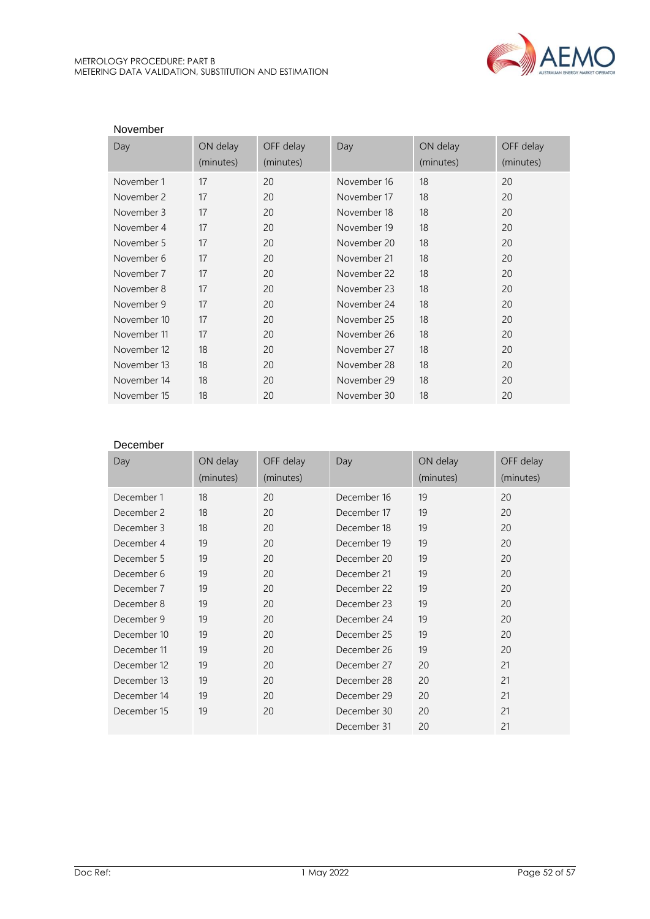November

| Day | ON delay (minutes) | OFF delay (minutes) | Day | ON delay (minutes) | OFF delay (minutes) |
|---|---|---|---|---|---|
| November 1 | 17 | 20 | November 16 | 18 | 20 |
| November 2 | 17 | 20 | November 17 | 18 | 20 |
| November 3 | 17 | 20 | November 18 | 18 | 20 |
| November 4 | 17 | 20 | November 19 | 18 | 20 |
| November 5 | 17 | 20 | November 20 | 18 | 20 |
| November 6 | 17 | 20 | November 21 | 18 | 20 |
| November 7 | 17 | 20 | November 22 | 18 | 20 |
| November 8 | 17 | 20 | November 23 | 18 | 20 |
| November 9 | 17 | 20 | November 24 | 18 | 20 |
| November 10 | 17 | 20 | November 25 | 18 | 20 |
| November 11 | 17 | 20 | November 26 | 18 | 20 |
| November 12 | 18 | 20 | November 27 | 18 | 20 |
| November 13 | 18 | 20 | November 28 | 18 | 20 |
| November 14 | 18 | 20 | November 29 | 18 | 20 |
| November 15 | 18 | 20 | November 30 | 18 | 20 |

December

| Day | ON delay (minutes) | OFF delay (minutes) | Day | ON delay (minutes) | OFF delay (minutes) |
|---|---|---|---|---|---|
| December 1 | 18 | 20 | December 16 | 19 | 20 |
| December 2 | 18 | 20 | December 17 | 19 | 20 |
| December 3 | 18 | 20 | December 18 | 19 | 20 |
| December 4 | 19 | 20 | December 19 | 19 | 20 |
| December 5 | 19 | 20 | December 20 | 19 | 20 |
| December 6 | 19 | 20 | December 21 | 19 | 20 |
| December 7 | 19 | 20 | December 22 | 19 | 20 |
| December 8 | 19 | 20 | December 23 | 19 | 20 |
| December 9 | 19 | 20 | December 24 | 19 | 20 |
| December 10 | 19 | 20 | December 25 | 19 | 20 |
| December 11 | 19 | 20 | December 26 | 19 | 20 |
| December 12 | 19 | 20 | December 27 | 20 | 21 |
| December 13 | 19 | 20 | December 28 | 20 | 21 |
| December 14 | 19 | 20 | December 29 | 20 | 21 |
| December 15 | 19 | 20 | December 30 | 20 | 21 |
| | | | December 31 | 20 | 21 |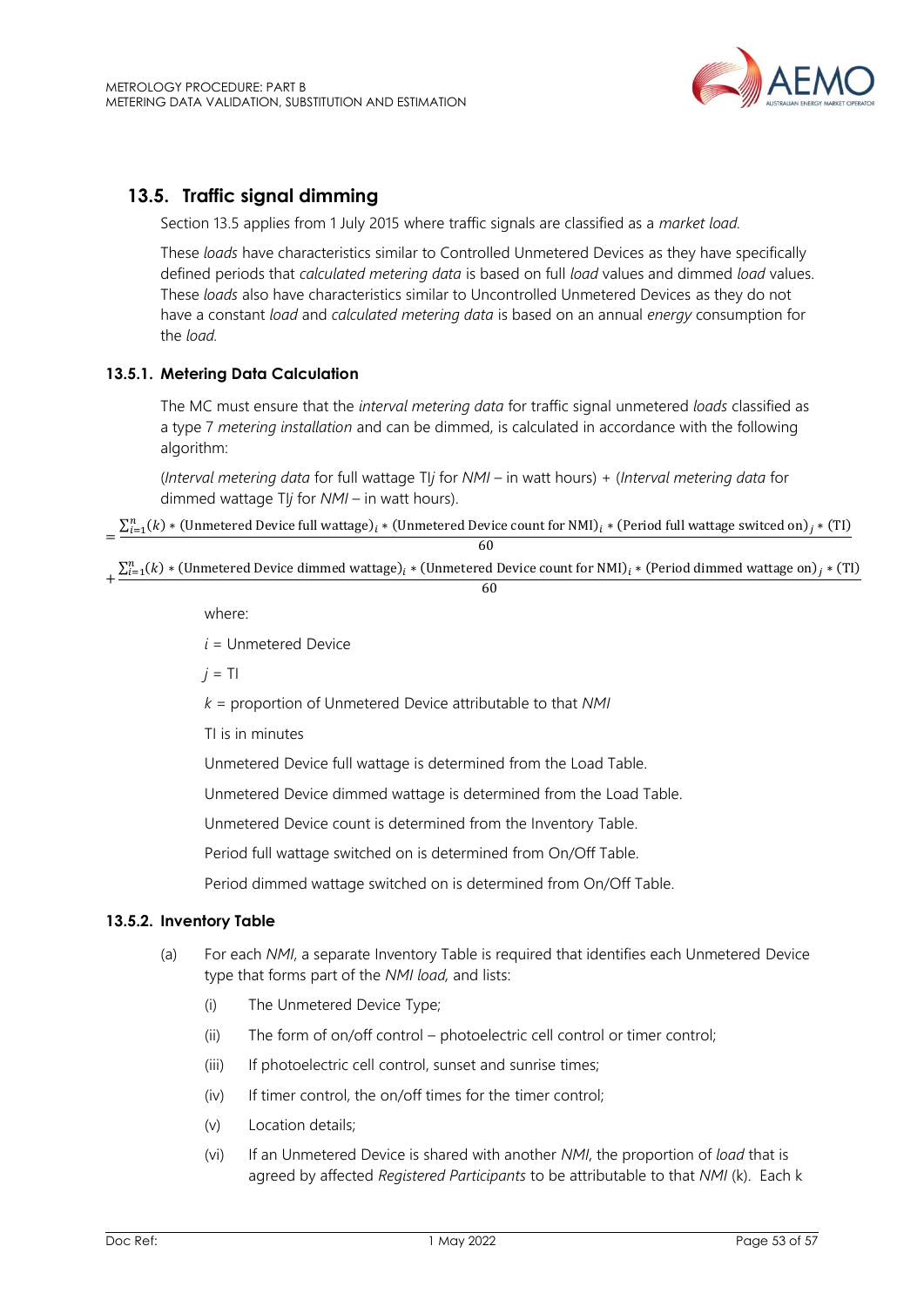## 13.5. Traffic signal dimming

Section 13.5 applies from 1 July 2015 where traffic signals are classified as a *market load.*

These *loads* have characteristics similar to Controlled Unmetered Devices as they have specifically defined periods that *calculated metering data* is based on full *load* values and dimmed *load* values. These *loads* also have characteristics similar to Uncontrolled Unmetered Devices as they do not have a constant *load* and *calculated metering data* is based on an annual *energy* consumption for the *load.*

### 13.5.1. Metering Data Calculation

The MC must ensure that the *interval metering data* for traffic signal unmetered *loads* classified as a type 7 *metering installation* and can be dimmed, is calculated in accordance with the following algorithm:

(*Interval metering data* for full wattage TI*j* for *NMI* – in watt hours) + (*Interval metering data* for dimmed wattage TI*j* for *NMI* – in watt hours).

$$= \frac{\sum_{i=1}^{n}(k) * (\text{Unmetered Device full wattage})_i * (\text{Unmetered Device count for NMI})_i * (\text{Period full wattage switced on})_j * (\text{TI})}{60}$$

$$+ \frac{\sum_{i=1}^{n}(k) * (\text{Unmetered Device dimmed wattage})_i * (\text{Unmetered Device count for NMI})_i * (\text{Period dimmed wattage on})_j * (\text{TI})}{60}$$

where:

$i$ = Unmetered Device

$j$ = TI

$k$ = proportion of Unmetered Device attributable to that *NMI*

TI is in minutes

Unmetered Device full wattage is determined from the Load Table.

Unmetered Device dimmed wattage is determined from the Load Table.

Unmetered Device count is determined from the Inventory Table.

Period full wattage switched on is determined from On/Off Table.

Period dimmed wattage switched on is determined from On/Off Table.

### 13.5.2. Inventory Table

(a) For each *NMI*, a separate Inventory Table is required that identifies each Unmetered Device type that forms part of the *NMI load,* and lists:

(i) The Unmetered Device Type;

(ii) The form of on/off control – photoelectric cell control or timer control;

(iii) If photoelectric cell control, sunset and sunrise times;

(iv) If timer control, the on/off times for the timer control;

(v) Location details;

(vi) If an Unmetered Device is shared with another *NMI*, the proportion of *load* that is agreed by affected *Registered Participants* to be attributable to that *NMI* (k). Each k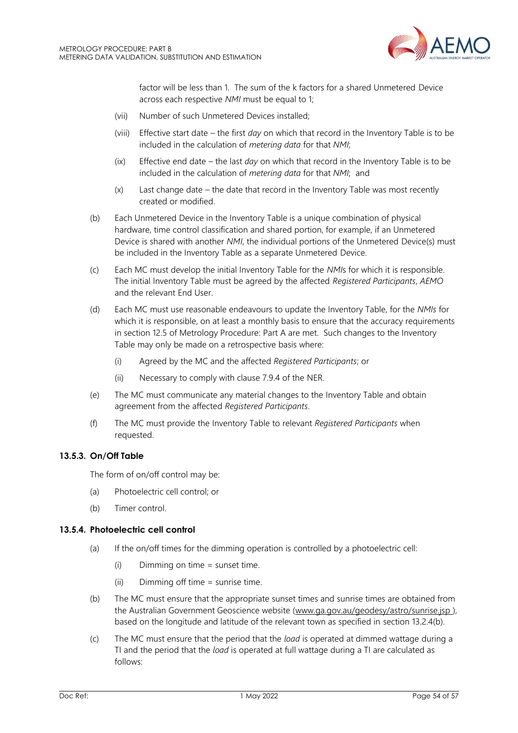factor will be less than 1. The sum of the k factors for a shared Unmetered Device across each respective *NMI* must be equal to 1;

(vii) Number of such Unmetered Devices installed;

(viii) Effective start date – the first *day* on which that record in the Inventory Table is to be included in the calculation of *metering data* for that *NMI*;

(ix) Effective end date – the last *day* on which that record in the Inventory Table is to be included in the calculation of *metering data* for that *NMI*; and

(x) Last change date – the date that record in the Inventory Table was most recently created or modified.

(b) Each Unmetered Device in the Inventory Table is a unique combination of physical hardware, time control classification and shared portion, for example, if an Unmetered Device is shared with another *NMI*, the individual portions of the Unmetered Device(s) must be included in the Inventory Table as a separate Unmetered Device.

(c) Each MC must develop the initial Inventory Table for the *NMI*s for which it is responsible. The initial Inventory Table must be agreed by the affected *Registered Participants*, *AEMO* and the relevant End User.

(d) Each MC must use reasonable endeavours to update the Inventory Table, for the *NMIs* for which it is responsible, on at least a monthly basis to ensure that the accuracy requirements in section 12.5 of Metrology Procedure: Part A are met. Such changes to the Inventory Table may only be made on a retrospective basis where:

(i) Agreed by the MC and the affected *Registered Participants*; or

(ii) Necessary to comply with clause 7.9.4 of the NER.

(e) The MC must communicate any material changes to the Inventory Table and obtain agreement from the affected *Registered Participants*.

(f) The MC must provide the Inventory Table to relevant *Registered Participants* when requested.

### 13.5.3. On/Off Table

The form of on/off control may be:

(a) Photoelectric cell control; or

(b) Timer control.

### 13.5.4. Photoelectric cell control

(a) If the on/off times for the dimming operation is controlled by a photoelectric cell:

(i) Dimming on time = sunset time.

(ii) Dimming off time = sunrise time.

(b) The MC must ensure that the appropriate sunset times and sunrise times are obtained from the Australian Government Geoscience website (www.ga.gov.au/geodesy/astro/sunrise.jsp ), based on the longitude and latitude of the relevant town as specified in section 13.2.4(b).

(c) The MC must ensure that the period that the *load* is operated at dimmed wattage during a TI and the period that the *load* is operated at full wattage during a TI are calculated as follows: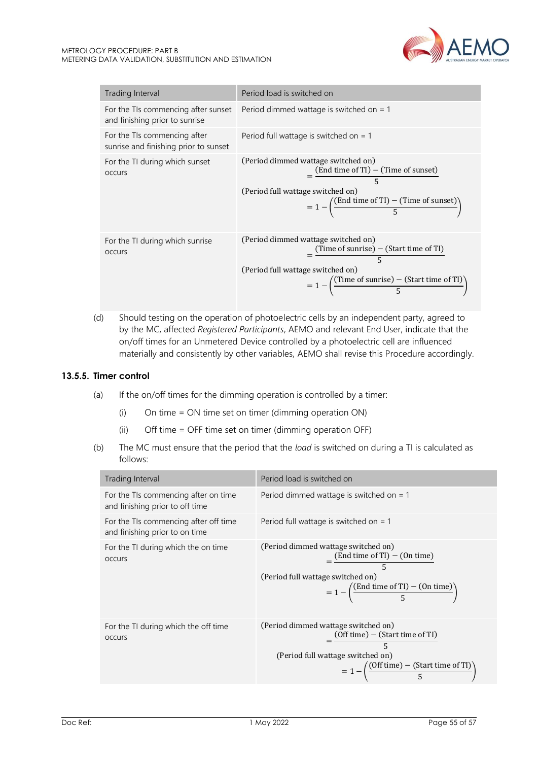| Trading Interval | Period load is switched on |
| --- | --- |
| For the TIs commencing after sunset and finishing prior to sunrise | Period dimmed wattage is switched on = 1 |
| For the TIs commencing after sunrise and finishing prior to sunset | Period full wattage is switched on = 1 |
| For the TI during which sunset occurs | $(\text{Period dimmed wattage switched on}) = \frac{(\text{End time of TI}) - (\text{Time of sunset})}{5}$ <br> $(\text{Period full wattage switched on}) = 1 - \left(\frac{(\text{End time of TI}) - (\text{Time of sunset})}{5}\right)$ |
| For the TI during which sunrise occurs | $(\text{Period dimmed wattage switched on}) = \frac{(\text{Time of sunrise}) - (\text{Start time of TI})}{5}$ <br> $(\text{Period full wattage switched on}) = 1 - \left(\frac{(\text{Time of sunrise}) - (\text{Start time of TI})}{5}\right)$ |

(d) Should testing on the operation of photoelectric cells by an independent party, agreed to by the MC, affected *Registered Participants*, AEMO and relevant End User, indicate that the on/off times for an Unmetered Device controlled by a photoelectric cell are influenced materially and consistently by other variables, AEMO shall revise this Procedure accordingly.

### 13.5.5. Timer control

(a) If the on/off times for the dimming operation is controlled by a timer:

(i) On time = ON time set on timer (dimming operation ON)

(ii) Off time = OFF time set on timer (dimming operation OFF)

(b) The MC must ensure that the period that the *load* is switched on during a TI is calculated as follows:

| Trading Interval | Period load is switched on |
| --- | --- |
| For the TIs commencing after on time and finishing prior to off time | Period dimmed wattage is switched on = 1 |
| For the TIs commencing after off time and finishing prior to on time | Period full wattage is switched on = 1 |
| For the TI during which the on time occurs | $(\text{Period dimmed wattage switched on}) = \frac{(\text{End time of TI}) - (\text{On time})}{5}$ <br> $(\text{Period full wattage switched on}) = 1 - \left(\frac{(\text{End time of TI}) - (\text{On time})}{5}\right)$ |
| For the TI during which the off time occurs | $(\text{Period dimmed wattage switched on}) = \frac{(\text{Off time}) - (\text{Start time of TI})}{5}$ <br> $(\text{Period full wattage switched on}) = 1 - \left(\frac{(\text{Off time}) - (\text{Start time of TI})}{5}\right)$ |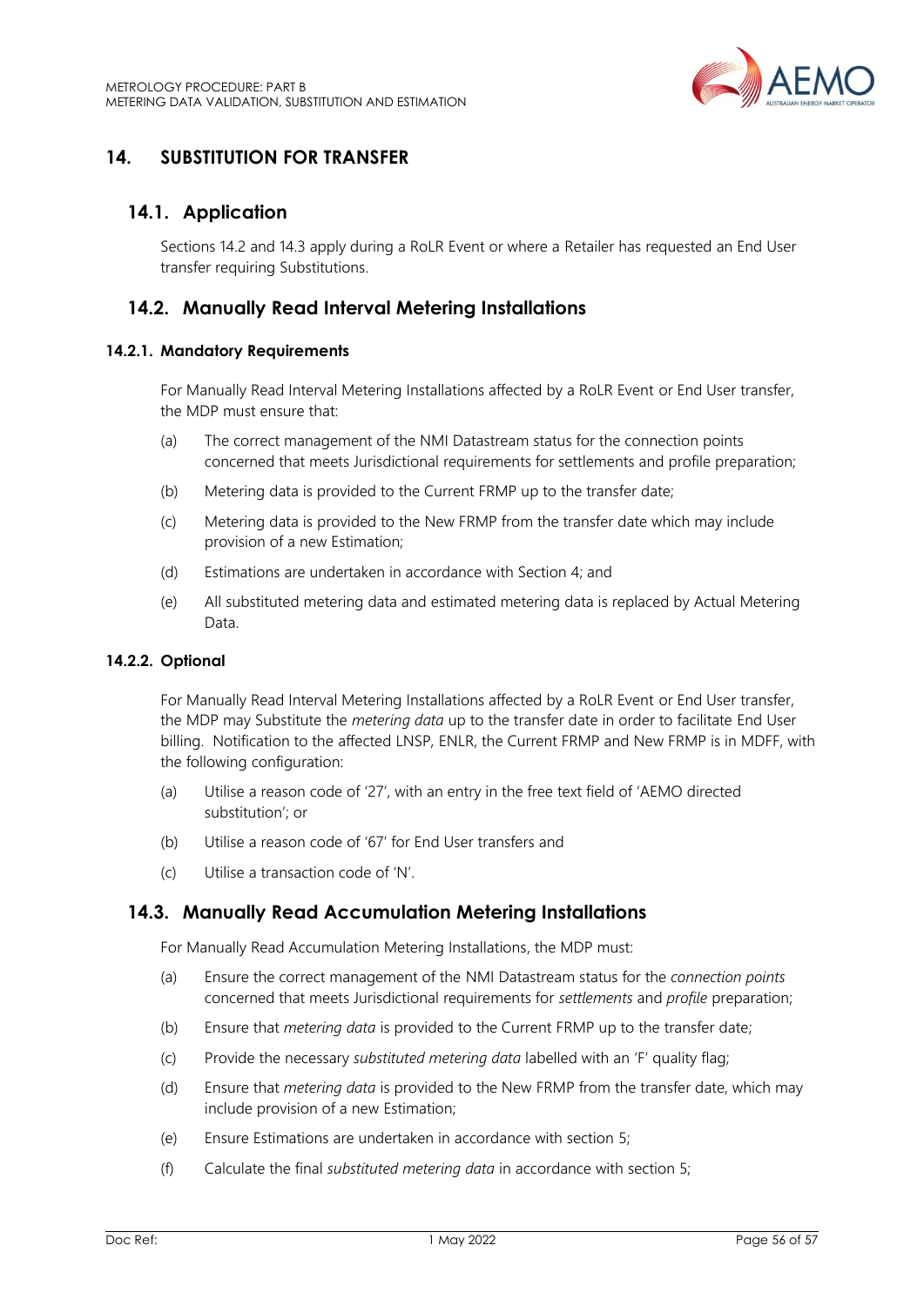# 14. SUBSTITUTION FOR TRANSFER

## 14.1. Application

Sections 14.2 and 14.3 apply during a RoLR Event or where a Retailer has requested an End User transfer requiring Substitutions.

## 14.2. Manually Read Interval Metering Installations

### 14.2.1. Mandatory Requirements

For Manually Read Interval Metering Installations affected by a RoLR Event or End User transfer, the MDP must ensure that:

(a) The correct management of the NMI Datastream status for the connection points concerned that meets Jurisdictional requirements for settlements and profile preparation;

(b) Metering data is provided to the Current FRMP up to the transfer date;

(c) Metering data is provided to the New FRMP from the transfer date which may include provision of a new Estimation;

(d) Estimations are undertaken in accordance with Section 4; and

(e) All substituted metering data and estimated metering data is replaced by Actual Metering Data.

### 14.2.2. Optional

For Manually Read Interval Metering Installations affected by a RoLR Event or End User transfer, the MDP may Substitute the *metering data* up to the transfer date in order to facilitate End User billing. Notification to the affected LNSP, ENLR, the Current FRMP and New FRMP is in MDFF, with the following configuration:

(a) Utilise a reason code of '27', with an entry in the free text field of 'AEMO directed substitution'; or

(b) Utilise a reason code of '67' for End User transfers and

(c) Utilise a transaction code of 'N'.

## 14.3. Manually Read Accumulation Metering Installations

For Manually Read Accumulation Metering Installations, the MDP must:

(a) Ensure the correct management of the NMI Datastream status for the *connection points* concerned that meets Jurisdictional requirements for *settlements* and *profile* preparation;

(b) Ensure that *metering data* is provided to the Current FRMP up to the transfer date;

(c) Provide the necessary *substituted metering data* labelled with an 'F' quality flag;

(d) Ensure that *metering data* is provided to the New FRMP from the transfer date, which may include provision of a new Estimation;

(e) Ensure Estimations are undertaken in accordance with section 5;

(f) Calculate the final *substituted metering data* in accordance with section 5;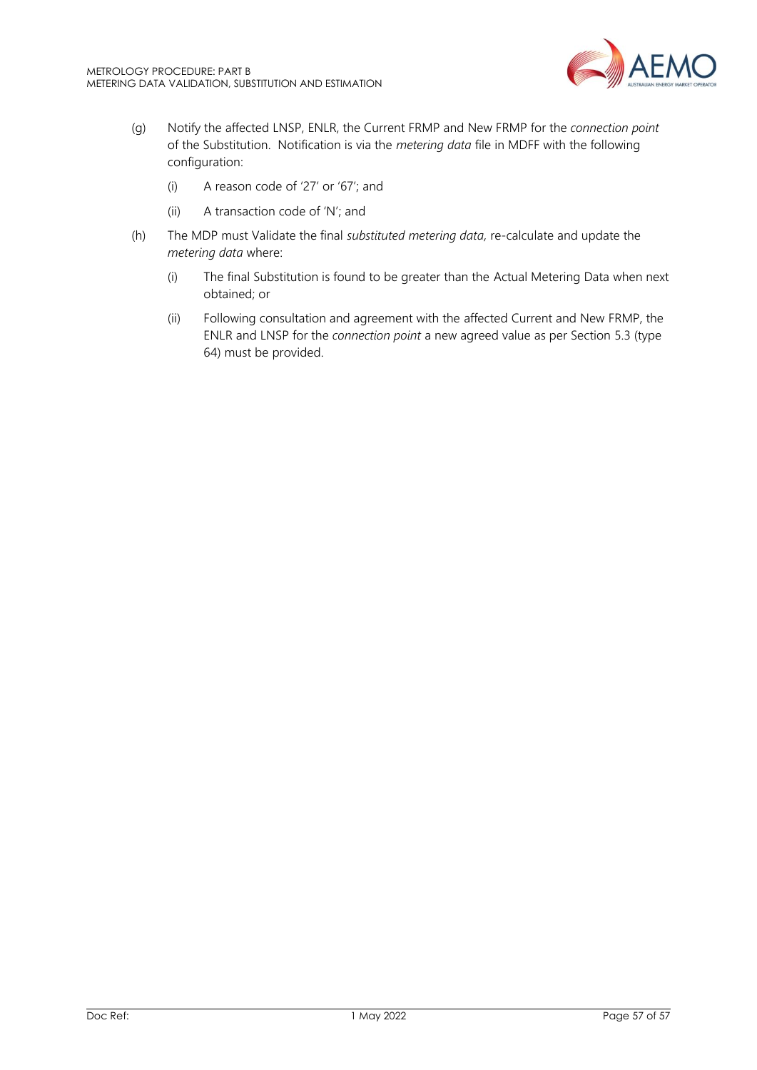(g) Notify the affected LNSP, ENLR, the Current FRMP and New FRMP for the *connection point* of the Substitution. Notification is via the *metering data* file in MDFF with the following configuration:

   (i) A reason code of '27' or '67'; and

   (ii) A transaction code of 'N'; and

(h) The MDP must Validate the final *substituted metering data*, re-calculate and update the *metering data* where:

   (i) The final Substitution is found to be greater than the Actual Metering Data when next obtained; or

   (ii) Following consultation and agreement with the affected Current and New FRMP, the ENLR and LNSP for the *connection point* a new agreed value as per Section 5.3 (type 64) must be provided.